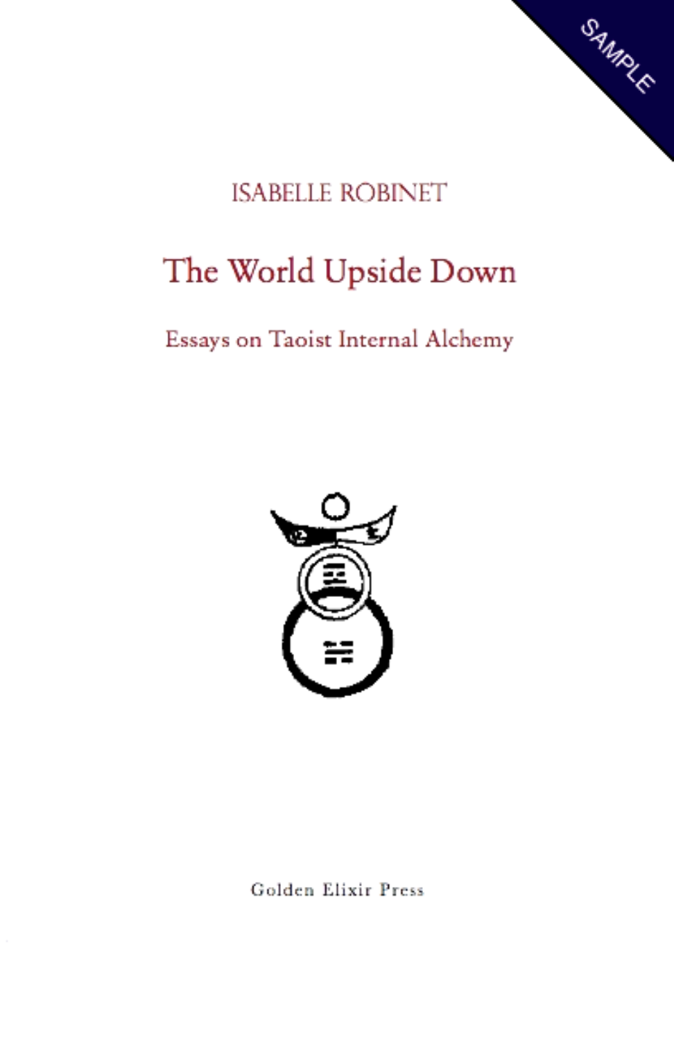SAMPLE

ISABELLE ROBINET

# The World Upside Down

## Essays on Taoist Internal Alchemy

Golden Elixir Press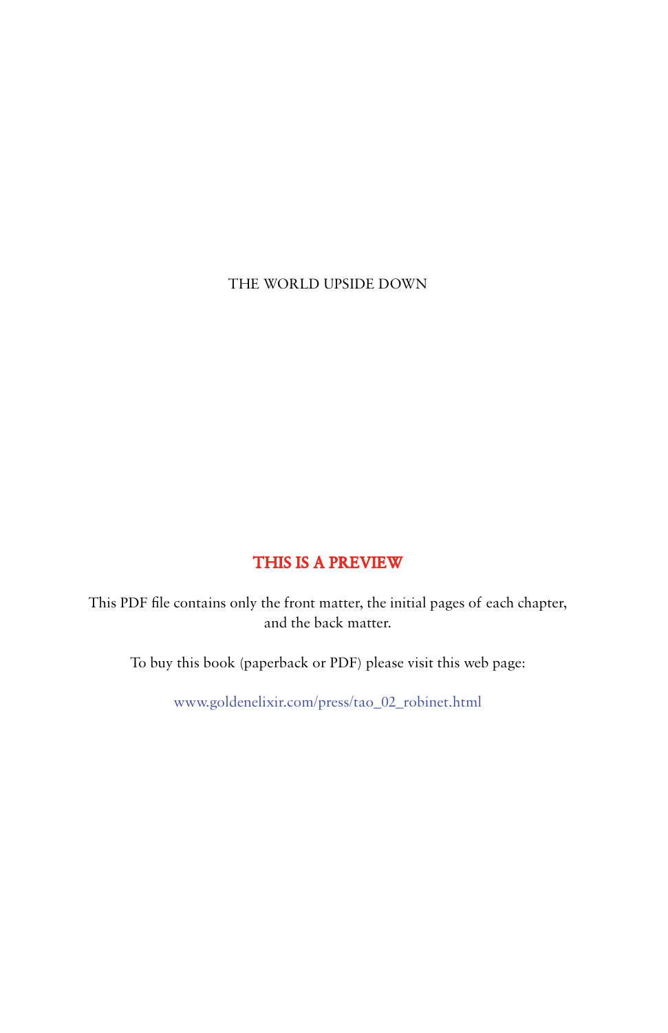THE WORLD UPSIDE DOWN

**THIS IS A PREVIEW**

This PDF file contains only the front matter, the initial pages of each chapter, and the back matter.

To buy this book (paperback or PDF) please visit this web page:

www.goldenelixir.com/press/tao_02_robinet.html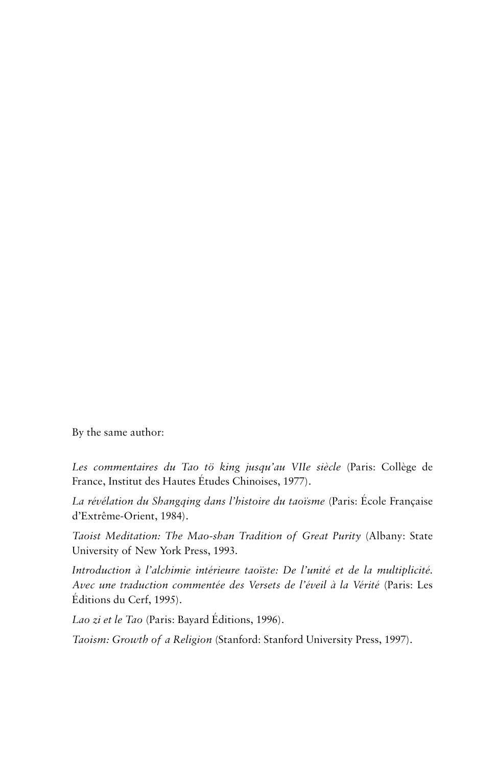By the same author:

*Les commentaires du Tao tö king jusqu'au VIIe siècle* (Paris: Collège de France, Institut des Hautes Études Chinoises, 1977).

*La révélation du Shangqing dans l'histoire du taoïsme* (Paris: École Française d'Extrême-Orient, 1984).

*Taoist Meditation: The Mao-shan Tradition of Great Purity* (Albany: State University of New York Press, 1993.

*Introduction à l'alchimie intérieure taoïste: De l'unité et de la multiplicité. Avec une traduction commentée des Versets de l'éveil à la Vérité* (Paris: Les Éditions du Cerf, 1995).

*Lao zi et le Tao* (Paris: Bayard Éditions, 1996).

*Taoism: Growth of a Religion* (Stanford: Stanford University Press, 1997).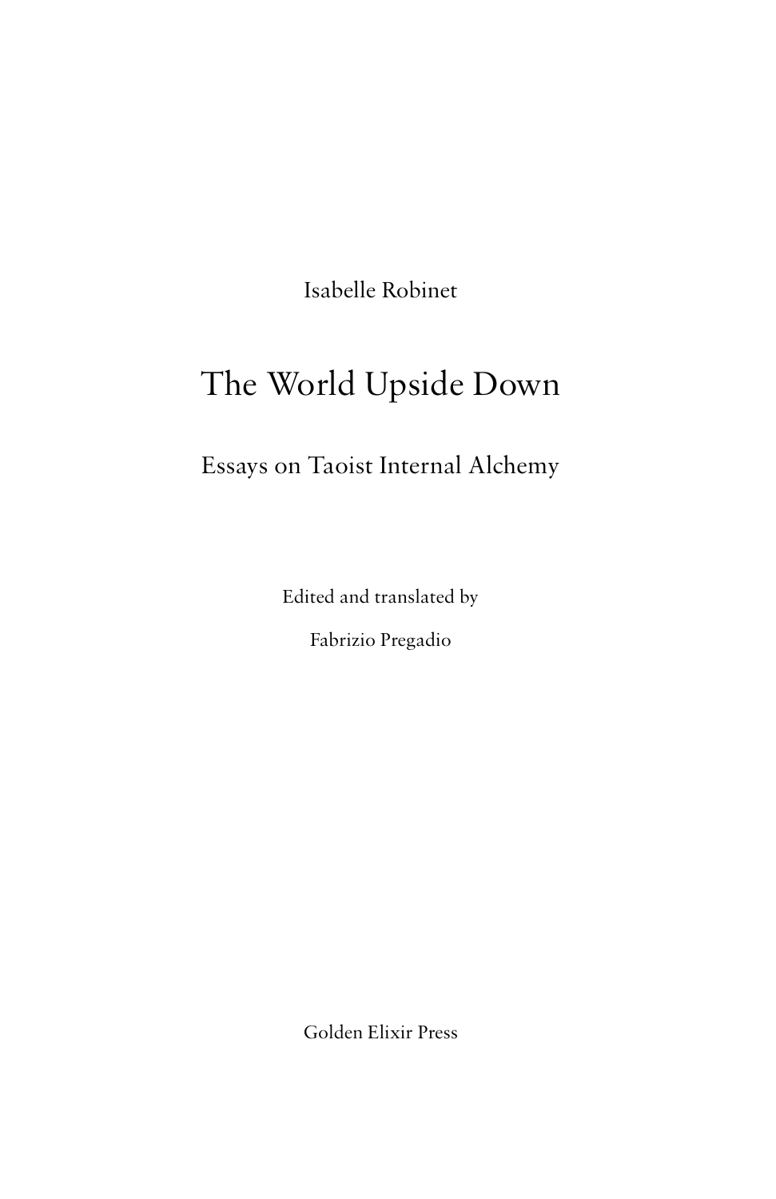Isabelle Robinet

# The World Upside Down

## Essays on Taoist Internal Alchemy

Edited and translated by

Fabrizio Pregadio

Golden Elixir Press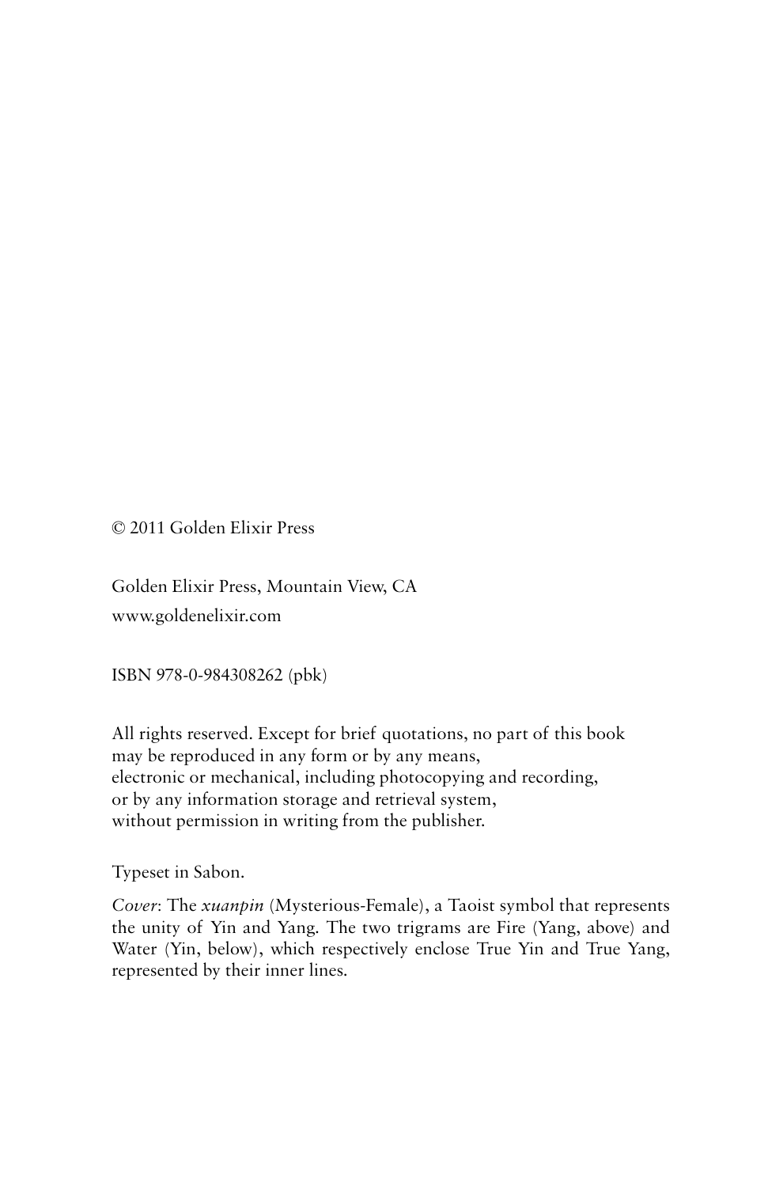© 2011 Golden Elixir Press

Golden Elixir Press, Mountain View, CA
www.goldenelixir.com

ISBN 978-0-984308262 (pbk)

All rights reserved. Except for brief quotations, no part of this book may be reproduced in any form or by any means, electronic or mechanical, including photocopying and recording, or by any information storage and retrieval system, without permission in writing from the publisher.

Typeset in Sabon.

*Cover*: The *xuanpin* (Mysterious-Female), a Taoist symbol that represents the unity of Yin and Yang. The two trigrams are Fire (Yang, above) and Water (Yin, below), which respectively enclose True Yin and True Yang, represented by their inner lines.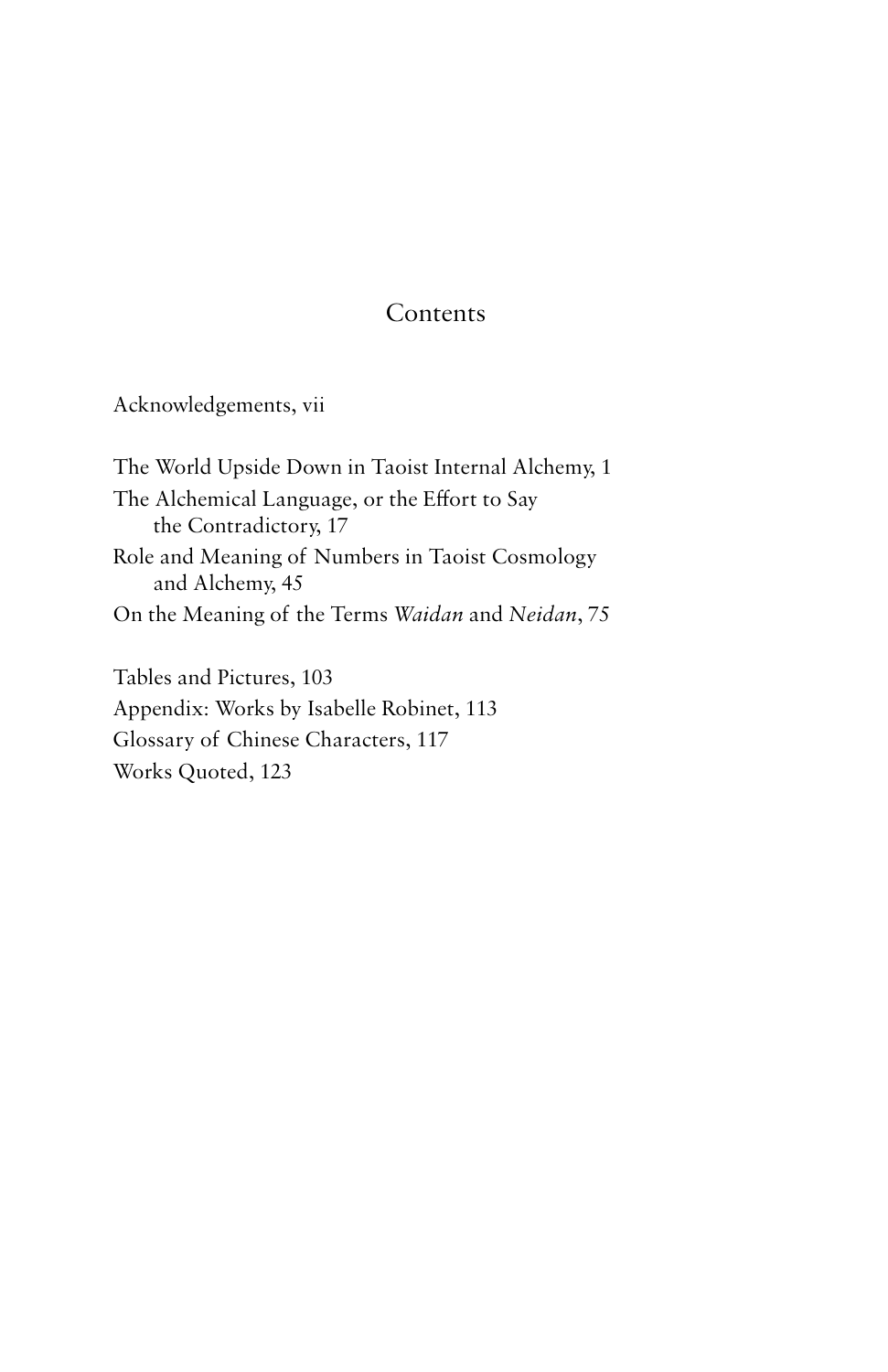# Contents

Acknowledgements, vii

The World Upside Down in Taoist Internal Alchemy, 1

The Alchemical Language, or the Effort to Say the Contradictory, 17

Role and Meaning of Numbers in Taoist Cosmology and Alchemy, 45

On the Meaning of the Terms *Waidan* and *Neidan*, 75

Tables and Pictures, 103

Appendix: Works by Isabelle Robinet, 113

Glossary of Chinese Characters, 117

Works Quoted, 123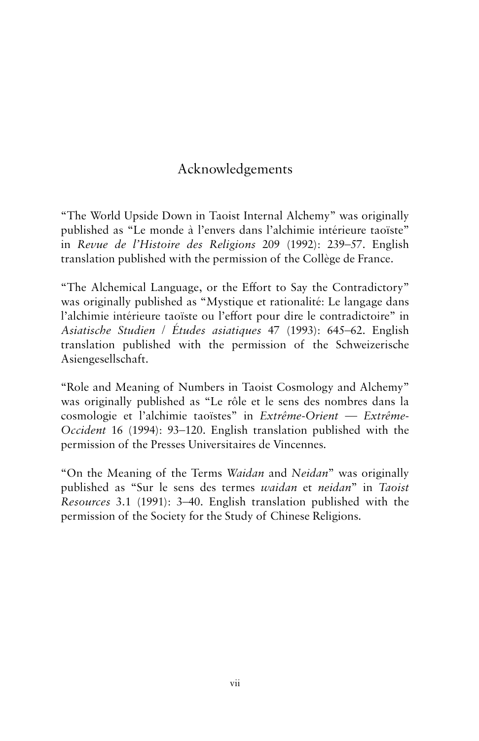# Acknowledgements

"The World Upside Down in Taoist Internal Alchemy" was originally published as "Le monde à l'envers dans l'alchimie intérieure taoïste" in *Revue de l'Histoire des Religions* 209 (1992): 239–57. English translation published with the permission of the Collège de France.

"The Alchemical Language, or the Effort to Say the Contradictory" was originally published as "Mystique et rationalité: Le langage dans l'alchimie intérieure taoïste ou l'effort pour dire le contradictoire" in *Asiatische Studien / Études asiatiques* 47 (1993): 645–62. English translation published with the permission of the Schweizerische Asiengesellschaft.

"Role and Meaning of Numbers in Taoist Cosmology and Alchemy" was originally published as "Le rôle et le sens des nombres dans la cosmologie et l'alchimie taoïstes" in *Extrême-Orient — Extrême-Occident* 16 (1994): 93–120. English translation published with the permission of the Presses Universitaires de Vincennes.

"On the Meaning of the Terms *Waidan* and *Neidan*" was originally published as "Sur le sens des termes *waidan* et *neidan*" in *Taoist Resources* 3.1 (1991): 3–40. English translation published with the permission of the Society for the Study of Chinese Religions.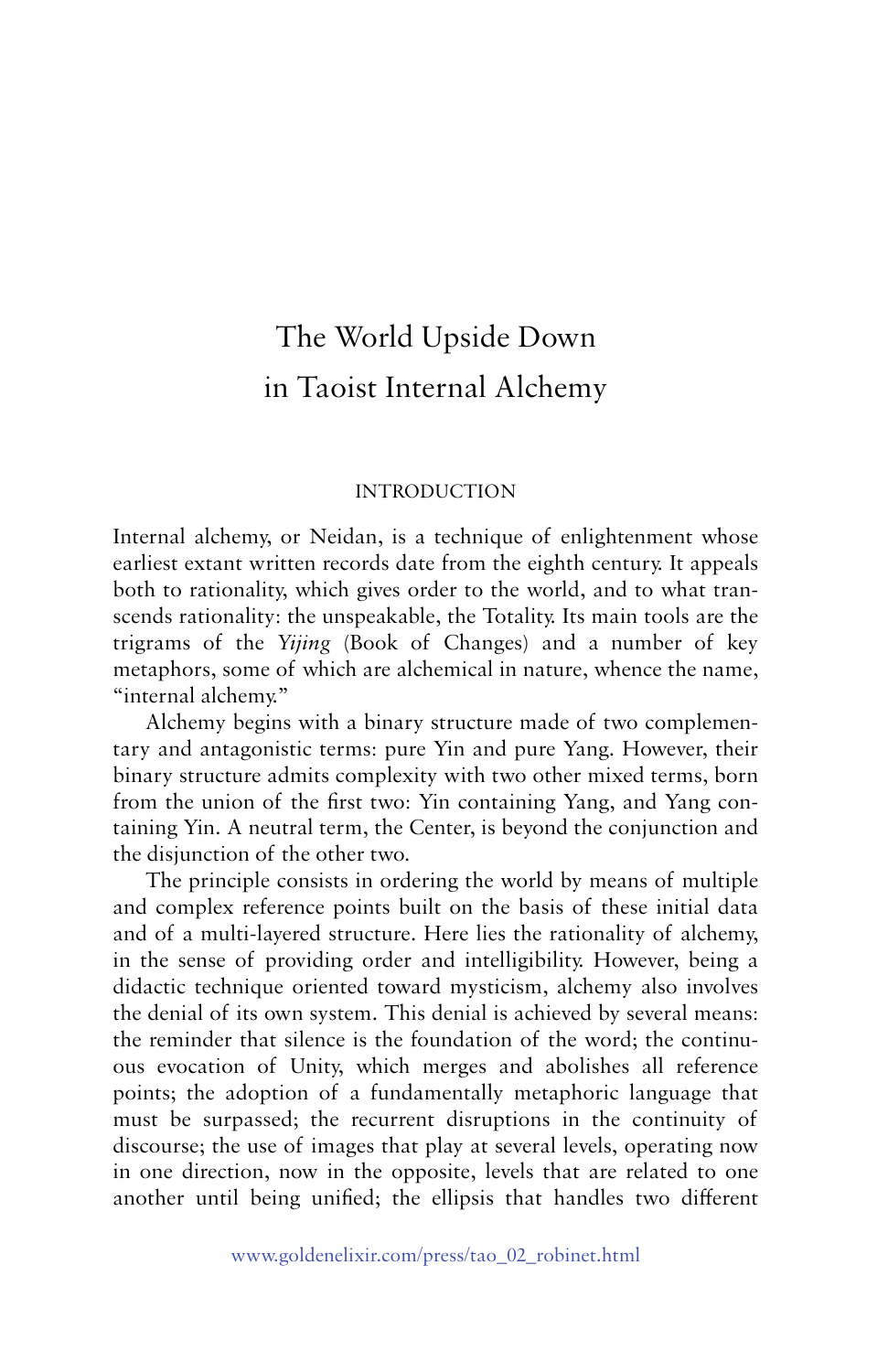# The World Upside Down in Taoist Internal Alchemy

## INTRODUCTION

Internal alchemy, or Neidan, is a technique of enlightenment whose earliest extant written records date from the eighth century. It appeals both to rationality, which gives order to the world, and to what transcends rationality: the unspeakable, the Totality. Its main tools are the trigrams of the *Yijing* (Book of Changes) and a number of key metaphors, some of which are alchemical in nature, whence the name, "internal alchemy."

Alchemy begins with a binary structure made of two complementary and antagonistic terms: pure Yin and pure Yang. However, their binary structure admits complexity with two other mixed terms, born from the union of the first two: Yin containing Yang, and Yang containing Yin. A neutral term, the Center, is beyond the conjunction and the disjunction of the other two.

The principle consists in ordering the world by means of multiple and complex reference points built on the basis of these initial data and of a multi-layered structure. Here lies the rationality of alchemy, in the sense of providing order and intelligibility. However, being a didactic technique oriented toward mysticism, alchemy also involves the denial of its own system. This denial is achieved by several means: the reminder that silence is the foundation of the word; the continuous evocation of Unity, which merges and abolishes all reference points; the adoption of a fundamentally metaphoric language that must be surpassed; the recurrent disruptions in the continuity of discourse; the use of images that play at several levels, operating now in one direction, now in the opposite, levels that are related to one another until being unified; the ellipsis that handles two different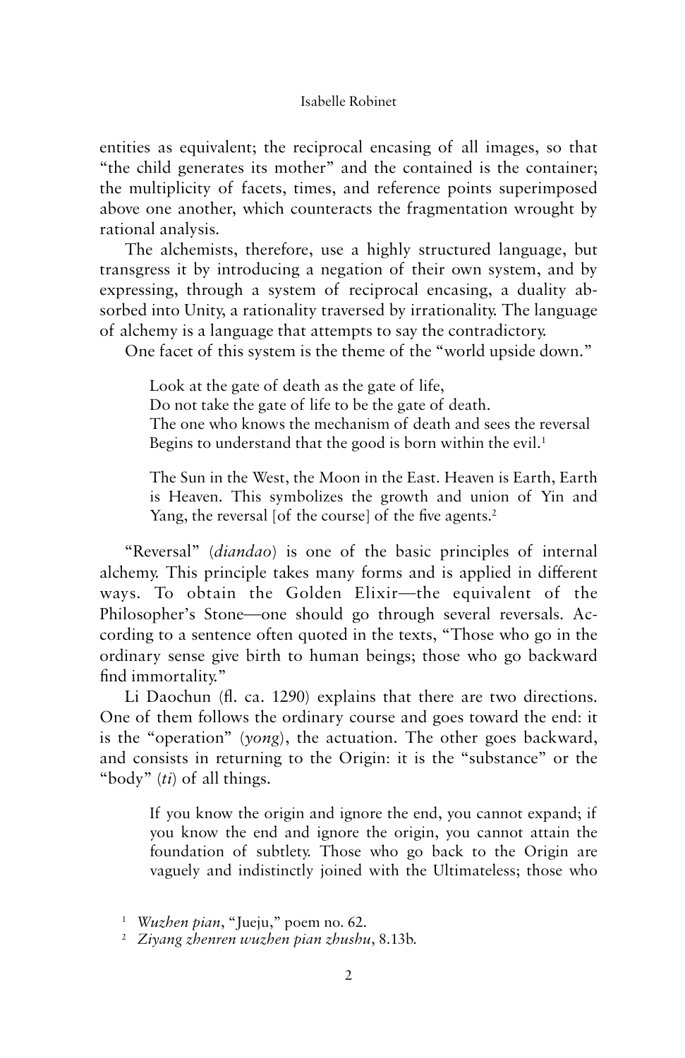entities as equivalent; the reciprocal encasing of all images, so that "the child generates its mother" and the contained is the container; the multiplicity of facets, times, and reference points superimposed above one another, which counteracts the fragmentation wrought by rational analysis.

The alchemists, therefore, use a highly structured language, but transgress it by introducing a negation of their own system, and by expressing, through a system of reciprocal encasing, a duality absorbed into Unity, a rationality traversed by irrationality. The language of alchemy is a language that attempts to say the contradictory.

One facet of this system is the theme of the "world upside down."

> Look at the gate of death as the gate of life,
> Do not take the gate of life to be the gate of death.
> The one who knows the mechanism of death and sees the reversal
> Begins to understand that the good is born within the evil.[1]

> The Sun in the West, the Moon in the East. Heaven is Earth, Earth is Heaven. This symbolizes the growth and union of Yin and Yang, the reversal [of the course] of the five agents.[2]

"Reversal" (*diandao*) is one of the basic principles of internal alchemy. This principle takes many forms and is applied in different ways. To obtain the Golden Elixir—the equivalent of the Philosopher's Stone—one should go through several reversals. According to a sentence often quoted in the texts, "Those who go in the ordinary sense give birth to human beings; those who go backward find immortality."

Li Daochun (fl. ca. 1290) explains that there are two directions. One of them follows the ordinary course and goes toward the end: it is the "operation" (*yong*), the actuation. The other goes backward, and consists in returning to the Origin: it is the "substance" or the "body" (*ti*) of all things.

> If you know the origin and ignore the end, you cannot expand; if you know the end and ignore the origin, you cannot attain the foundation of subtlety. Those who go back to the Origin are vaguely and indistinctly joined with the Ultimateless; those who

[1] *Wuzhen pian*, "Jueju," poem no. 62.

[2] *Ziyang zhenren wuzhen pian zhushu*, 8.13b.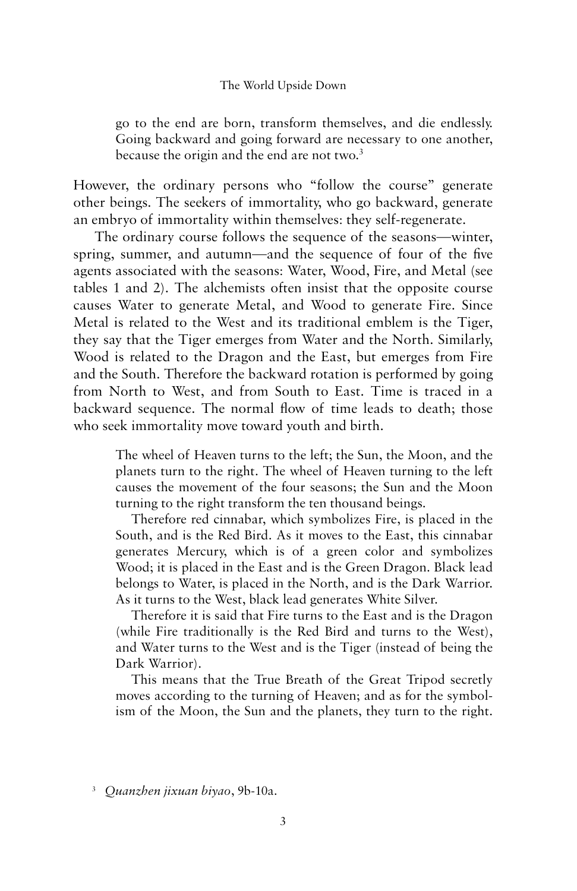> go to the end are born, transform themselves, and die endlessly. Going backward and going forward are necessary to one another, because the origin and the end are not two.[3]

However, the ordinary persons who "follow the course" generate other beings. The seekers of immortality, who go backward, generate an embryo of immortality within themselves: they self-regenerate.

The ordinary course follows the sequence of the seasons—winter, spring, summer, and autumn—and the sequence of four of the five agents associated with the seasons: Water, Wood, Fire, and Metal (see tables 1 and 2). The alchemists often insist that the opposite course causes Water to generate Metal, and Wood to generate Fire. Since Metal is related to the West and its traditional emblem is the Tiger, they say that the Tiger emerges from Water and the North. Similarly, Wood is related to the Dragon and the East, but emerges from Fire and the South. Therefore the backward rotation is performed by going from North to West, and from South to East. Time is traced in a backward sequence. The normal flow of time leads to death; those who seek immortality move toward youth and birth.

> The wheel of Heaven turns to the left; the Sun, the Moon, and the planets turn to the right. The wheel of Heaven turning to the left causes the movement of the four seasons; the Sun and the Moon turning to the right transform the ten thousand beings.
>
> Therefore red cinnabar, which symbolizes Fire, is placed in the South, and is the Red Bird. As it moves to the East, this cinnabar generates Mercury, which is of a green color and symbolizes Wood; it is placed in the East and is the Green Dragon. Black lead belongs to Water, is placed in the North, and is the Dark Warrior. As it turns to the West, black lead generates White Silver.
>
> Therefore it is said that Fire turns to the East and is the Dragon (while Fire traditionally is the Red Bird and turns to the West), and Water turns to the West and is the Tiger (instead of being the Dark Warrior).
>
> This means that the True Breath of the Great Tripod secretly moves according to the turning of Heaven; and as for the symbolism of the Moon, the Sun and the planets, they turn to the right.

[3] *Quanzhen jixuan biyao*, 9b-10a.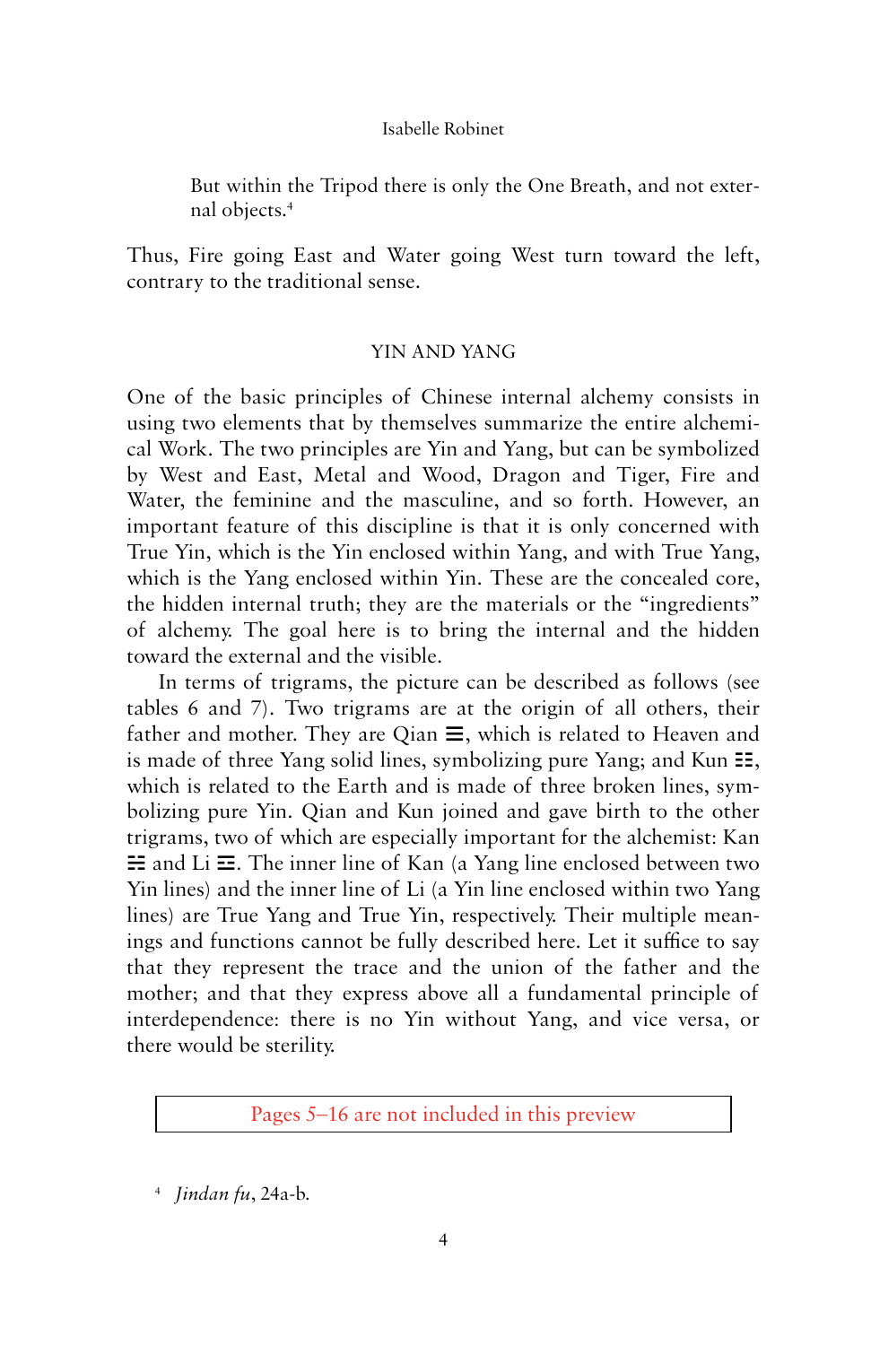> But within the Tripod there is only the One Breath, and not external objects.[4]

Thus, Fire going East and Water going West turn toward the left, contrary to the traditional sense.

## YIN AND YANG

One of the basic principles of Chinese internal alchemy consists in using two elements that by themselves summarize the entire alchemical Work. The two principles are Yin and Yang, but can be symbolized by West and East, Metal and Wood, Dragon and Tiger, Fire and Water, the feminine and the masculine, and so forth. However, an important feature of this discipline is that it is only concerned with True Yin, which is the Yin enclosed within Yang, and with True Yang, which is the Yang enclosed within Yin. These are the concealed core, the hidden internal truth; they are the materials or the "ingredients" of alchemy. The goal here is to bring the internal and the hidden toward the external and the visible.

In terms of trigrams, the picture can be described as follows (see tables 6 and 7). Two trigrams are at the origin of all others, their father and mother. They are Qian ☰, which is related to Heaven and is made of three Yang solid lines, symbolizing pure Yang; and Kun ☷, which is related to the Earth and is made of three broken lines, symbolizing pure Yin. Qian and Kun joined and gave birth to the other trigrams, two of which are especially important for the alchemist: Kan ☵ and Li ☲. The inner line of Kan (a Yang line enclosed between two Yin lines) and the inner line of Li (a Yin line enclosed within two Yang lines) are True Yang and True Yin, respectively. Their multiple meanings and functions cannot be fully described here. Let it suffice to say that they represent the trace and the union of the father and the mother; and that they express above all a fundamental principle of interdependence: there is no Yin without Yang, and vice versa, or there would be sterility.

Pages 5–16 are not included in this preview

[4] *Jindan fu*, 24a-b.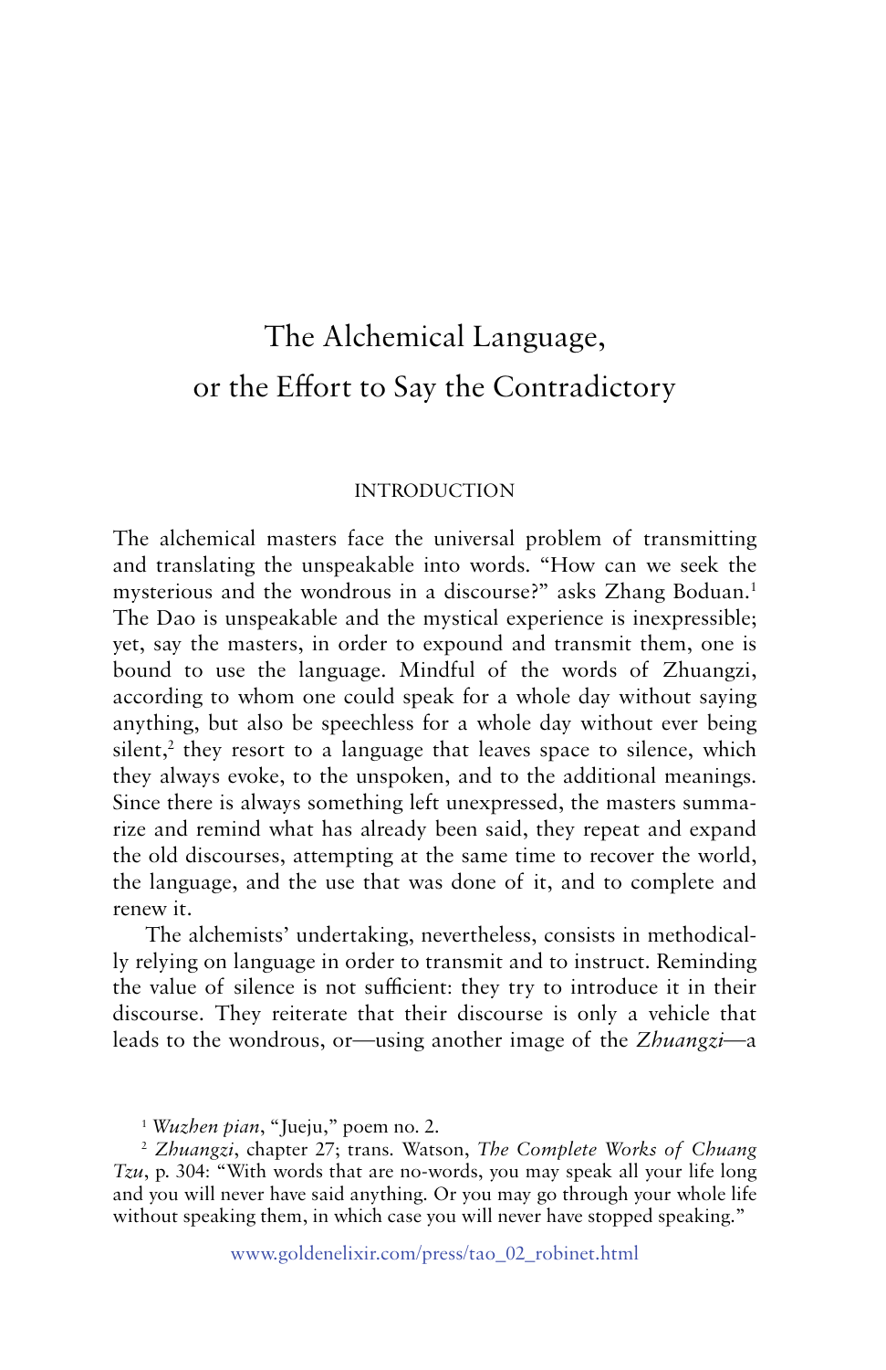# The Alchemical Language, or the Effort to Say the Contradictory

## INTRODUCTION

The alchemical masters face the universal problem of transmitting and translating the unspeakable into words. "How can we seek the mysterious and the wondrous in a discourse?" asks Zhang Boduan.[1] The Dao is unspeakable and the mystical experience is inexpressible; yet, say the masters, in order to expound and transmit them, one is bound to use the language. Mindful of the words of Zhuangzi, according to whom one could speak for a whole day without saying anything, but also be speechless for a whole day without ever being silent,[2] they resort to a language that leaves space to silence, which they always evoke, to the unspoken, and to the additional meanings. Since there is always something left unexpressed, the masters summarize and remind what has already been said, they repeat and expand the old discourses, attempting at the same time to recover the world, the language, and the use that was done of it, and to complete and renew it.

The alchemists' undertaking, nevertheless, consists in methodically relying on language in order to transmit and to instruct. Reminding the value of silence is not sufficient: they try to introduce it in their discourse. They reiterate that their discourse is only a vehicle that leads to the wondrous, or—using another image of the *Zhuangzi*—a

[1] *Wuzhen pian*, "Jueju," poem no. 2.

[2] *Zhuangzi*, chapter 27; trans. Watson, *The Complete Works of Chuang Tzu*, p. 304: "With words that are no-words, you may speak all your life long and you will never have said anything. Or you may go through your whole life without speaking them, in which case you will never have stopped speaking."

www.goldenelixir.com/press/tao_02_robinet.html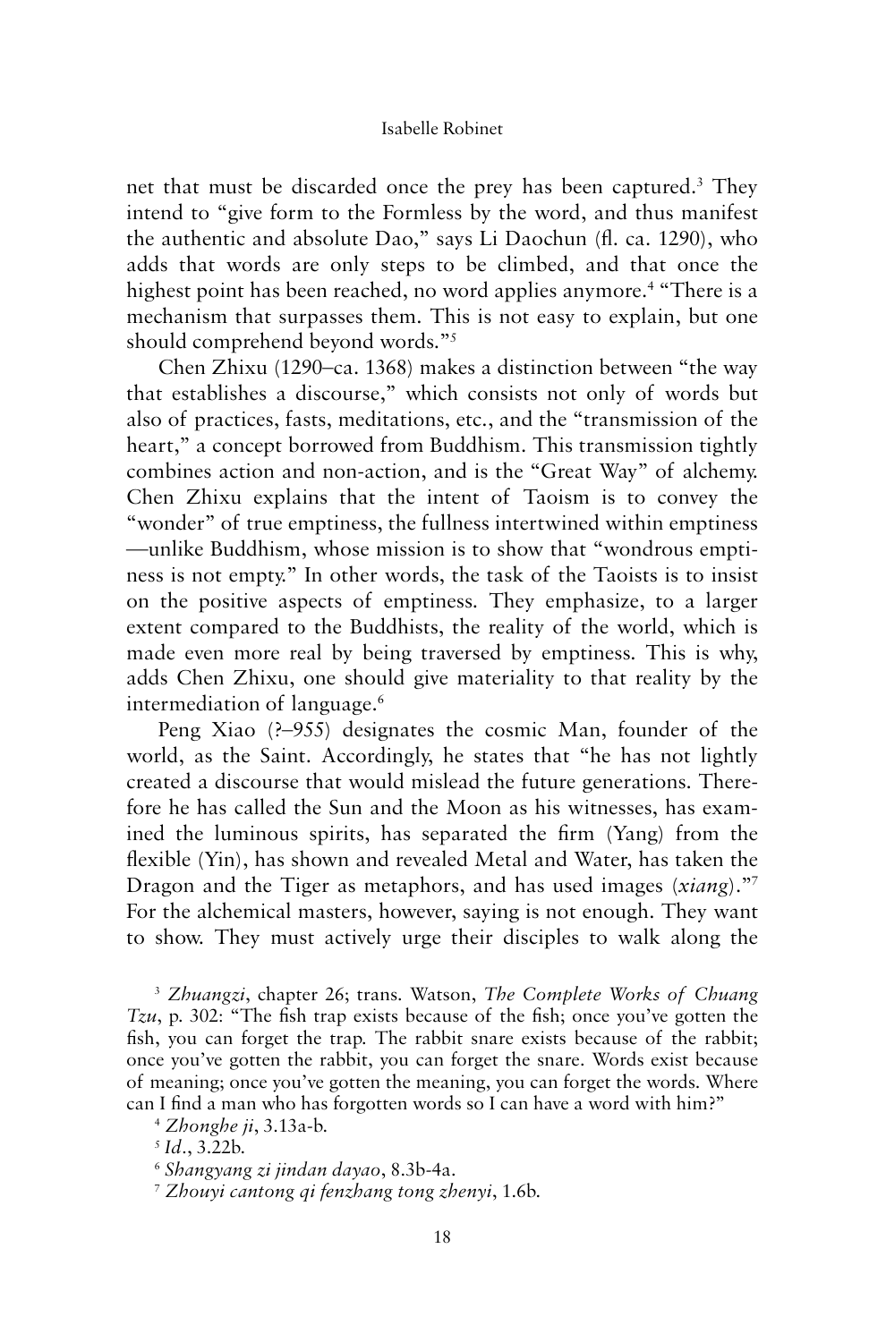net that must be discarded once the prey has been captured.[3] They intend to "give form to the Formless by the word, and thus manifest the authentic and absolute Dao," says Li Daochun (fl. ca. 1290), who adds that words are only steps to be climbed, and that once the highest point has been reached, no word applies anymore.[4] "There is a mechanism that surpasses them. This is not easy to explain, but one should comprehend beyond words."[5]

Chen Zhixu (1290–ca. 1368) makes a distinction between "the way that establishes a discourse," which consists not only of words but also of practices, fasts, meditations, etc., and the "transmission of the heart," a concept borrowed from Buddhism. This transmission tightly combines action and non-action, and is the "Great Way" of alchemy. Chen Zhixu explains that the intent of Taoism is to convey the "wonder" of true emptiness, the fullness intertwined within emptiness —unlike Buddhism, whose mission is to show that "wondrous emptiness is not empty." In other words, the task of the Taoists is to insist on the positive aspects of emptiness. They emphasize, to a larger extent compared to the Buddhists, the reality of the world, which is made even more real by being traversed by emptiness. This is why, adds Chen Zhixu, one should give materiality to that reality by the intermediation of language.[6]

Peng Xiao (?–955) designates the cosmic Man, founder of the world, as the Saint. Accordingly, he states that "he has not lightly created a discourse that would mislead the future generations. Therefore he has called the Sun and the Moon as his witnesses, has examined the luminous spirits, has separated the firm (Yang) from the flexible (Yin), has shown and revealed Metal and Water, has taken the Dragon and the Tiger as metaphors, and has used images (*xiang*)."[7] For the alchemical masters, however, saying is not enough. They want to show. They must actively urge their disciples to walk along the

[3] *Zhuangzi*, chapter 26; trans. Watson, *The Complete Works of Chuang Tzu*, p. 302: "The fish trap exists because of the fish; once you've gotten the fish, you can forget the trap. The rabbit snare exists because of the rabbit; once you've gotten the rabbit, you can forget the snare. Words exist because of meaning; once you've gotten the meaning, you can forget the words. Where can I find a man who has forgotten words so I can have a word with him?"

[4] *Zhonghe ji*, 3.13a-b.

[5] *Id*., 3.22b.

[6] *Shangyang zi jindan dayao*, 8.3b-4a.

[7] *Zhouyi cantong qi fenzhang tong zhenyi*, 1.6b.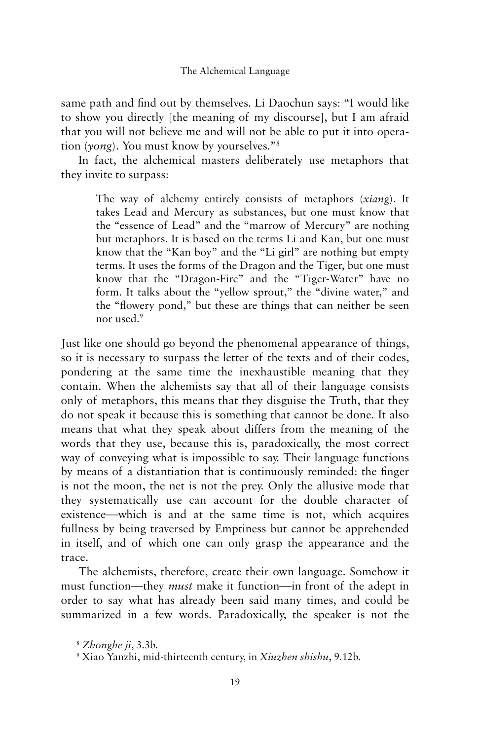same path and find out by themselves. Li Daochun says: "I would like to show you directly [the meaning of my discourse], but I am afraid that you will not believe me and will not be able to put it into operation (*yong*). You must know by yourselves."[8]

In fact, the alchemical masters deliberately use metaphors that they invite to surpass:

> The way of alchemy entirely consists of metaphors (*xiang*). It takes Lead and Mercury as substances, but one must know that the "essence of Lead" and the "marrow of Mercury" are nothing but metaphors. It is based on the terms Li and Kan, but one must know that the "Kan boy" and the "Li girl" are nothing but empty terms. It uses the forms of the Dragon and the Tiger, but one must know that the "Dragon-Fire" and the "Tiger-Water" have no form. It talks about the "yellow sprout," the "divine water," and the "flowery pond," but these are things that can neither be seen nor used.[9]

Just like one should go beyond the phenomenal appearance of things, so it is necessary to surpass the letter of the texts and of their codes, pondering at the same time the inexhaustible meaning that they contain. When the alchemists say that all of their language consists only of metaphors, this means that they disguise the Truth, that they do not speak it because this is something that cannot be done. It also means that what they speak about differs from the meaning of the words that they use, because this is, paradoxically, the most correct way of conveying what is impossible to say. Their language functions by means of a distantiation that is continuously reminded: the finger is not the moon, the net is not the prey. Only the allusive mode that they systematically use can account for the double character of existence—which is and at the same time is not, which acquires fullness by being traversed by Emptiness but cannot be apprehended in itself, and of which one can only grasp the appearance and the trace.

The alchemists, therefore, create their own language. Somehow it must function—they *must* make it function—in front of the adept in order to say what has already been said many times, and could be summarized in a few words. Paradoxically, the speaker is not the

[8] *Zhonghe ji*, 3.3b.

[9] Xiao Yanzhi, mid-thirteenth century, in *Xiuzhen shishu*, 9.12b.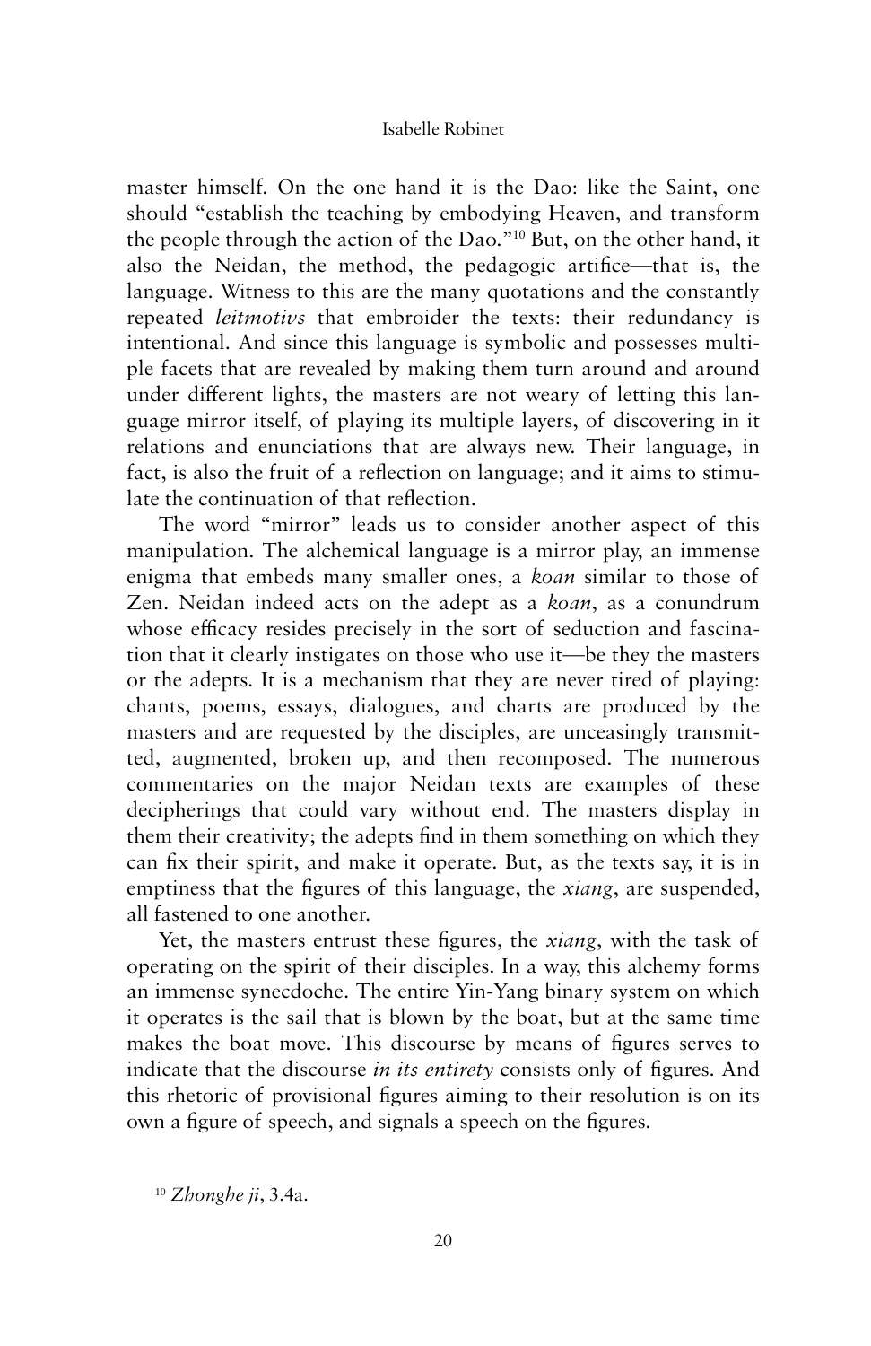master himself. On the one hand it is the Dao: like the Saint, one should "establish the teaching by embodying Heaven, and transform the people through the action of the Dao."[10] But, on the other hand, it also the Neidan, the method, the pedagogic artifice—that is, the language. Witness to this are the many quotations and the constantly repeated *leitmotivs* that embroider the texts: their redundancy is intentional. And since this language is symbolic and possesses multiple facets that are revealed by making them turn around and around under different lights, the masters are not weary of letting this language mirror itself, of playing its multiple layers, of discovering in it relations and enunciations that are always new. Their language, in fact, is also the fruit of a reflection on language; and it aims to stimulate the continuation of that reflection.

The word "mirror" leads us to consider another aspect of this manipulation. The alchemical language is a mirror play, an immense enigma that embeds many smaller ones, a *koan* similar to those of Zen. Neidan indeed acts on the adept as a *koan*, as a conundrum whose efficacy resides precisely in the sort of seduction and fascination that it clearly instigates on those who use it—be they the masters or the adepts. It is a mechanism that they are never tired of playing: chants, poems, essays, dialogues, and charts are produced by the masters and are requested by the disciples, are unceasingly transmitted, augmented, broken up, and then recomposed. The numerous commentaries on the major Neidan texts are examples of these decipherings that could vary without end. The masters display in them their creativity; the adepts find in them something on which they can fix their spirit, and make it operate. But, as the texts say, it is in emptiness that the figures of this language, the *xiang*, are suspended, all fastened to one another.

Yet, the masters entrust these figures, the *xiang*, with the task of operating on the spirit of their disciples. In a way, this alchemy forms an immense synecdoche. The entire Yin-Yang binary system on which it operates is the sail that is blown by the boat, but at the same time makes the boat move. This discourse by means of figures serves to indicate that the discourse *in its entirety* consists only of figures. And this rhetoric of provisional figures aiming to their resolution is on its own a figure of speech, and signals a speech on the figures.

[10] *Zhonghe ji*, 3.4a.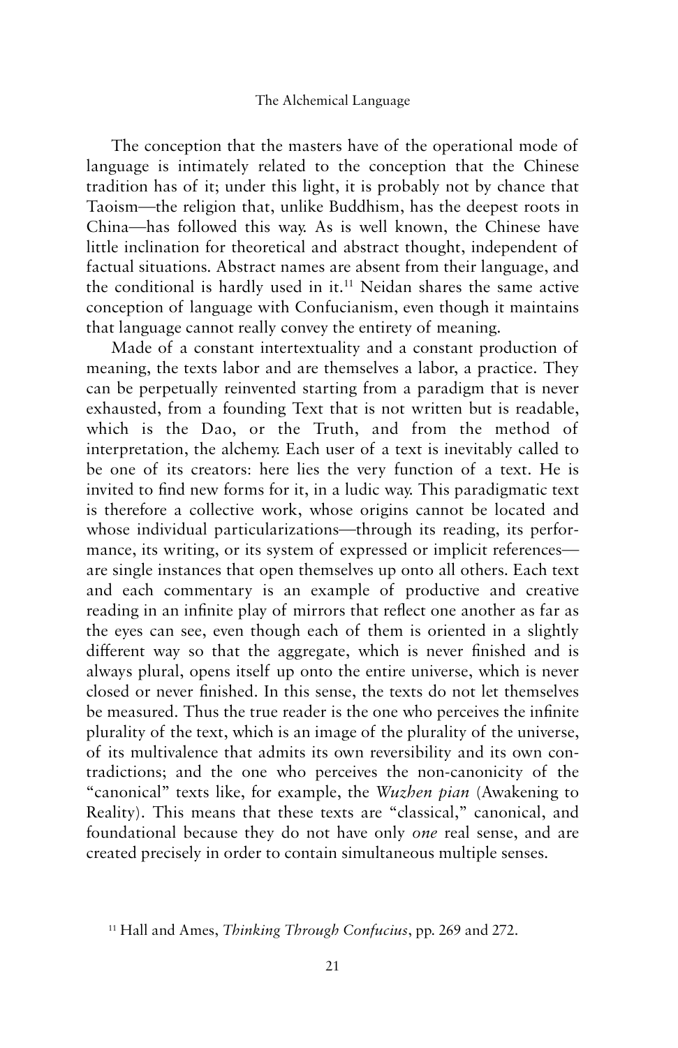The conception that the masters have of the operational mode of language is intimately related to the conception that the Chinese tradition has of it; under this light, it is probably not by chance that Taoism—the religion that, unlike Buddhism, has the deepest roots in China—has followed this way. As is well known, the Chinese have little inclination for theoretical and abstract thought, independent of factual situations. Abstract names are absent from their language, and the conditional is hardly used in it.[11] Neidan shares the same active conception of language with Confucianism, even though it maintains that language cannot really convey the entirety of meaning.

Made of a constant intertextuality and a constant production of meaning, the texts labor and are themselves a labor, a practice. They can be perpetually reinvented starting from a paradigm that is never exhausted, from a founding Text that is not written but is readable, which is the Dao, or the Truth, and from the method of interpretation, the alchemy. Each user of a text is inevitably called to be one of its creators: here lies the very function of a text. He is invited to find new forms for it, in a ludic way. This paradigmatic text is therefore a collective work, whose origins cannot be located and whose individual particularizations—through its reading, its performance, its writing, or its system of expressed or implicit references—are single instances that open themselves up onto all others. Each text and each commentary is an example of productive and creative reading in an infinite play of mirrors that reflect one another as far as the eyes can see, even though each of them is oriented in a slightly different way so that the aggregate, which is never finished and is always plural, opens itself up onto the entire universe, which is never closed or never finished. In this sense, the texts do not let themselves be measured. Thus the true reader is the one who perceives the infinite plurality of the text, which is an image of the plurality of the universe, of its multivalence that admits its own reversibility and its own contradictions; and the one who perceives the non-canonicity of the "canonical" texts like, for example, the *Wuzhen pian* (Awakening to Reality). This means that these texts are "classical," canonical, and foundational because they do not have only *one* real sense, and are created precisely in order to contain simultaneous multiple senses.

[11] Hall and Ames, *Thinking Through Confucius*, pp. 269 and 272.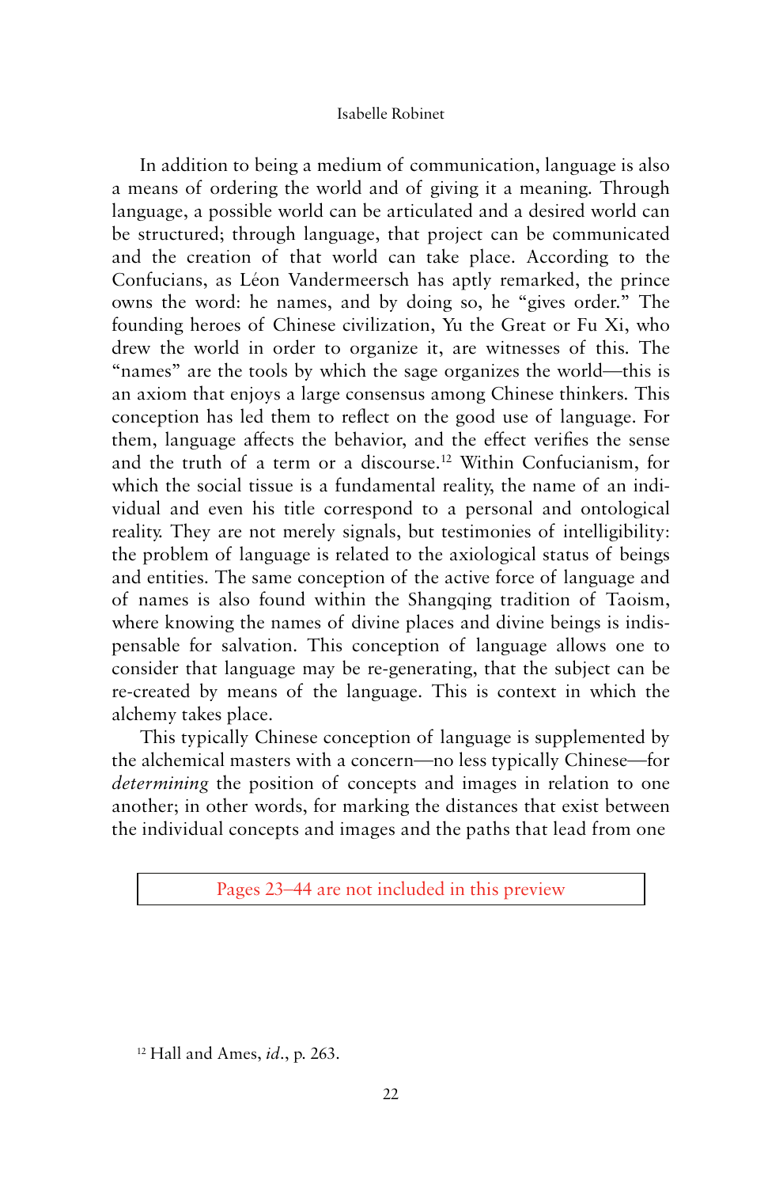In addition to being a medium of communication, language is also a means of ordering the world and of giving it a meaning. Through language, a possible world can be articulated and a desired world can be structured; through language, that project can be communicated and the creation of that world can take place. According to the Confucians, as Léon Vandermeersch has aptly remarked, the prince owns the word: he names, and by doing so, he "gives order." The founding heroes of Chinese civilization, Yu the Great or Fu Xi, who drew the world in order to organize it, are witnesses of this. The "names" are the tools by which the sage organizes the world—this is an axiom that enjoys a large consensus among Chinese thinkers. This conception has led them to reflect on the good use of language. For them, language affects the behavior, and the effect verifies the sense and the truth of a term or a discourse.[12] Within Confucianism, for which the social tissue is a fundamental reality, the name of an individual and even his title correspond to a personal and ontological reality. They are not merely signals, but testimonies of intelligibility: the problem of language is related to the axiological status of beings and entities. The same conception of the active force of language and of names is also found within the Shangqing tradition of Taoism, where knowing the names of divine places and divine beings is indispensable for salvation. This conception of language allows one to consider that language may be re-generating, that the subject can be re-created by means of the language. This is context in which the alchemy takes place.

This typically Chinese conception of language is supplemented by the alchemical masters with a concern—no less typically Chinese—for *determining* the position of concepts and images in relation to one another; in other words, for marking the distances that exist between the individual concepts and images and the paths that lead from one

Pages 23–44 are not included in this preview

[12] Hall and Ames, *id.*, p. 263.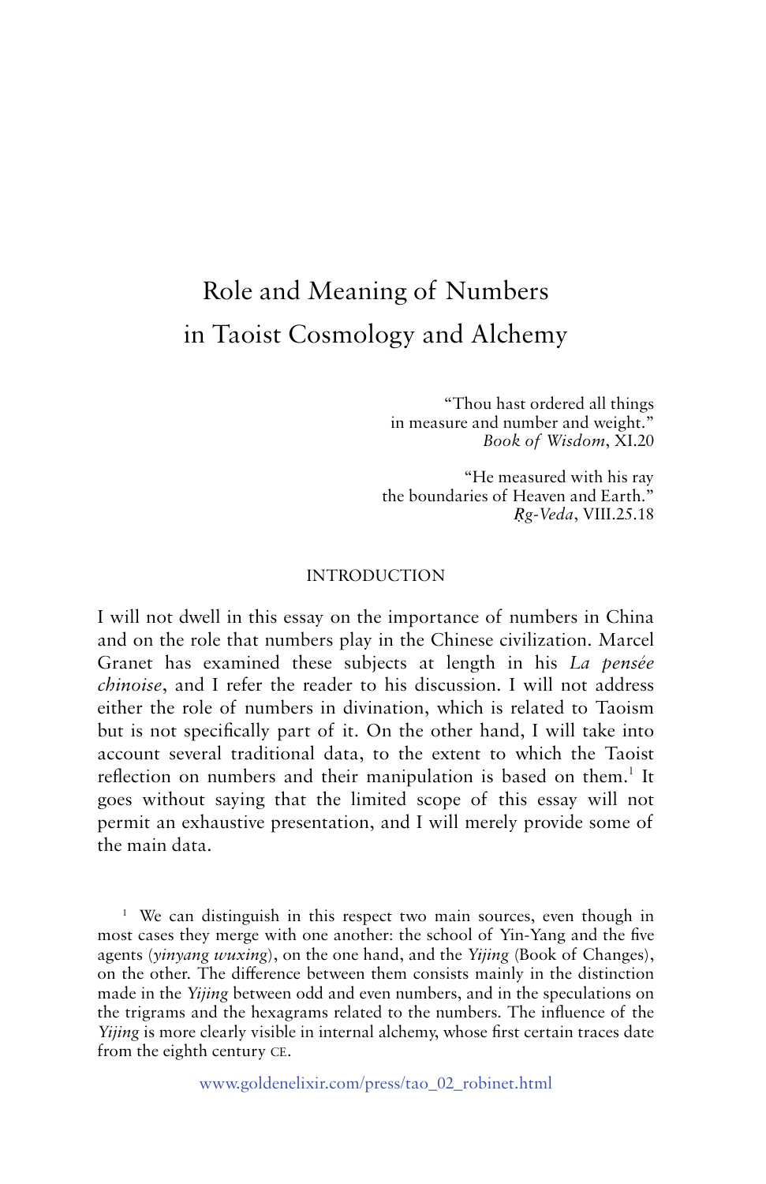# Role and Meaning of Numbers in Taoist Cosmology and Alchemy

"Thou hast ordered all things
in measure and number and weight."
*Book of Wisdom*, XI.20

"He measured with his ray
the boundaries of Heaven and Earth."
*Ṛg-Veda*, VIII.25.18

## INTRODUCTION

I will not dwell in this essay on the importance of numbers in China and on the role that numbers play in the Chinese civilization. Marcel Granet has examined these subjects at length in his *La pensée chinoise*, and I refer the reader to his discussion. I will not address either the role of numbers in divination, which is related to Taoism but is not specifically part of it. On the other hand, I will take into account several traditional data, to the extent to which the Taoist reflection on numbers and their manipulation is based on them.[1] It goes without saying that the limited scope of this essay will not permit an exhaustive presentation, and I will merely provide some of the main data.

[1] We can distinguish in this respect two main sources, even though in most cases they merge with one another: the school of Yin-Yang and the five agents (*yinyang wuxing*), on the one hand, and the *Yijing* (Book of Changes), on the other. The difference between them consists mainly in the distinction made in the *Yijing* between odd and even numbers, and in the speculations on the trigrams and the hexagrams related to the numbers. The influence of the *Yijing* is more clearly visible in internal alchemy, whose first certain traces date from the eighth century CE.

www.goldenelixir.com/press/tao_02_robinet.html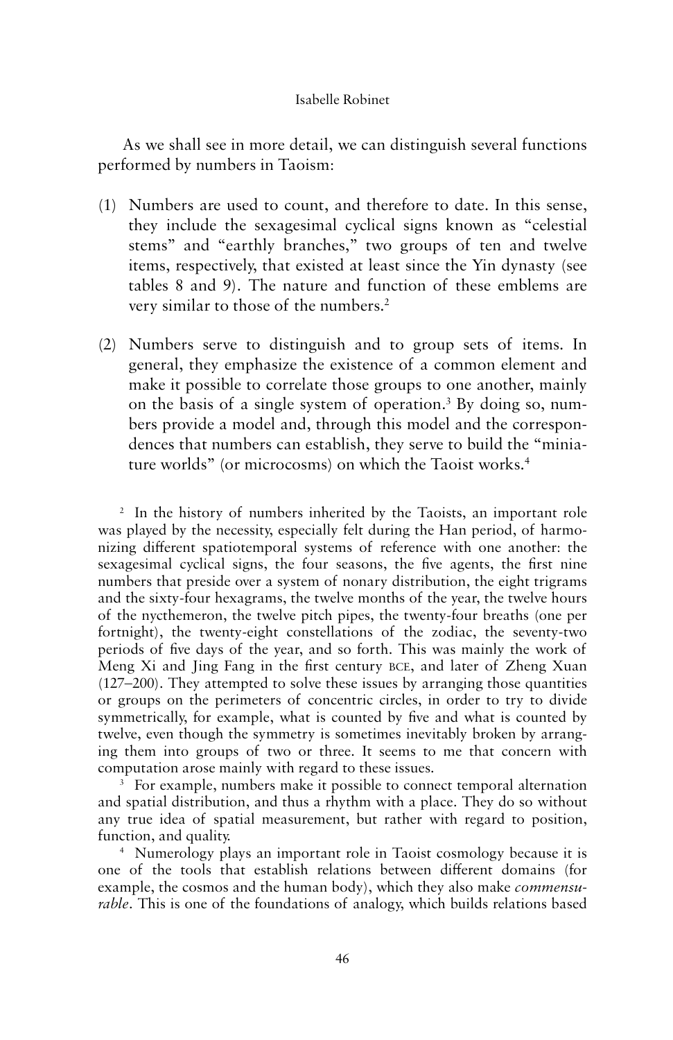As we shall see in more detail, we can distinguish several functions performed by numbers in Taoism:

(1) Numbers are used to count, and therefore to date. In this sense, they include the sexagesimal cyclical signs known as "celestial stems" and "earthly branches," two groups of ten and twelve items, respectively, that existed at least since the Yin dynasty (see tables 8 and 9). The nature and function of these emblems are very similar to those of the numbers.[2]

(2) Numbers serve to distinguish and to group sets of items. In general, they emphasize the existence of a common element and make it possible to correlate those groups to one another, mainly on the basis of a single system of operation.[3] By doing so, numbers provide a model and, through this model and the correspondences that numbers can establish, they serve to build the "miniature worlds" (or microcosms) on which the Taoist works.[4]

[2] In the history of numbers inherited by the Taoists, an important role was played by the necessity, especially felt during the Han period, of harmonizing different spatiotemporal systems of reference with one another: the sexagesimal cyclical signs, the four seasons, the five agents, the first nine numbers that preside over a system of nonary distribution, the eight trigrams and the sixty-four hexagrams, the twelve months of the year, the twelve hours of the nycthemeron, the twelve pitch pipes, the twenty-four breaths (one per fortnight), the twenty-eight constellations of the zodiac, the seventy-two periods of five days of the year, and so forth. This was mainly the work of Meng Xi and Jing Fang in the first century BCE, and later of Zheng Xuan (127–200). They attempted to solve these issues by arranging those quantities or groups on the perimeters of concentric circles, in order to try to divide symmetrically, for example, what is counted by five and what is counted by twelve, even though the symmetry is sometimes inevitably broken by arranging them into groups of two or three. It seems to me that concern with computation arose mainly with regard to these issues.

[3] For example, numbers make it possible to connect temporal alternation and spatial distribution, and thus a rhythm with a place. They do so without any true idea of spatial measurement, but rather with regard to position, function, and quality.

[4] Numerology plays an important role in Taoist cosmology because it is one of the tools that establish relations between different domains (for example, the cosmos and the human body), which they also make *commensurable*. This is one of the foundations of analogy, which builds relations based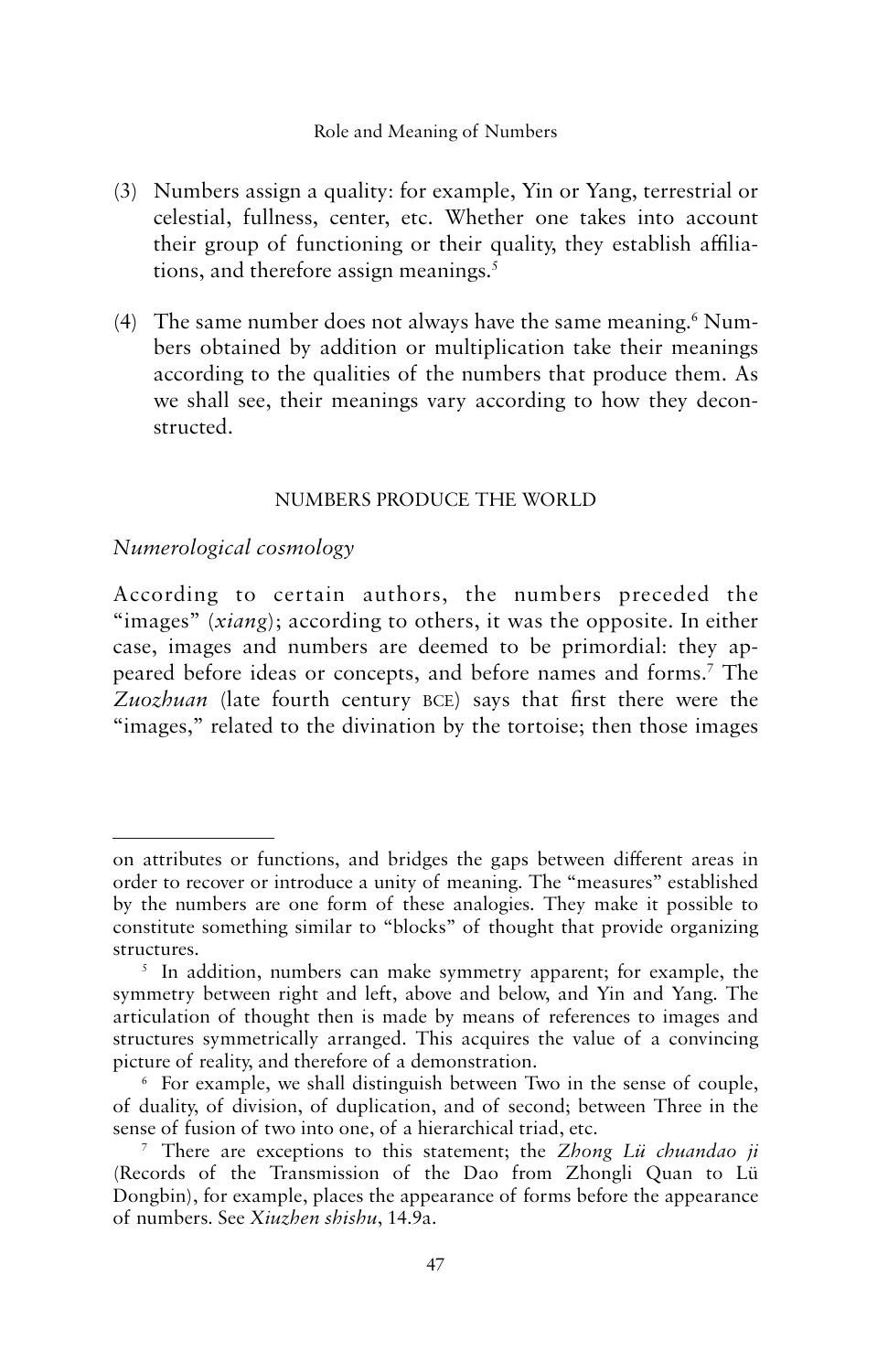(3) Numbers assign a quality: for example, Yin or Yang, terrestrial or celestial, fullness, center, etc. Whether one takes into account their group of functioning or their quality, they establish affiliations, and therefore assign meanings.[5]

(4) The same number does not always have the same meaning.[6] Numbers obtained by addition or multiplication take their meanings according to the qualities of the numbers that produce them. As we shall see, their meanings vary according to how they deconstructed.

## NUMBERS PRODUCE THE WORLD

### *Numerological cosmology*

According to certain authors, the numbers preceded the "images" (*xiang*); according to others, it was the opposite. In either case, images and numbers are deemed to be primordial: they appeared before ideas or concepts, and before names and forms.[7] The *Zuozhuan* (late fourth century BCE) says that first there were the "images," related to the divination by the tortoise; then those images

---

on attributes or functions, and bridges the gaps between different areas in order to recover or introduce a unity of meaning. The "measures" established by the numbers are one form of these analogies. They make it possible to constitute something similar to "blocks" of thought that provide organizing structures.

[5] In addition, numbers can make symmetry apparent; for example, the symmetry between right and left, above and below, and Yin and Yang. The articulation of thought then is made by means of references to images and structures symmetrically arranged. This acquires the value of a convincing picture of reality, and therefore of a demonstration.

[6] For example, we shall distinguish between Two in the sense of couple, of duality, of division, of duplication, and of second; between Three in the sense of fusion of two into one, of a hierarchical triad, etc.

[7] There are exceptions to this statement; the *Zhong Lü chuandao ji* (Records of the Transmission of the Dao from Zhongli Quan to Lü Dongbin), for example, places the appearance of forms before the appearance of numbers. See *Xiuzhen shishu*, 14.9a.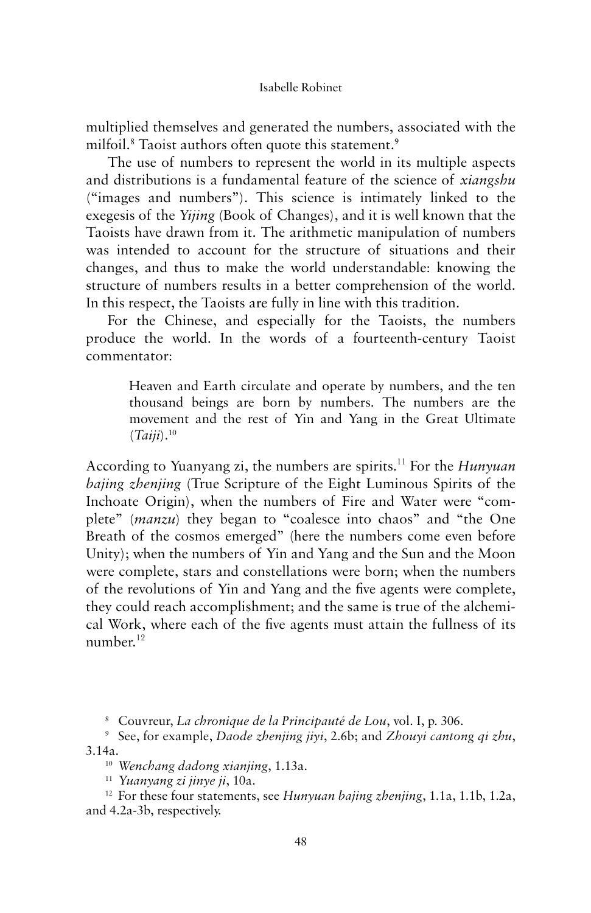multiplied themselves and generated the numbers, associated with the milfoil.[8] Taoist authors often quote this statement.[9]

The use of numbers to represent the world in its multiple aspects and distributions is a fundamental feature of the science of *xiangshu* ("images and numbers"). This science is intimately linked to the exegesis of the *Yijing* (Book of Changes), and it is well known that the Taoists have drawn from it. The arithmetic manipulation of numbers was intended to account for the structure of situations and their changes, and thus to make the world understandable: knowing the structure of numbers results in a better comprehension of the world. In this respect, the Taoists are fully in line with this tradition.

For the Chinese, and especially for the Taoists, the numbers produce the world. In the words of a fourteenth-century Taoist commentator:

> Heaven and Earth circulate and operate by numbers, and the ten thousand beings are born by numbers. The numbers are the movement and the rest of Yin and Yang in the Great Ultimate (*Taiji*).[10]

According to Yuanyang zi, the numbers are spirits.[11] For the *Hunyuan bajing zhenjing* (True Scripture of the Eight Luminous Spirits of the Inchoate Origin), when the numbers of Fire and Water were "complete" (*manzu*) they began to "coalesce into chaos" and "the One Breath of the cosmos emerged" (here the numbers come even before Unity); when the numbers of Yin and Yang and the Sun and the Moon were complete, stars and constellations were born; when the numbers of the revolutions of Yin and Yang and the five agents were complete, they could reach accomplishment; and the same is true of the alchemical Work, where each of the five agents must attain the fullness of its number.[12]

---

[8] Couvreur, *La chronique de la Principauté de Lou*, vol. I, p. 306.

[9] See, for example, *Daode zhenjing jiyi*, 2.6b; and *Zhouyi cantong qi zhu*, 3.14a.

[10] *Wenchang dadong xianjing*, 1.13a.

[11] *Yuanyang zi jinye ji*, 10a.

[12] For these four statements, see *Hunyuan bajing zhenjing*, 1.1a, 1.1b, 1.2a, and 4.2a-3b, respectively.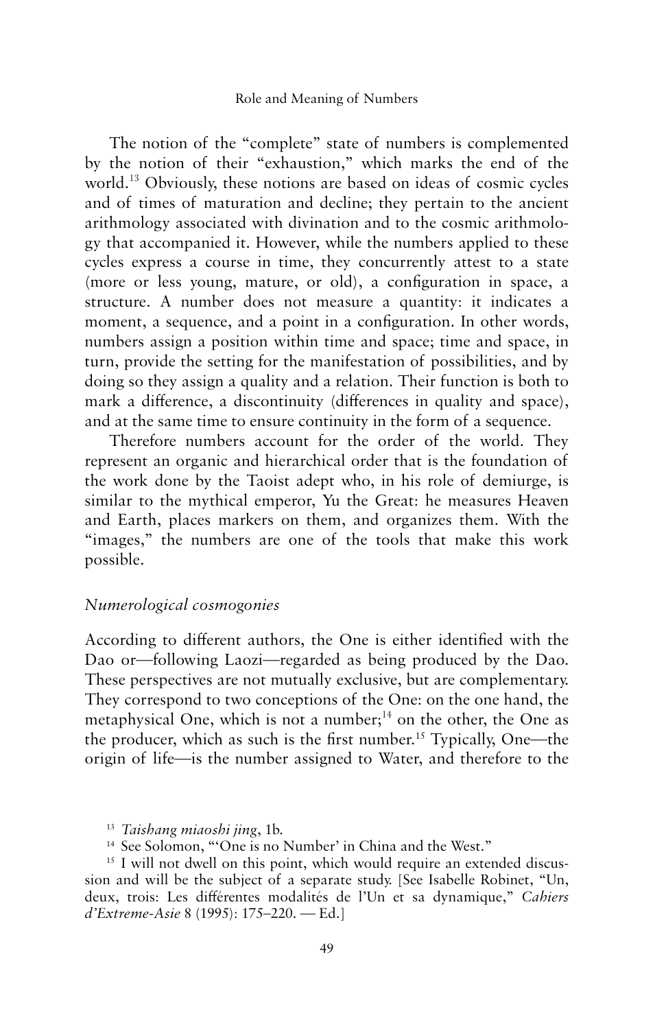The notion of the "complete" state of numbers is complemented by the notion of their "exhaustion," which marks the end of the world.[13] Obviously, these notions are based on ideas of cosmic cycles and of times of maturation and decline; they pertain to the ancient arithmology associated with divination and to the cosmic arithmology that accompanied it. However, while the numbers applied to these cycles express a course in time, they concurrently attest to a state (more or less young, mature, or old), a configuration in space, a structure. A number does not measure a quantity: it indicates a moment, a sequence, and a point in a configuration. In other words, numbers assign a position within time and space; time and space, in turn, provide the setting for the manifestation of possibilities, and by doing so they assign a quality and a relation. Their function is both to mark a difference, a discontinuity (differences in quality and space), and at the same time to ensure continuity in the form of a sequence.

Therefore numbers account for the order of the world. They represent an organic and hierarchical order that is the foundation of the work done by the Taoist adept who, in his role of demiurge, is similar to the mythical emperor, Yu the Great: he measures Heaven and Earth, places markers on them, and organizes them. With the "images," the numbers are one of the tools that make this work possible.

### *Numerological cosmogonies*

According to different authors, the One is either identified with the Dao or—following Laozi—regarded as being produced by the Dao. These perspectives are not mutually exclusive, but are complementary. They correspond to two conceptions of the One: on the one hand, the metaphysical One, which is not a number;[14] on the other, the One as the producer, which as such is the first number.[15] Typically, One—the origin of life—is the number assigned to Water, and therefore to the

[13] *Taishang miaoshi jing*, 1b.

[14] See Solomon, "'One is no Number' in China and the West."

[15] I will not dwell on this point, which would require an extended discussion and will be the subject of a separate study. [See Isabelle Robinet, "Un, deux, trois: Les différentes modalités de l'Un et sa dynamique," *Cahiers d'Extreme-Asie* 8 (1995): 175–220. — Ed.]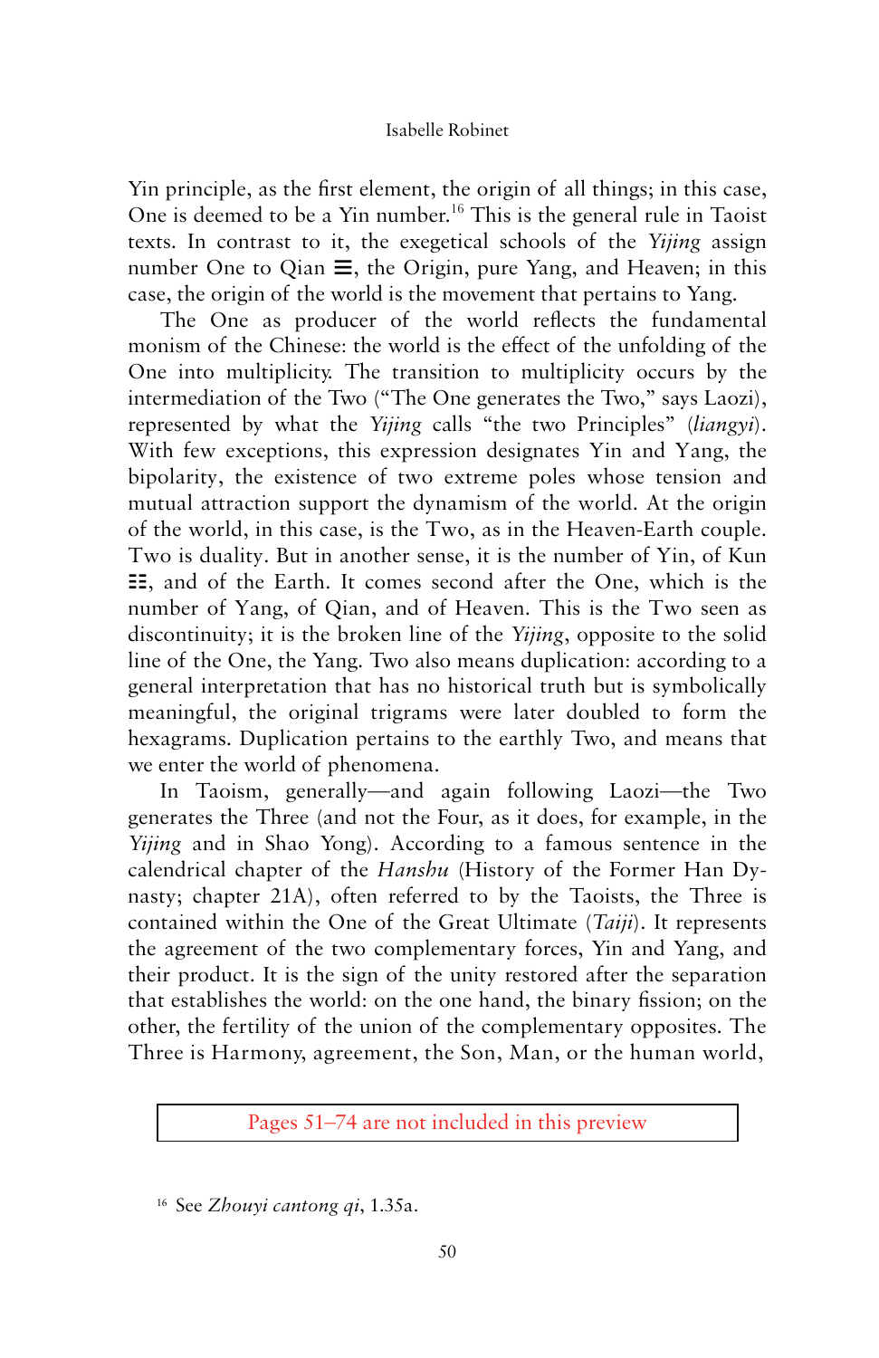Yin principle, as the first element, the origin of all things; in this case, One is deemed to be a Yin number.[16] This is the general rule in Taoist texts. In contrast to it, the exegetical schools of the *Yijing* assign number One to Qian ☰, the Origin, pure Yang, and Heaven; in this case, the origin of the world is the movement that pertains to Yang.

The One as producer of the world reflects the fundamental monism of the Chinese: the world is the effect of the unfolding of the One into multiplicity. The transition to multiplicity occurs by the intermediation of the Two ("The One generates the Two," says Laozi), represented by what the *Yijing* calls "the two Principles" (*liangyi*). With few exceptions, this expression designates Yin and Yang, the bipolarity, the existence of two extreme poles whose tension and mutual attraction support the dynamism of the world. At the origin of the world, in this case, is the Two, as in the Heaven-Earth couple. Two is duality. But in another sense, it is the number of Yin, of Kun ☷, and of the Earth. It comes second after the One, which is the number of Yang, of Qian, and of Heaven. This is the Two seen as discontinuity; it is the broken line of the *Yijing*, opposite to the solid line of the One, the Yang. Two also means duplication: according to a general interpretation that has no historical truth but is symbolically meaningful, the original trigrams were later doubled to form the hexagrams. Duplication pertains to the earthly Two, and means that we enter the world of phenomena.

In Taoism, generally—and again following Laozi—the Two generates the Three (and not the Four, as it does, for example, in the *Yijing* and in Shao Yong). According to a famous sentence in the calendrical chapter of the *Hanshu* (History of the Former Han Dynasty; chapter 21A), often referred to by the Taoists, the Three is contained within the One of the Great Ultimate (*Taiji*). It represents the agreement of the two complementary forces, Yin and Yang, and their product. It is the sign of the unity restored after the separation that establishes the world: on the one hand, the binary fission; on the other, the fertility of the union of the complementary opposites. The Three is Harmony, agreement, the Son, Man, or the human world,

Pages 51–74 are not included in this preview

[16] See *Zhouyi cantong qi*, 1.35a.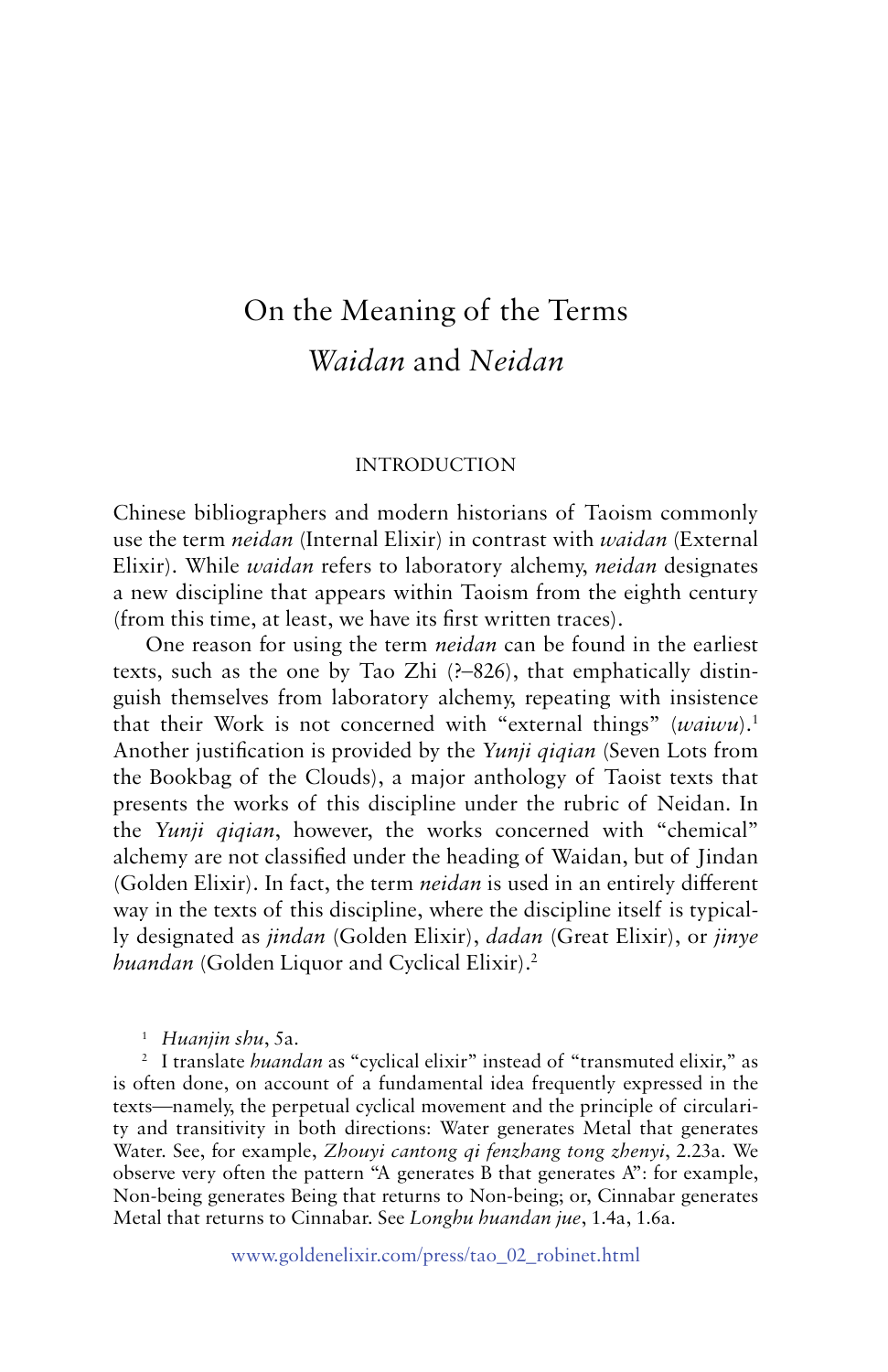# On the Meaning of the Terms *Waidan* and *Neidan*

## INTRODUCTION

Chinese bibliographers and modern historians of Taoism commonly use the term *neidan* (Internal Elixir) in contrast with *waidan* (External Elixir). While *waidan* refers to laboratory alchemy, *neidan* designates a new discipline that appears within Taoism from the eighth century (from this time, at least, we have its first written traces).

One reason for using the term *neidan* can be found in the earliest texts, such as the one by Tao Zhi (?–826), that emphatically distinguish themselves from laboratory alchemy, repeating with insistence that their Work is not concerned with "external things" (*waiwu*).[1] Another justification is provided by the *Yunji qiqian* (Seven Lots from the Bookbag of the Clouds), a major anthology of Taoist texts that presents the works of this discipline under the rubric of Neidan. In the *Yunji qiqian*, however, the works concerned with "chemical" alchemy are not classified under the heading of Waidan, but of Jindan (Golden Elixir). In fact, the term *neidan* is used in an entirely different way in the texts of this discipline, where the discipline itself is typically designated as *jindan* (Golden Elixir), *dadan* (Great Elixir), or *jinye huandan* (Golden Liquor and Cyclical Elixir).[2]

[1] *Huanjin shu*, 5a.

[2] I translate *huandan* as "cyclical elixir" instead of "transmuted elixir," as is often done, on account of a fundamental idea frequently expressed in the texts—namely, the perpetual cyclical movement and the principle of circularity and transitivity in both directions: Water generates Metal that generates Water. See, for example, *Zhouyi cantong qi fenzhang tong zhenyi*, 2.23a. We observe very often the pattern "A generates B that generates A": for example, Non-being generates Being that returns to Non-being; or, Cinnabar generates Metal that returns to Cinnabar. See *Longhu huandan jue*, 1.4a, 1.6a.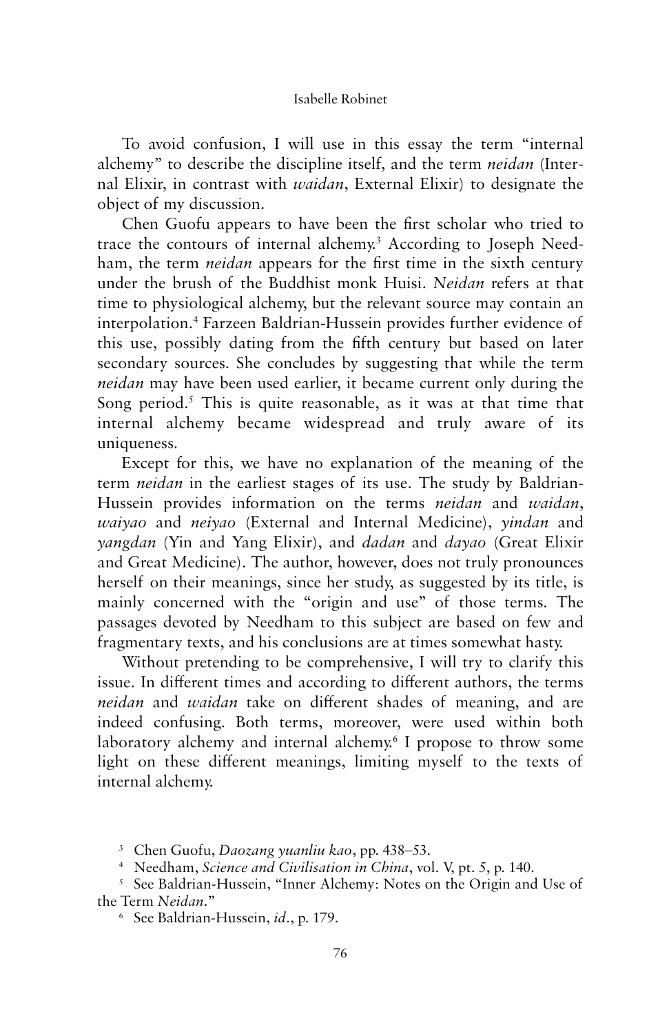To avoid confusion, I will use in this essay the term "internal alchemy" to describe the discipline itself, and the term *neidan* (Internal Elixir, in contrast with *waidan*, External Elixir) to designate the object of my discussion.

Chen Guofu appears to have been the first scholar who tried to trace the contours of internal alchemy.[3] According to Joseph Needham, the term *neidan* appears for the first time in the sixth century under the brush of the Buddhist monk Huisi. *Neidan* refers at that time to physiological alchemy, but the relevant source may contain an interpolation.[4] Farzeen Baldrian-Hussein provides further evidence of this use, possibly dating from the fifth century but based on later secondary sources. She concludes by suggesting that while the term *neidan* may have been used earlier, it became current only during the Song period.[5] This is quite reasonable, as it was at that time that internal alchemy became widespread and truly aware of its uniqueness.

Except for this, we have no explanation of the meaning of the term *neidan* in the earliest stages of its use. The study by Baldrian-Hussein provides information on the terms *neidan* and *waidan*, *waiyao* and *neiyao* (External and Internal Medicine), *yindan* and *yangdan* (Yin and Yang Elixir), and *dadan* and *dayao* (Great Elixir and Great Medicine). The author, however, does not truly pronounces herself on their meanings, since her study, as suggested by its title, is mainly concerned with the "origin and use" of those terms. The passages devoted by Needham to this subject are based on few and fragmentary texts, and his conclusions are at times somewhat hasty.

Without pretending to be comprehensive, I will try to clarify this issue. In different times and according to different authors, the terms *neidan* and *waidan* take on different shades of meaning, and are indeed confusing. Both terms, moreover, were used within both laboratory alchemy and internal alchemy.[6] I propose to throw some light on these different meanings, limiting myself to the texts of internal alchemy.

---

[3] Chen Guofu, *Daozang yuanliu kao*, pp. 438–53.

[4] Needham, *Science and Civilisation in China*, vol. V, pt. 5, p. 140.

[5] See Baldrian-Hussein, "Inner Alchemy: Notes on the Origin and Use of the Term *Neidan*."

[6] See Baldrian-Hussein, *id*., p. 179.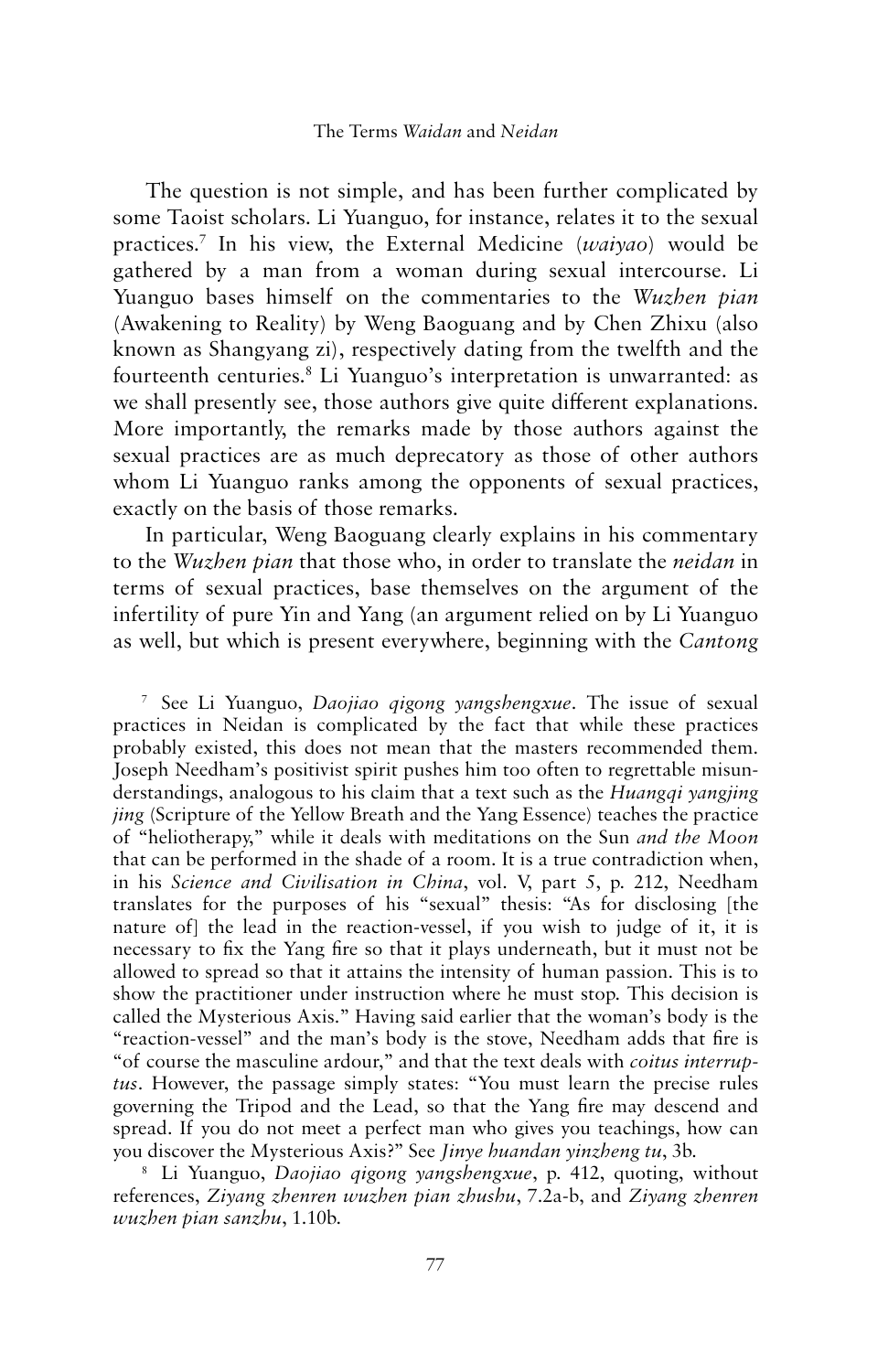The question is not simple, and has been further complicated by some Taoist scholars. Li Yuanguo, for instance, relates it to the sexual practices.[7] In his view, the External Medicine (*waiyao*) would be gathered by a man from a woman during sexual intercourse. Li Yuanguo bases himself on the commentaries to the *Wuzhen pian* (Awakening to Reality) by Weng Baoguang and by Chen Zhixu (also known as Shangyang zi), respectively dating from the twelfth and the fourteenth centuries.[8] Li Yuanguo's interpretation is unwarranted: as we shall presently see, those authors give quite different explanations. More importantly, the remarks made by those authors against the sexual practices are as much deprecatory as those of other authors whom Li Yuanguo ranks among the opponents of sexual practices, exactly on the basis of those remarks.

In particular, Weng Baoguang clearly explains in his commentary to the *Wuzhen pian* that those who, in order to translate the *neidan* in terms of sexual practices, base themselves on the argument of the infertility of pure Yin and Yang (an argument relied on by Li Yuanguo as well, but which is present everywhere, beginning with the *Cantong*

[7] See Li Yuanguo, *Daojiao qigong yangshengxue*. The issue of sexual practices in Neidan is complicated by the fact that while these practices probably existed, this does not mean that the masters recommended them. Joseph Needham's positivist spirit pushes him too often to regrettable misunderstandings, analogous to his claim that a text such as the *Huangqi yangjing jing* (Scripture of the Yellow Breath and the Yang Essence) teaches the practice of "heliotherapy," while it deals with meditations on the Sun *and the Moon* that can be performed in the shade of a room. It is a true contradiction when, in his *Science and Civilisation in China*, vol. V, part 5, p. 212, Needham translates for the purposes of his "sexual" thesis: "As for disclosing [the nature of] the lead in the reaction-vessel, if you wish to judge of it, it is necessary to fix the Yang fire so that it plays underneath, but it must not be allowed to spread so that it attains the intensity of human passion. This is to show the practitioner under instruction where he must stop. This decision is called the Mysterious Axis." Having said earlier that the woman's body is the "reaction-vessel" and the man's body is the stove, Needham adds that fire is "of course the masculine ardour," and that the text deals with *coitus interruptus*. However, the passage simply states: "You must learn the precise rules governing the Tripod and the Lead, so that the Yang fire may descend and spread. If you do not meet a perfect man who gives you teachings, how can you discover the Mysterious Axis?" See *Jinye huandan yinzheng tu*, 3b.

[8] Li Yuanguo, *Daojiao qigong yangshengxue*, p. 412, quoting, without references, *Ziyang zhenren wuzhen pian zhushu*, 7.2a-b, and *Ziyang zhenren wuzhen pian sanzhu*, 1.10b.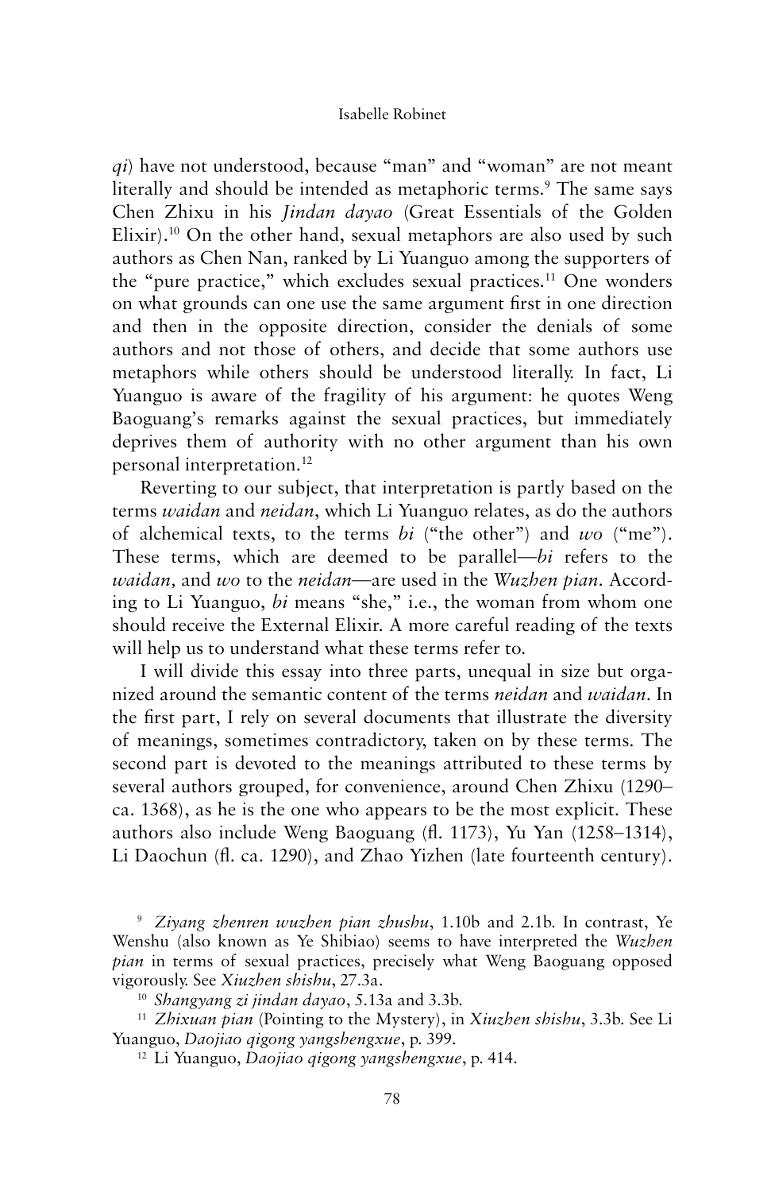*qi*) have not understood, because "man" and "woman" are not meant literally and should be intended as metaphoric terms.[9] The same says Chen Zhixu in his *Jindan dayao* (Great Essentials of the Golden Elixir).[10] On the other hand, sexual metaphors are also used by such authors as Chen Nan, ranked by Li Yuanguo among the supporters of the "pure practice," which excludes sexual practices.[11] One wonders on what grounds can one use the same argument first in one direction and then in the opposite direction, consider the denials of some authors and not those of others, and decide that some authors use metaphors while others should be understood literally. In fact, Li Yuanguo is aware of the fragility of his argument: he quotes Weng Baoguang's remarks against the sexual practices, but immediately deprives them of authority with no other argument than his own personal interpretation.[12]

Reverting to our subject, that interpretation is partly based on the terms *waidan* and *neidan*, which Li Yuanguo relates, as do the authors of alchemical texts, to the terms *bi* ("the other") and *wo* ("me"). These terms, which are deemed to be parallel—*bi* refers to the *waidan,* and *wo* to the *neidan*—are used in the *Wuzhen pian*. According to Li Yuanguo, *bi* means "she," i.e., the woman from whom one should receive the External Elixir. A more careful reading of the texts will help us to understand what these terms refer to.

I will divide this essay into three parts, unequal in size but organized around the semantic content of the terms *neidan* and *waidan*. In the first part, I rely on several documents that illustrate the diversity of meanings, sometimes contradictory, taken on by these terms. The second part is devoted to the meanings attributed to these terms by several authors grouped, for convenience, around Chen Zhixu (1290–ca. 1368), as he is the one who appears to be the most explicit. These authors also include Weng Baoguang (fl. 1173), Yu Yan (1258–1314), Li Daochun (fl. ca. 1290), and Zhao Yizhen (late fourteenth century).

[9] *Ziyang zhenren wuzhen pian zhushu*, 1.10b and 2.1b. In contrast, Ye Wenshu (also known as Ye Shibiao) seems to have interpreted the *Wuzhen pian* in terms of sexual practices, precisely what Weng Baoguang opposed vigorously. See *Xiuzhen shishu*, 27.3a.

[10] *Shangyang zi jindan dayao*, 5.13a and 3.3b.

[11] *Zhixuan pian* (Pointing to the Mystery), in *Xiuzhen shishu*, 3.3b. See Li Yuanguo, *Daojiao qigong yangshengxue*, p. 399.

[12] Li Yuanguo, *Daojiao qigong yangshengxue*, p. 414.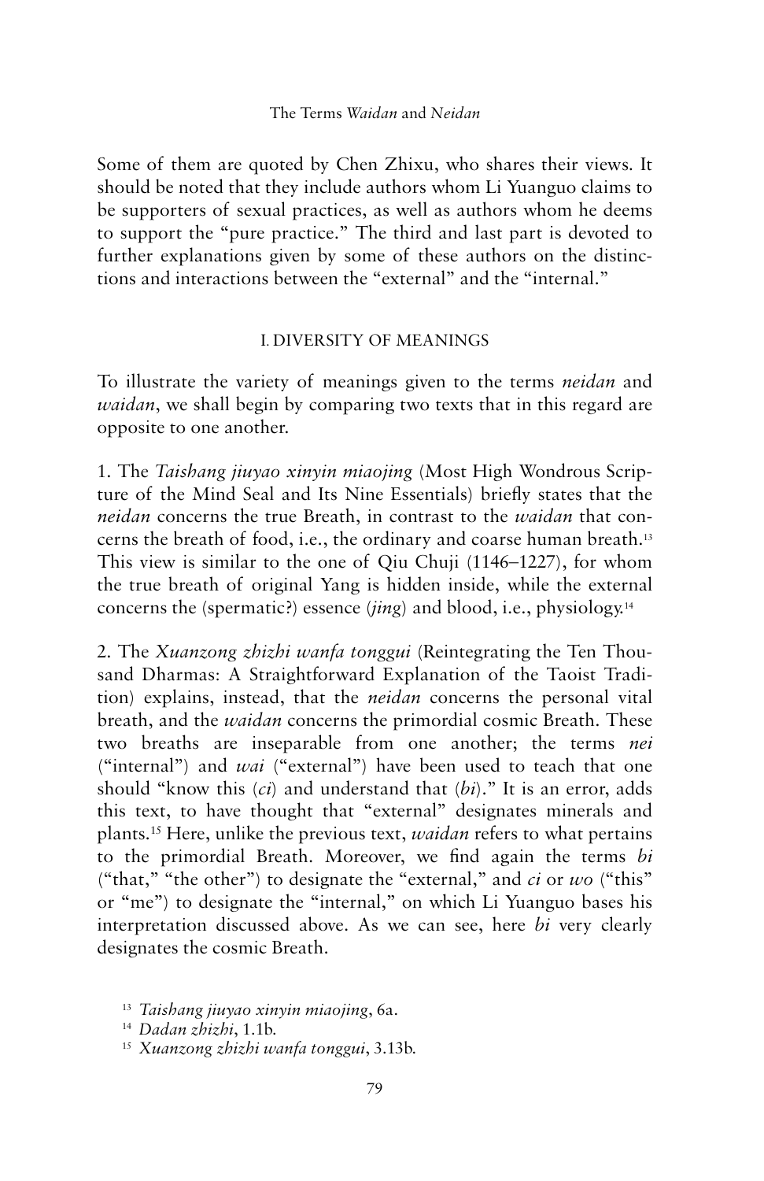Some of them are quoted by Chen Zhixu, who shares their views. It should be noted that they include authors whom Li Yuanguo claims to be supporters of sexual practices, as well as authors whom he deems to support the "pure practice." The third and last part is devoted to further explanations given by some of these authors on the distinctions and interactions between the "external" and the "internal."

## I. DIVERSITY OF MEANINGS

To illustrate the variety of meanings given to the terms *neidan* and *waidan*, we shall begin by comparing two texts that in this regard are opposite to one another.

1. The *Taishang jiuyao xinyin miaojing* (Most High Wondrous Scripture of the Mind Seal and Its Nine Essentials) briefly states that the *neidan* concerns the true Breath, in contrast to the *waidan* that concerns the breath of food, i.e., the ordinary and coarse human breath.[13] This view is similar to the one of Qiu Chuji (1146–1227), for whom the true breath of original Yang is hidden inside, while the external concerns the (spermatic?) essence (*jing*) and blood, i.e., physiology.[14]

2. The *Xuanzong zhizhi wanfa tonggui* (Reintegrating the Ten Thousand Dharmas: A Straightforward Explanation of the Taoist Tradition) explains, instead, that the *neidan* concerns the personal vital breath, and the *waidan* concerns the primordial cosmic Breath. These two breaths are inseparable from one another; the terms *nei* ("internal") and *wai* ("external") have been used to teach that one should "know this (*ci*) and understand that (*bi*)." It is an error, adds this text, to have thought that "external" designates minerals and plants.[15] Here, unlike the previous text, *waidan* refers to what pertains to the primordial Breath. Moreover, we find again the terms *bi* ("that," "the other") to designate the "external," and *ci* or *wo* ("this" or "me") to designate the "internal," on which Li Yuanguo bases his interpretation discussed above. As we can see, here *bi* very clearly designates the cosmic Breath.

[13] *Taishang jiuyao xinyin miaojing*, 6a.

[14] *Dadan zhizhi*, 1.1b.

[15] *Xuanzong zhizhi wanfa tonggui*, 3.13b.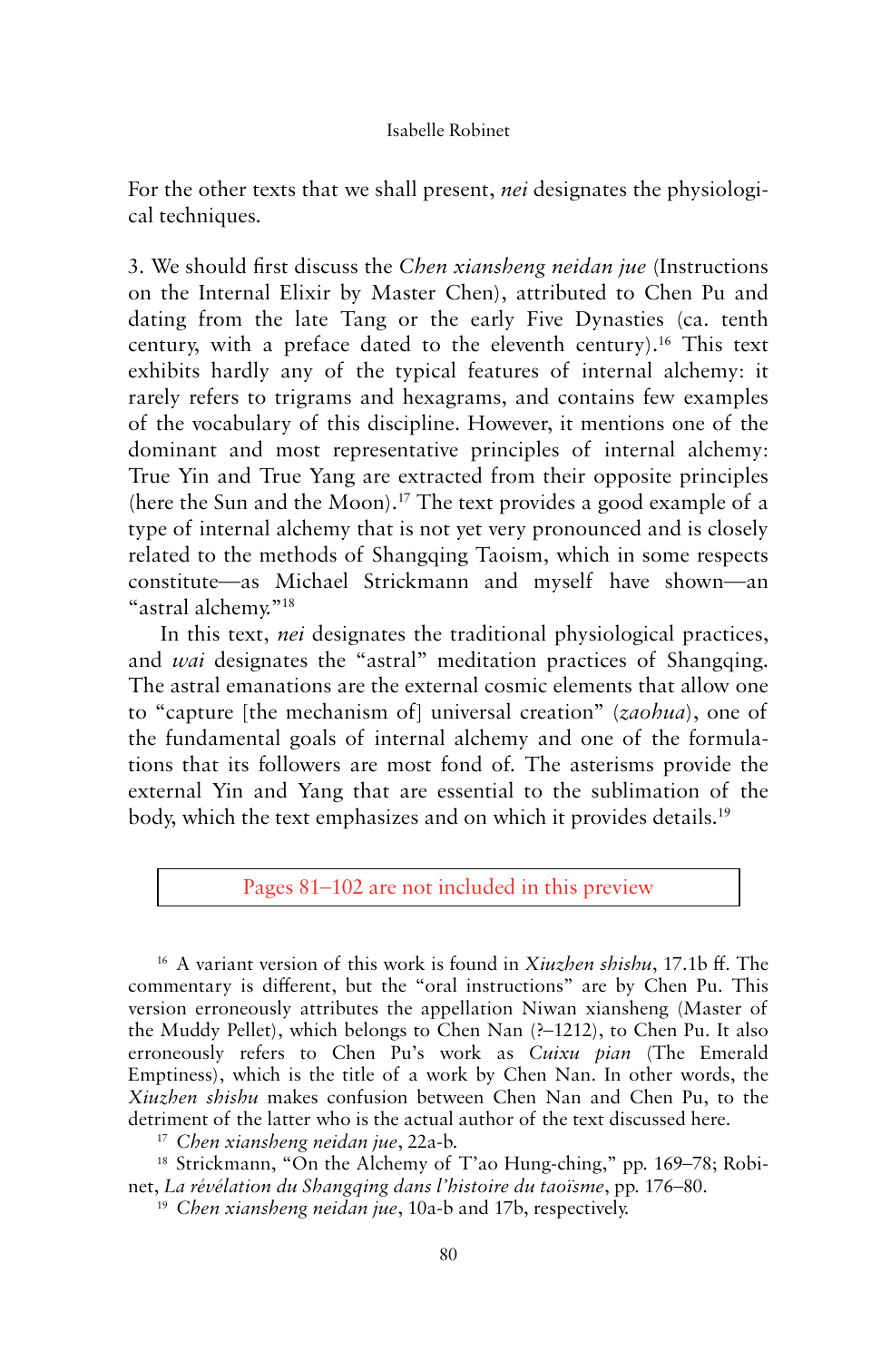For the other texts that we shall present, *nei* designates the physiological techniques.

3. We should first discuss the *Chen xiansheng neidan jue* (Instructions on the Internal Elixir by Master Chen), attributed to Chen Pu and dating from the late Tang or the early Five Dynasties (ca. tenth century, with a preface dated to the eleventh century).[16] This text exhibits hardly any of the typical features of internal alchemy: it rarely refers to trigrams and hexagrams, and contains few examples of the vocabulary of this discipline. However, it mentions one of the dominant and most representative principles of internal alchemy: True Yin and True Yang are extracted from their opposite principles (here the Sun and the Moon).[17] The text provides a good example of a type of internal alchemy that is not yet very pronounced and is closely related to the methods of Shangqing Taoism, which in some respects constitute—as Michael Strickmann and myself have shown—an "astral alchemy."[18]

In this text, *nei* designates the traditional physiological practices, and *wai* designates the "astral" meditation practices of Shangqing. The astral emanations are the external cosmic elements that allow one to "capture [the mechanism of] universal creation" (*zaohua*), one of the fundamental goals of internal alchemy and one of the formulations that its followers are most fond of. The asterisms provide the external Yin and Yang that are essential to the sublimation of the body, which the text emphasizes and on which it provides details.[19]

Pages 81–102 are not included in this preview

[16] A variant version of this work is found in *Xiuzhen shishu*, 17.1b ff. The commentary is different, but the "oral instructions" are by Chen Pu. This version erroneously attributes the appellation Niwan xiansheng (Master of the Muddy Pellet), which belongs to Chen Nan (?–1212), to Chen Pu. It also erroneously refers to Chen Pu's work as *Cuixu pian* (The Emerald Emptiness), which is the title of a work by Chen Nan. In other words, the *Xiuzhen shishu* makes confusion between Chen Nan and Chen Pu, to the detriment of the latter who is the actual author of the text discussed here.

[17] *Chen xiansheng neidan jue*, 22a-b.

[18] Strickmann, "On the Alchemy of T'ao Hung-ching," pp. 169–78; Robinet, *La révélation du Shangqing dans l'histoire du taoïsme*, pp. 176–80.

[19] *Chen xiansheng neidan jue*, 10a-b and 17b, respectively.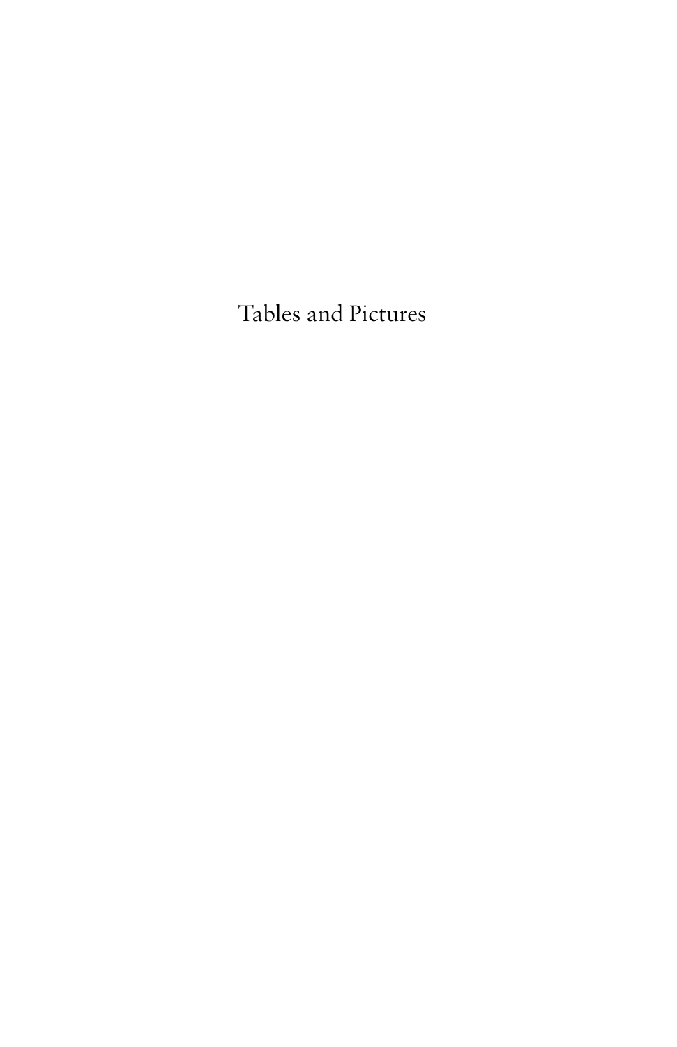# Tables and Pictures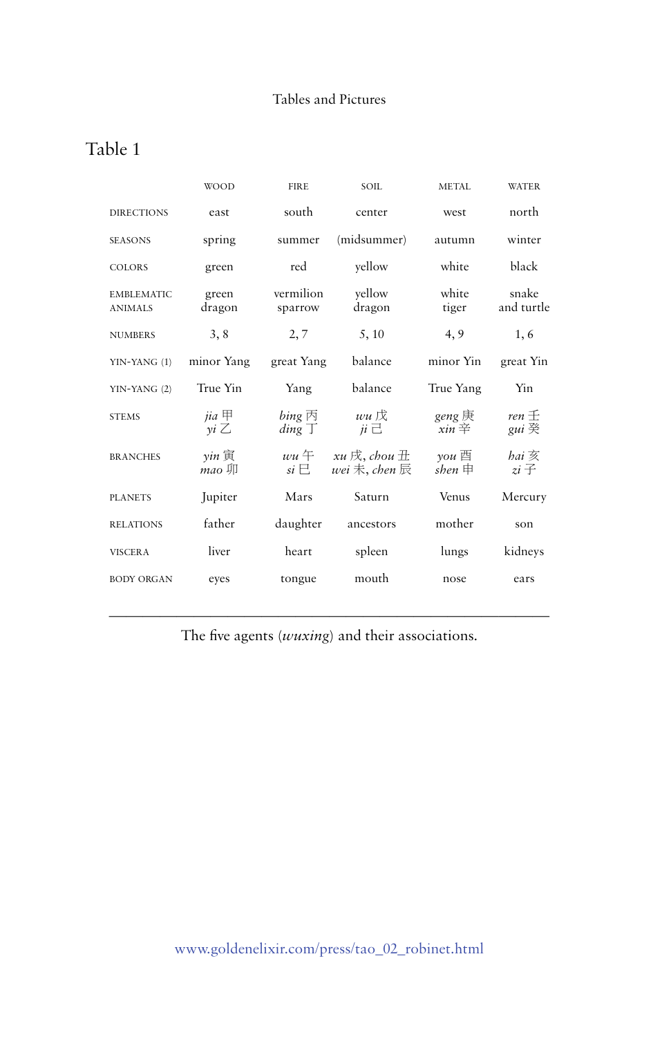# Table 1

| | WOOD | FIRE | SOIL | METAL | WATER |
|---|---|---|---|---|---|
| DIRECTIONS | east | south | center | west | north |
| SEASONS | spring | summer | (midsummer) | autumn | winter |
| COLORS | green | red | yellow | white | black |
| EMBLEMATIC ANIMALS | green dragon | vermilion sparrow | yellow dragon | white tiger | snake and turtle |
| NUMBERS | 3, 8 | 2, 7 | 5, 10 | 4, 9 | 1, 6 |
| YIN-YANG (1) | minor Yang | great Yang | balance | minor Yin | great Yin |
| YIN-YANG (2) | True Yin | Yang | balance | True Yang | Yin |
| STEMS | *jia* 甲 *yi* 乙 | *bing* 丙 *ding* 丁 | *wu* 戊 *ji* 己 | *geng* 庚 *xin* 辛 | *ren* 壬 *gui* 癸 |
| BRANCHES | *yin* 寅 *mao* 卯 | *wu* 午 *si* 巳 | *xu* 戌, *chou* 丑 *wei* 未, *chen* 辰 | *you* 酉 *shen* 申 | *hai* 亥 *zi* 子 |
| PLANETS | Jupiter | Mars | Saturn | Venus | Mercury |
| RELATIONS | father | daughter | ancestors | mother | son |
| VISCERA | liver | heart | spleen | lungs | kidneys |
| BODY ORGAN | eyes | tongue | mouth | nose | ears |

The five agents (*wuxing*) and their associations.

www.goldenelixir.com/press/tao_02_robinet.html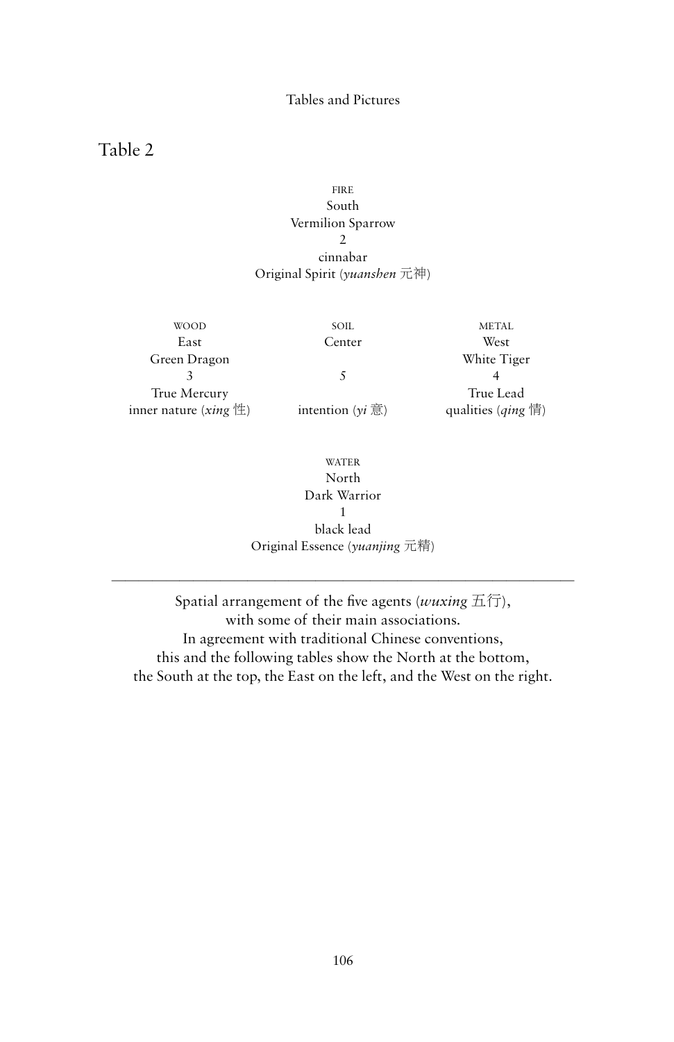## Table 2

| | FIRE<br>South<br>Vermilion Sparrow<br>2<br>cinnabar<br>Original Spirit (*yuanshen* 元神) | |
|---|---|---|
| WOOD<br>East<br>Green Dragon<br>3<br>True Mercury<br>inner nature (*xing* 性) | SOIL<br>Center<br><br>5<br><br>intention (*yi* 意) | METAL<br>West<br>White Tiger<br>4<br>True Lead<br>qualities (*qing* 情) |
| | WATER<br>North<br>Dark Warrior<br>1<br>black lead<br>Original Essence (*yuanjing* 元精) | |

Spatial arrangement of the five agents (*wuxing* 五行), with some of their main associations. In agreement with traditional Chinese conventions, this and the following tables show the North at the bottom, the South at the top, the East on the left, and the West on the right.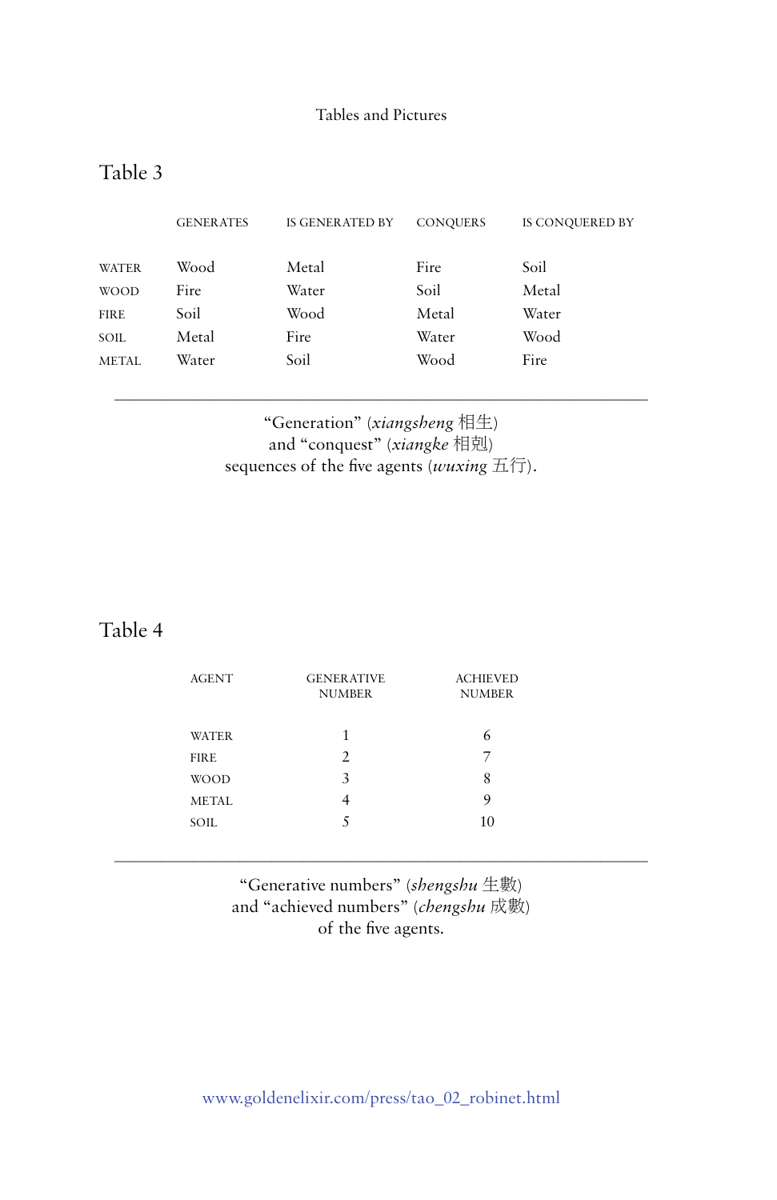## Table 3

| | GENERATES | IS GENERATED BY | CONQUERS | IS CONQUERED BY |
|---|---|---|---|---|
| WATER | Wood | Metal | Fire | Soil |
| WOOD | Fire | Water | Soil | Metal |
| FIRE | Soil | Wood | Metal | Water |
| SOIL | Metal | Fire | Water | Wood |
| METAL | Water | Soil | Wood | Fire |

"Generation" (*xiangsheng* 相生)
and "conquest" (*xiangke* 相剋)
sequences of the five agents (*wuxing* 五行).

## Table 4

| AGENT | GENERATIVE NUMBER | ACHIEVED NUMBER |
|---|---|---|
| WATER | 1 | 6 |
| FIRE | 2 | 7 |
| WOOD | 3 | 8 |
| METAL | 4 | 9 |
| SOIL | 5 | 10 |

"Generative numbers" (*shengshu* 生數)
and "achieved numbers" (*chengshu* 成數)
of the five agents.

www.goldenelixir.com/press/tao_02_robinet.html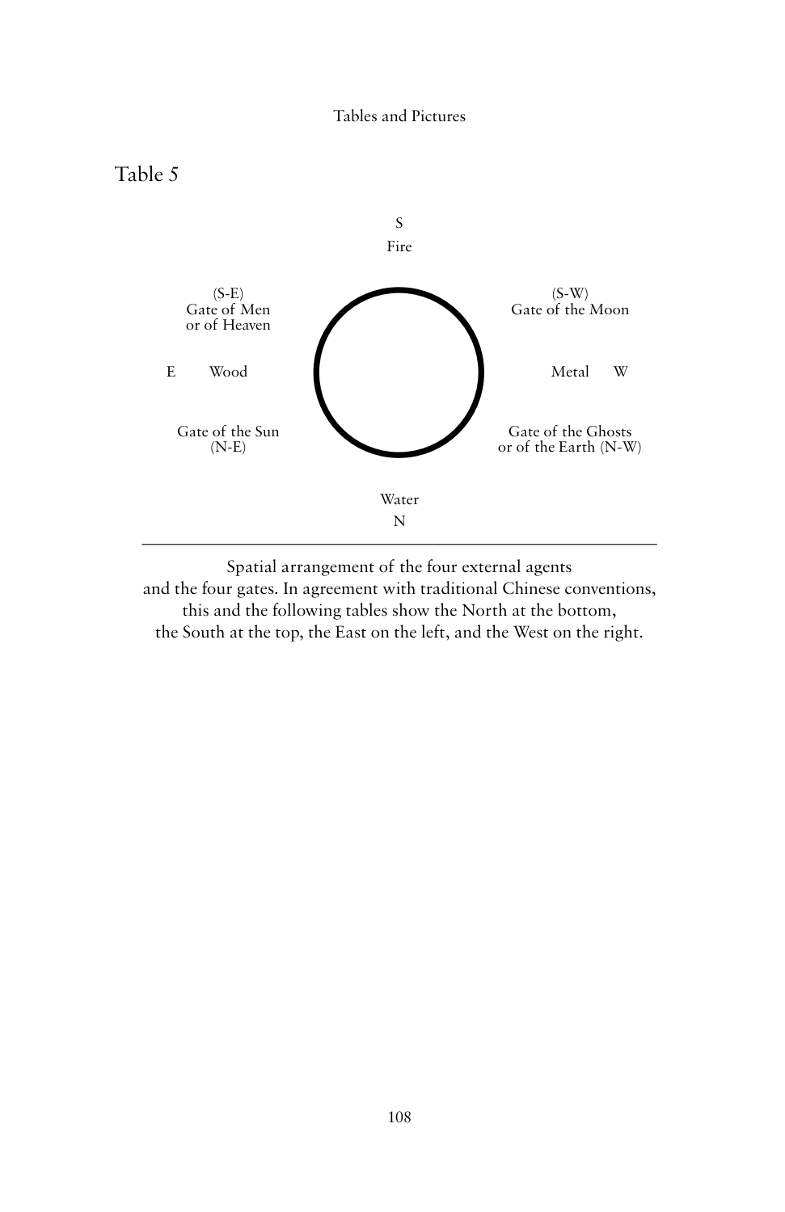## Table 5

S
Fire

(S-E)
Gate of Men
or of Heaven

(S-W)
Gate of the Moon

E Wood

Metal W

Gate of the Sun
(N-E)

Gate of the Ghosts
or of the Earth (N-W)

Water
N

Spatial arrangement of the four external agents and the four gates. In agreement with traditional Chinese conventions, this and the following tables show the North at the bottom, the South at the top, the East on the left, and the West on the right.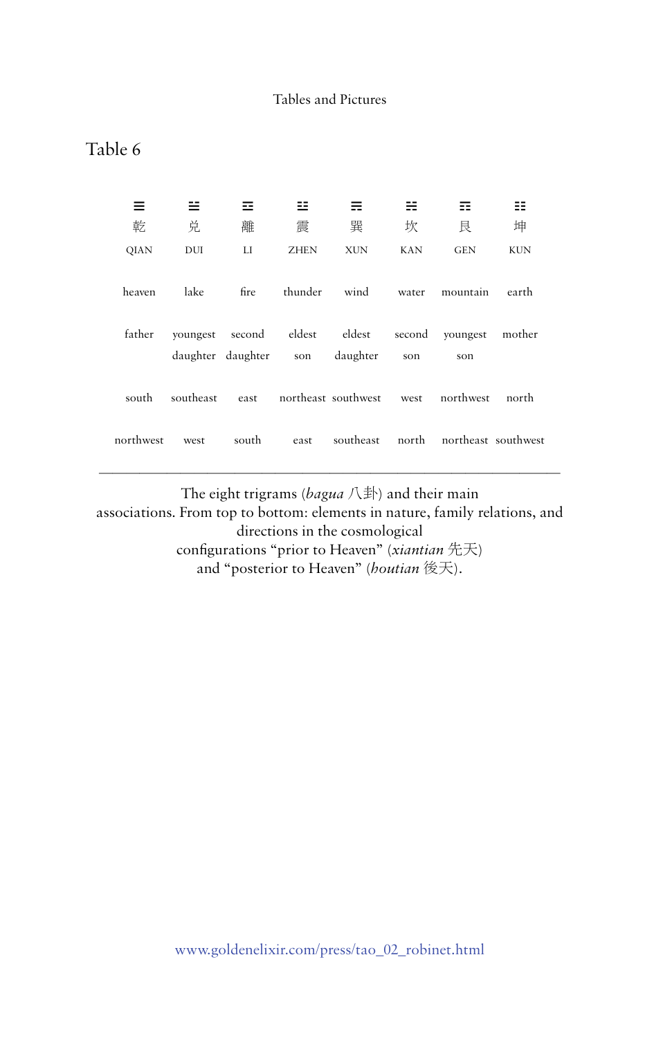## Table 6

| ☰ 乾 QIAN | ☱ 兌 DUI | ☲ 離 LI | ☳ 震 ZHEN | ☴ 巽 XUN | ☵ 坎 KAN | ☶ 艮 GEN | ☷ 坤 KUN |
|---|---|---|---|---|---|---|---|
| heaven | lake | fire | thunder | wind | water | mountain | earth |
| father | youngest daughter | second daughter | eldest son | eldest daughter | second son | youngest son | mother |
| south | southeast | east | northeast | southwest | west | northwest | north |
| northwest | west | south | east | southeast | north | northeast | southwest |

The eight trigrams (*bagua* 八卦) and their main associations. From top to bottom: elements in nature, family relations, and directions in the cosmological configurations “prior to Heaven” (*xiantian* 先天) and “posterior to Heaven” (*houtian* 後天).

www.goldenelixir.com/press/tao_02_robinet.html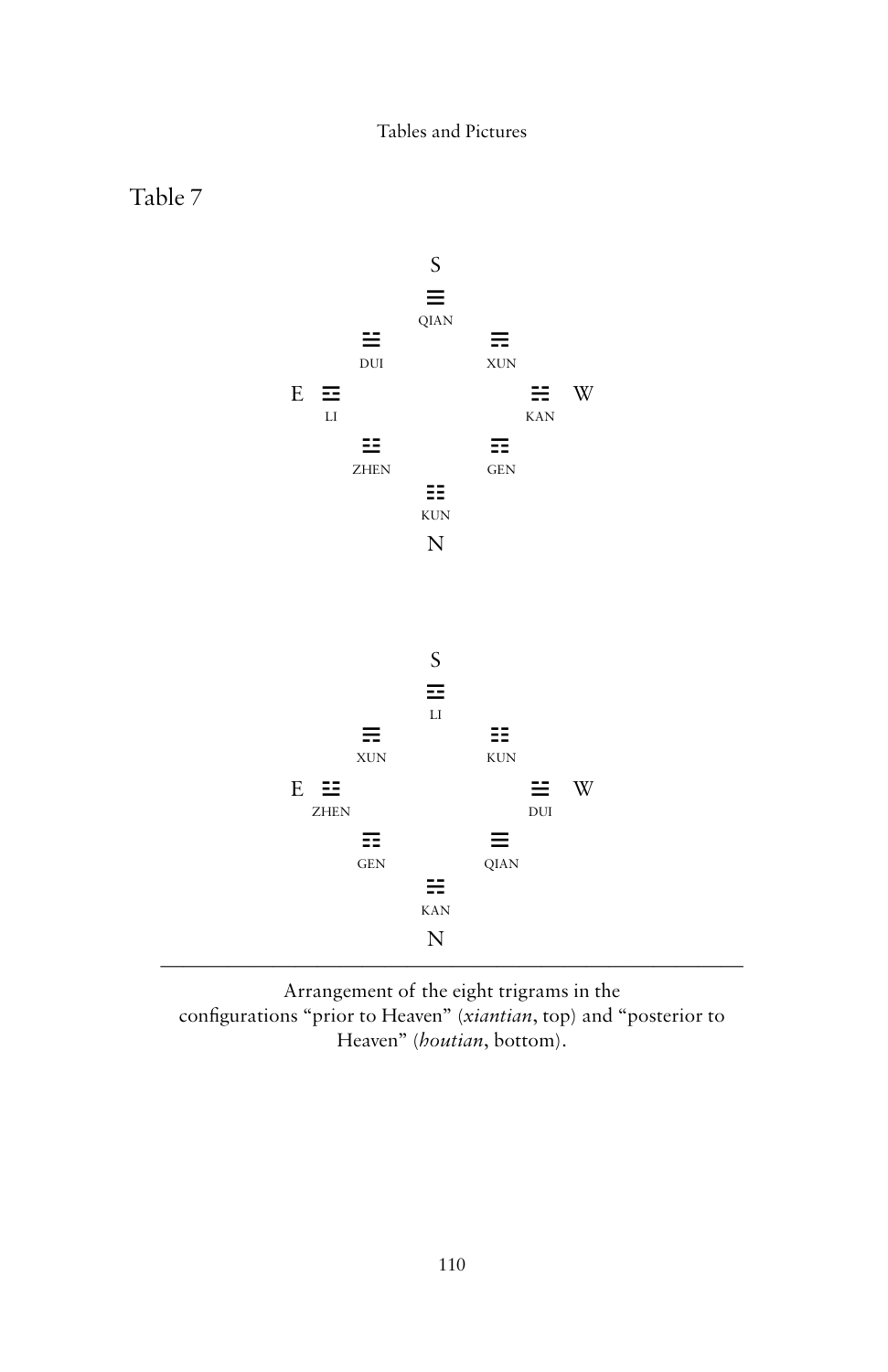Table 7

S

☰
QIAN

☱ DUI　　☴ XUN

E ☲ LI　　☵ KAN W

☳ ZHEN　　☶ GEN

☷
KUN

N

S

☲
LI

☴ XUN　　☷ KUN

E ☳ ZHEN　　☱ DUI W

☶ GEN　　☰ QIAN

☵
KAN

N

Arrangement of the eight trigrams in the configurations "prior to Heaven" (*xiantian*, top) and "posterior to Heaven" (*houtian*, bottom).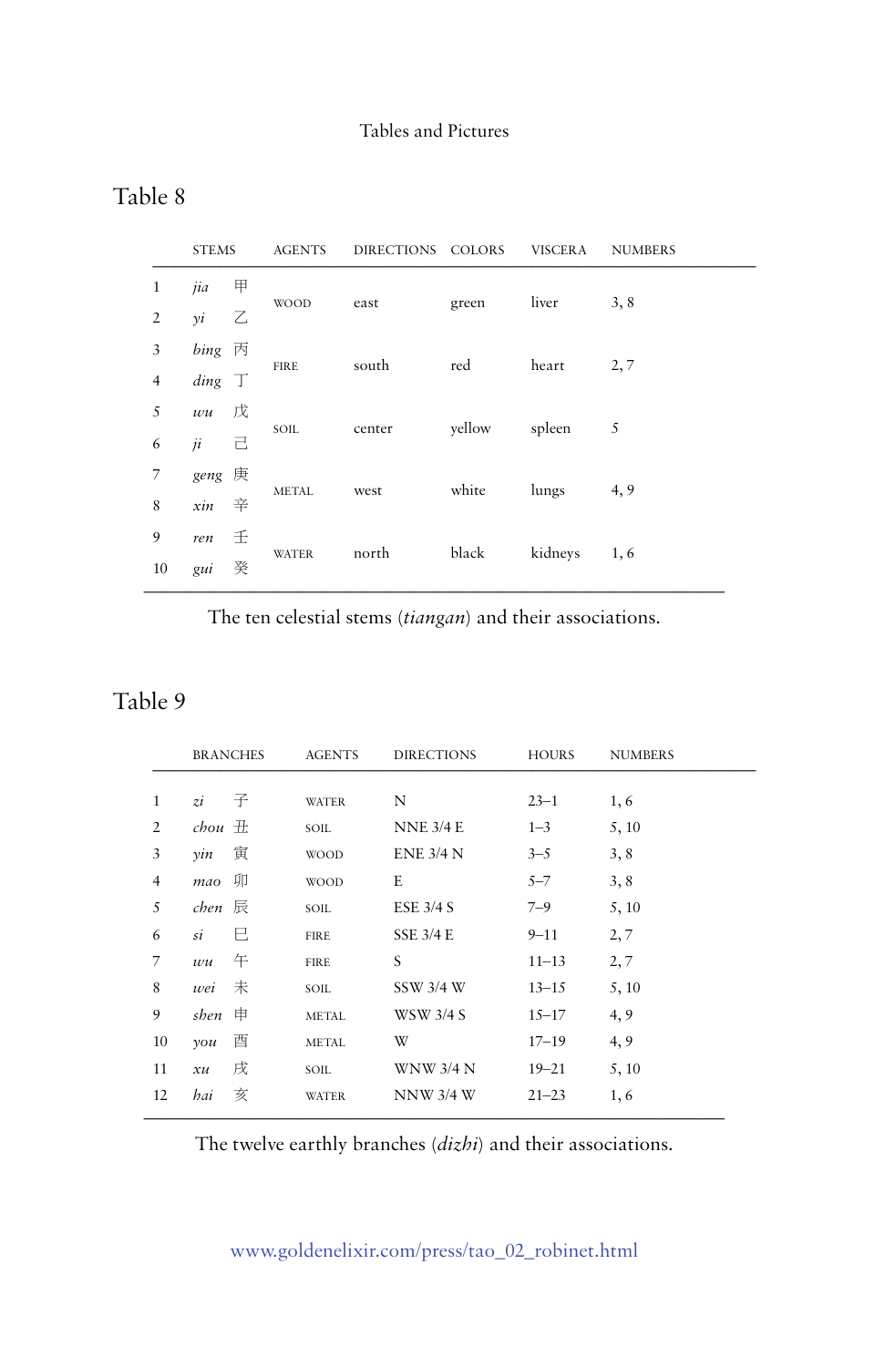## Table 8

| | STEMS | | AGENTS | DIRECTIONS | COLORS | VISCERA | NUMBERS |
|---|---|---|---|---|---|---|---|
| 1 | *jia* | 甲 | WOOD | east | green | liver | 3, 8 |
| 2 | *yi* | 乙 | | | | | |
| 3 | *bing* | 丙 | FIRE | south | red | heart | 2, 7 |
| 4 | *ding* | 丁 | | | | | |
| 5 | *wu* | 戊 | SOIL | center | yellow | spleen | 5 |
| 6 | *ji* | 己 | | | | | |
| 7 | *geng* | 庚 | METAL | west | white | lungs | 4, 9 |
| 8 | *xin* | 辛 | | | | | |
| 9 | *ren* | 壬 | WATER | north | black | kidneys | 1, 6 |
| 10 | *gui* | 癸 | | | | | |

The ten celestial stems (*tiangan*) and their associations.

## Table 9

| | BRANCHES | | AGENTS | DIRECTIONS | HOURS | NUMBERS |
|---|---|---|---|---|---|---|
| 1 | *zi* | 子 | WATER | N | 23–1 | 1, 6 |
| 2 | *chou* | 丑 | SOIL | NNE 3/4 E | 1–3 | 5, 10 |
| 3 | *yin* | 寅 | WOOD | ENE 3/4 N | 3–5 | 3, 8 |
| 4 | *mao* | 卯 | WOOD | E | 5–7 | 3, 8 |
| 5 | *chen* | 辰 | SOIL | ESE 3/4 S | 7–9 | 5, 10 |
| 6 | *si* | 巳 | FIRE | SSE 3/4 E | 9–11 | 2, 7 |
| 7 | *wu* | 午 | FIRE | S | 11–13 | 2, 7 |
| 8 | *wei* | 未 | SOIL | SSW 3/4 W | 13–15 | 5, 10 |
| 9 | *shen* | 申 | METAL | WSW 3/4 S | 15–17 | 4, 9 |
| 10 | *you* | 酉 | METAL | W | 17–19 | 4, 9 |
| 11 | *xu* | 戌 | SOIL | WNW 3/4 N | 19–21 | 5, 10 |
| 12 | *hai* | 亥 | WATER | NNW 3/4 W | 21–23 | 1, 6 |

The twelve earthly branches (*dizhi*) and their associations.

www.goldenelixir.com/press/tao_02_robinet.html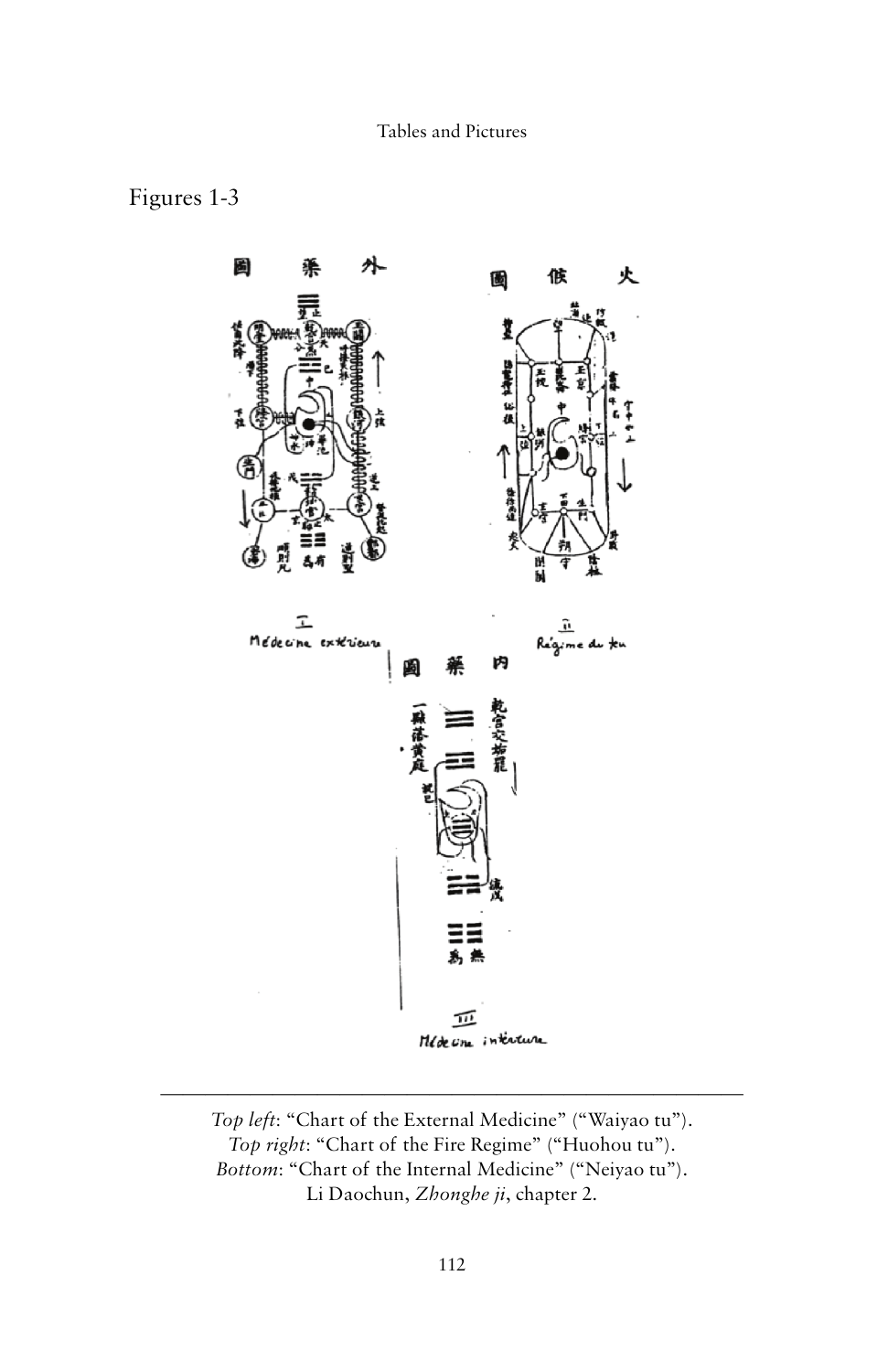## Figures 1-3

*Top left*: "Chart of the External Medicine" ("Waiyao tu").
*Top right*: "Chart of the Fire Regime" ("Huohou tu").
*Bottom*: "Chart of the Internal Medicine" ("Neiyao tu").
Li Daochun, *Zhonghe ji*, chapter 2.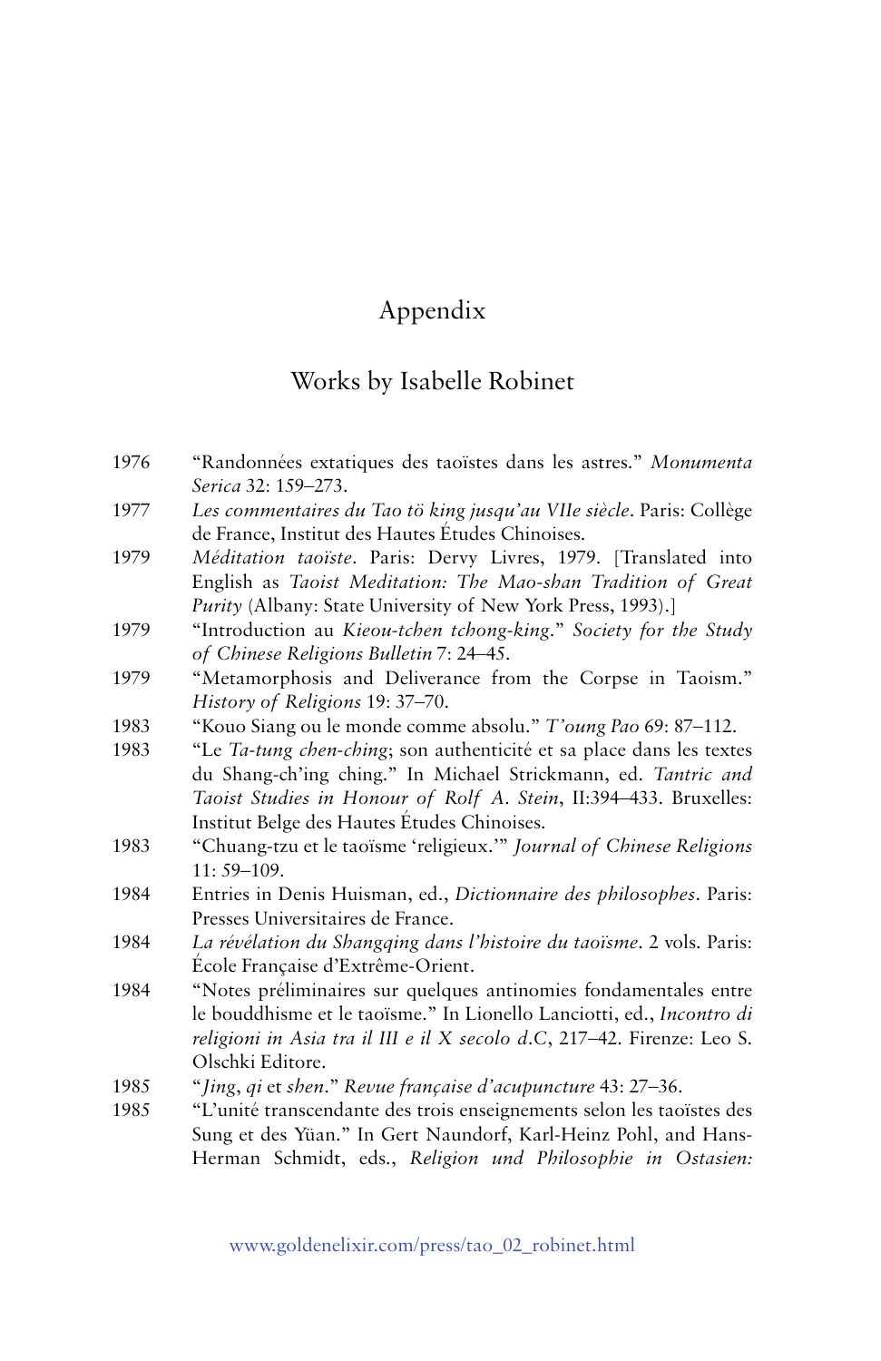# Appendix

## Works by Isabelle Robinet

1976 "Randonnées extatiques des taoïstes dans les astres." *Monumenta Serica* 32: 159–273.

1977 *Les commentaires du Tao tö king jusqu'au VIIe siècle*. Paris: Collège de France, Institut des Hautes Études Chinoises.

1979 *Méditation taoïste*. Paris: Dervy Livres, 1979. [Translated into English as *Taoist Meditation: The Mao-shan Tradition of Great Purity* (Albany: State University of New York Press, 1993).]

1979 "Introduction au *Kieou-tchen tchong-king*." *Society for the Study of Chinese Religions Bulletin* 7: 24–45.

1979 "Metamorphosis and Deliverance from the Corpse in Taoism." *History of Religions* 19: 37–70.

1983 "Kouo Siang ou le monde comme absolu." *T'oung Pao* 69: 87–112.

1983 "Le *Ta-tung chen-ching*; son authenticité et sa place dans les textes du Shang-ch'ing ching." In Michael Strickmann, ed. *Tantric and Taoist Studies in Honour of Rolf A. Stein*, II:394–433. Bruxelles: Institut Belge des Hautes Études Chinoises.

1983 "Chuang-tzu et le taoïsme 'religieux.'" *Journal of Chinese Religions* 11: 59–109.

1984 Entries in Denis Huisman, ed., *Dictionnaire des philosophes*. Paris: Presses Universitaires de France.

1984 *La révélation du Shangqing dans l'histoire du taoïsme*. 2 vols. Paris: École Française d'Extrême-Orient.

1984 "Notes préliminaires sur quelques antinomies fondamentales entre le bouddhisme et le taoïsme." In Lionello Lanciotti, ed., *Incontro di religioni in Asia tra il III e il X secolo d.C*, 217–42. Firenze: Leo S. Olschki Editore.

1985 "*Jing*, *qi* et *shen*." *Revue française d'acupuncture* 43: 27–36.

1985 "L'unité transcendante des trois enseignements selon les taoïstes des Sung et des Yüan." In Gert Naundorf, Karl-Heinz Pohl, and Hans-Herman Schmidt, eds., *Religion und Philosophie in Ostasien:*

www.goldenelixir.com/press/tao_02_robinet.html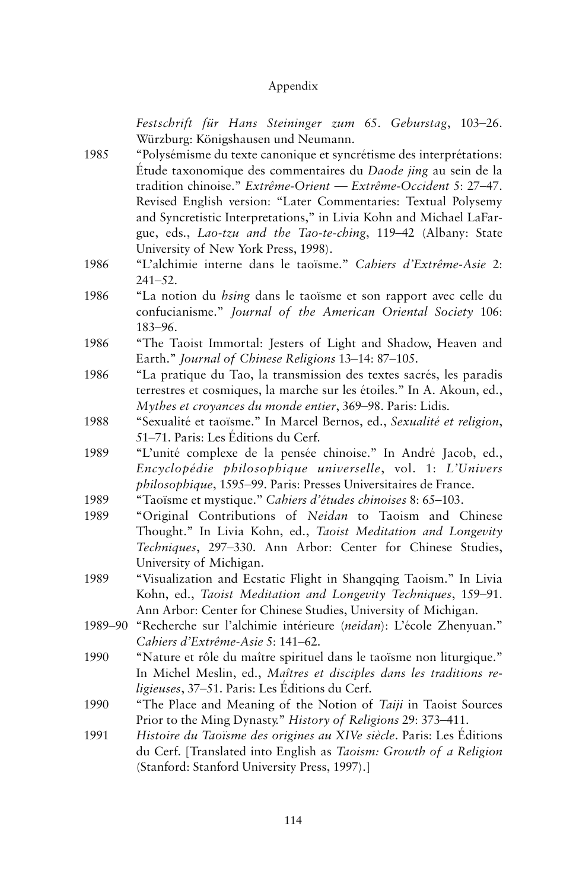*Festschrift für Hans Steininger zum 65. Geburstag*, 103–26. Würzburg: Königshausen und Neumann.

1985 "Polysémisme du texte canonique et syncrétisme des interprétations: Étude taxonomique des commentaires du *Daode jing* au sein de la tradition chinoise." *Extrême-Orient — Extrême-Occident* 5: 27–47. Revised English version: "Later Commentaries: Textual Polysemy and Syncretistic Interpretations," in Livia Kohn and Michael LaFargue, eds., *Lao-tzu and the Tao-te-ching*, 119–42 (Albany: State University of New York Press, 1998).

1986 "L'alchimie interne dans le taoïsme." *Cahiers d'Extrême-Asie* 2: 241–52.

1986 "La notion du *hsing* dans le taoïsme et son rapport avec celle du confucianisme." *Journal of the American Oriental Society* 106: 183–96.

1986 "The Taoist Immortal: Jesters of Light and Shadow, Heaven and Earth." *Journal of Chinese Religions* 13–14: 87–105.

1986 "La pratique du Tao, la transmission des textes sacrés, les paradis terrestres et cosmiques, la marche sur les étoiles." In A. Akoun, ed., *Mythes et croyances du monde entier*, 369–98. Paris: Lidis.

1988 "Sexualité et taoïsme." In Marcel Bernos, ed., *Sexualité et religion*, 51–71. Paris: Les Éditions du Cerf.

1989 "L'unité complexe de la pensée chinoise." In André Jacob, ed., *Encyclopédie philosophique universelle*, vol. 1: *L'Univers philosophique*, 1595–99. Paris: Presses Universitaires de France.

1989 "Taoïsme et mystique." *Cahiers d'études chinoises* 8: 65–103.

1989 "Original Contributions of *Neidan* to Taoism and Chinese Thought." In Livia Kohn, ed., *Taoist Meditation and Longevity Techniques*, 297–330. Ann Arbor: Center for Chinese Studies, University of Michigan.

1989 "Visualization and Ecstatic Flight in Shangqing Taoism." In Livia Kohn, ed., *Taoist Meditation and Longevity Techniques*, 159–91. Ann Arbor: Center for Chinese Studies, University of Michigan.

1989–90 "Recherche sur l'alchimie intérieure (*neidan*): L'école Zhenyuan." *Cahiers d'Extrême-Asie* 5: 141–62.

1990 "Nature et rôle du maître spirituel dans le taoïsme non liturgique." In Michel Meslin, ed., *Maîtres et disciples dans les traditions religieuses*, 37–51. Paris: Les Éditions du Cerf.

1990 "The Place and Meaning of the Notion of *Taiji* in Taoist Sources Prior to the Ming Dynasty." *History of Religions* 29: 373–411.

1991 *Histoire du Taoïsme des origines au XIVe siècle*. Paris: Les Éditions du Cerf. [Translated into English as *Taoism: Growth of a Religion* (Stanford: Stanford University Press, 1997).]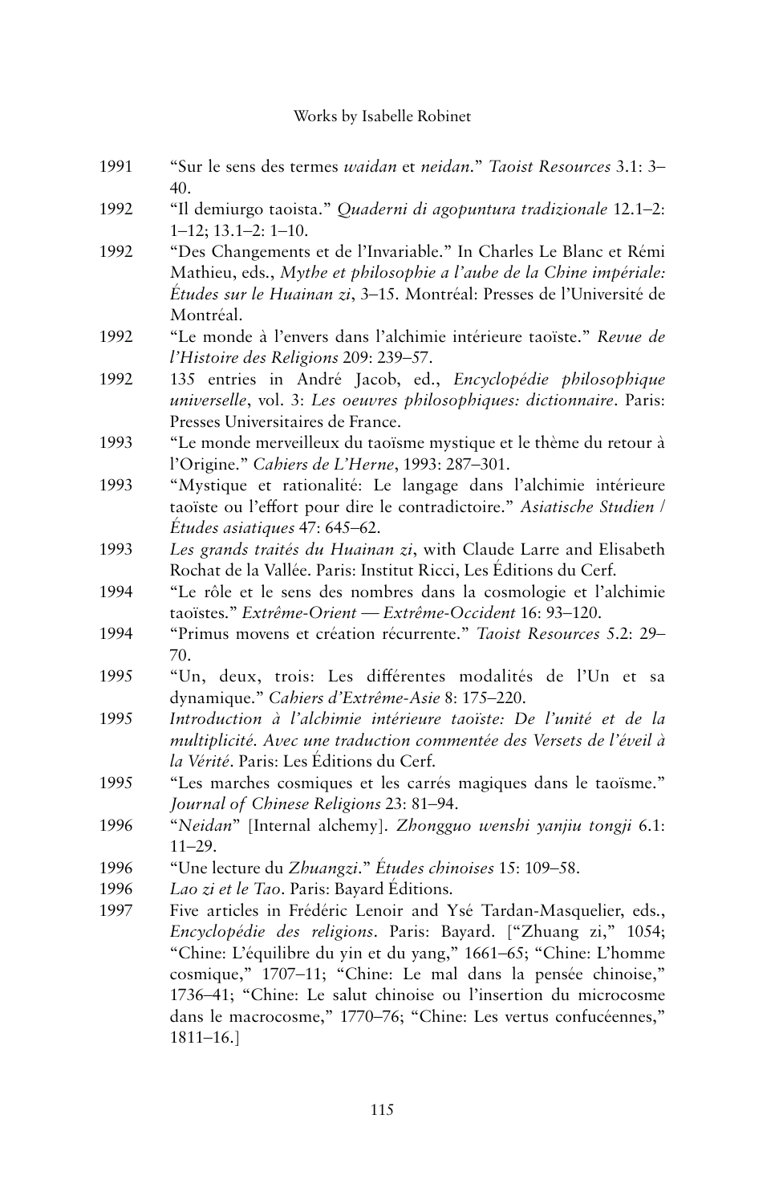1991 “Sur le sens des termes *waidan* et *neidan*.” *Taoist Resources* 3.1: 3–40.

1992 “Il demiurgo taoista.” *Quaderni di agopuntura tradizionale* 12.1–2: 1–12; 13.1–2: 1–10.

1992 “Des Changements et de l’Invariable.” In Charles Le Blanc et Rémi Mathieu, eds., *Mythe et philosophie a l’aube de la Chine impériale: Études sur le Huainan zi*, 3–15. Montréal: Presses de l’Université de Montréal.

1992 “Le monde à l’envers dans l’alchimie intérieure taoïste.” *Revue de l’Histoire des Religions* 209: 239–57.

1992 135 entries in André Jacob, ed., *Encyclopédie philosophique universelle*, vol. 3: *Les oeuvres philosophiques: dictionnaire*. Paris: Presses Universitaires de France.

1993 “Le monde merveilleux du taoïsme mystique et le thème du retour à l’Origine.” *Cahiers de L’Herne*, 1993: 287–301.

1993 “Mystique et rationalité: Le langage dans l’alchimie intérieure taoïste ou l’effort pour dire le contradictoire.” *Asiatische Studien / Études asiatiques* 47: 645–62.

1993 *Les grands traités du Huainan zi*, with Claude Larre and Elisabeth Rochat de la Vallée. Paris: Institut Ricci, Les Éditions du Cerf.

1994 “Le rôle et le sens des nombres dans la cosmologie et l’alchimie taoïstes.” *Extrême-Orient — Extrême-Occident* 16: 93–120.

1994 “Primus movens et création récurrente.” *Taoist Resources* 5.2: 29–70.

1995 “Un, deux, trois: Les différentes modalités de l’Un et sa dynamique.” *Cahiers d’Extrême-Asie* 8: 175–220.

1995 *Introduction à l’alchimie intérieure taoïste: De l’unité et de la multiplicité. Avec une traduction commentée des Versets de l’éveil à la Vérité*. Paris: Les Éditions du Cerf.

1995 “Les marches cosmiques et les carrés magiques dans le taoïsme.” *Journal of Chinese Religions* 23: 81–94.

1996 “*Neidan*” [Internal alchemy]. *Zhongguo wenshi yanjiu tongji* 6.1: 11–29.

1996 “Une lecture du *Zhuangzi*.” *Études chinoises* 15: 109–58.

1996 *Lao zi et le Tao*. Paris: Bayard Éditions.

1997 Five articles in Frédéric Lenoir and Ysé Tardan-Masquelier, eds., *Encyclopédie des religions*. Paris: Bayard. [“Zhuang zi,” 1054; “Chine: L’équilibre du yin et du yang,” 1661–65; “Chine: L’homme cosmique,” 1707–11; “Chine: Le mal dans la pensée chinoise,” 1736–41; “Chine: Le salut chinoise ou l’insertion du microcosme dans le macrocosme,” 1770–76; “Chine: Les vertus confucéennes,” 1811–16.]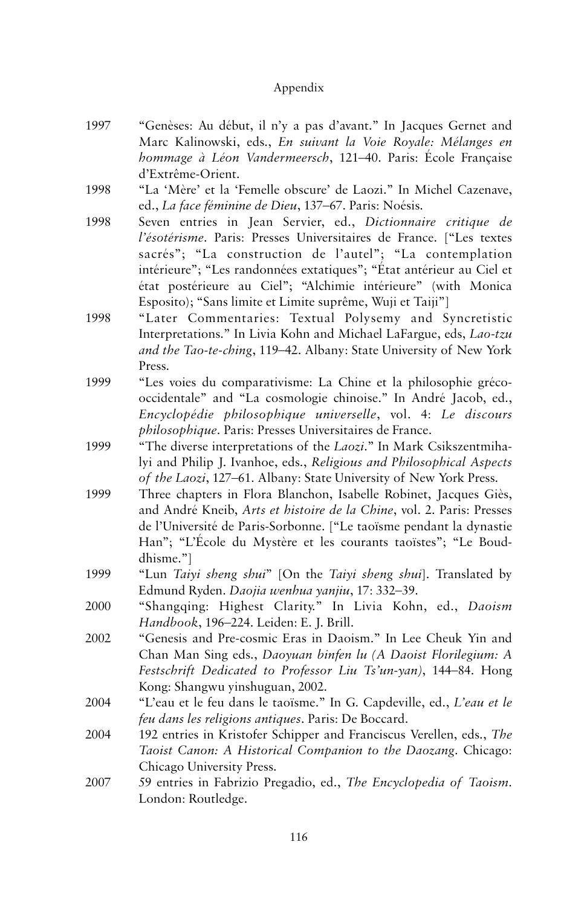1997 “Genèses: Au début, il n’y a pas d’avant.” In Jacques Gernet and Marc Kalinowski, eds., *En suivant la Voie Royale: Mélanges en hommage à Léon Vandermeersch*, 121–40. Paris: École Française d’Extrême-Orient.

1998 “La ‘Mère’ et la ‘Femelle obscure’ de Laozi.” In Michel Cazenave, ed., *La face féminine de Dieu*, 137–67. Paris: Noésis.

1998 Seven entries in Jean Servier, ed., *Dictionnaire critique de l’ésotérisme*. Paris: Presses Universitaires de France. [“Les textes sacrés”; “La construction de l’autel”; “La contemplation intérieure”; “Les randonnées extatiques”; “État antérieur au Ciel et état postérieure au Ciel”; “Alchimie intérieure” (with Monica Esposito); “Sans limite et Limite suprême, Wuji et Taiji”]

1998 “Later Commentaries: Textual Polysemy and Syncretistic Interpretations.” In Livia Kohn and Michael LaFargue, eds, *Lao-tzu and the Tao-te-ching*, 119–42. Albany: State University of New York Press.

1999 “Les voies du comparativisme: La Chine et la philosophie gréco-occidentale” and “La cosmologie chinoise.” In André Jacob, ed., *Encyclopédie philosophique universelle*, vol. 4: *Le discours philosophique*. Paris: Presses Universitaires de France.

1999 “The diverse interpretations of the *Laozi*.” In Mark Csikszentmihalyi and Philip J. Ivanhoe, eds., *Religious and Philosophical Aspects of the Laozi*, 127–61. Albany: State University of New York Press.

1999 Three chapters in Flora Blanchon, Isabelle Robinet, Jacques Giès, and André Kneib, *Arts et histoire de la Chine*, vol. 2. Paris: Presses de l’Université de Paris-Sorbonne. [“Le taoïsme pendant la dynastie Han”; “L’École du Mystère et les courants taoïstes”; “Le Bouddhisme.”]

1999 “Lun *Taiyi sheng shui*” [On the *Taiyi sheng shui*]. Translated by Edmund Ryden. *Daojia wenhua yanjiu*, 17: 332–39.

2000 “Shangqing: Highest Clarity.” In Livia Kohn, ed., *Daoism Handbook*, 196–224. Leiden: E. J. Brill.

2002 “Genesis and Pre-cosmic Eras in Daoism.” In Lee Cheuk Yin and Chan Man Sing eds., *Daoyuan binfen lu (A Daoist Florilegium: A Festschrift Dedicated to Professor Liu Ts’un-yan)*, 144–84. Hong Kong: Shangwu yinshuguan, 2002.

2004 “L’eau et le feu dans le taoïsme.” In G. Capdeville, ed., *L’eau et le feu dans les religions antiques*. Paris: De Boccard.

2004 192 entries in Kristofer Schipper and Franciscus Verellen, eds., *The Taoist Canon: A Historical Companion to the Daozang*. Chicago: Chicago University Press.

2007 59 entries in Fabrizio Pregadio, ed., *The Encyclopedia of Taoism*. London: Routledge.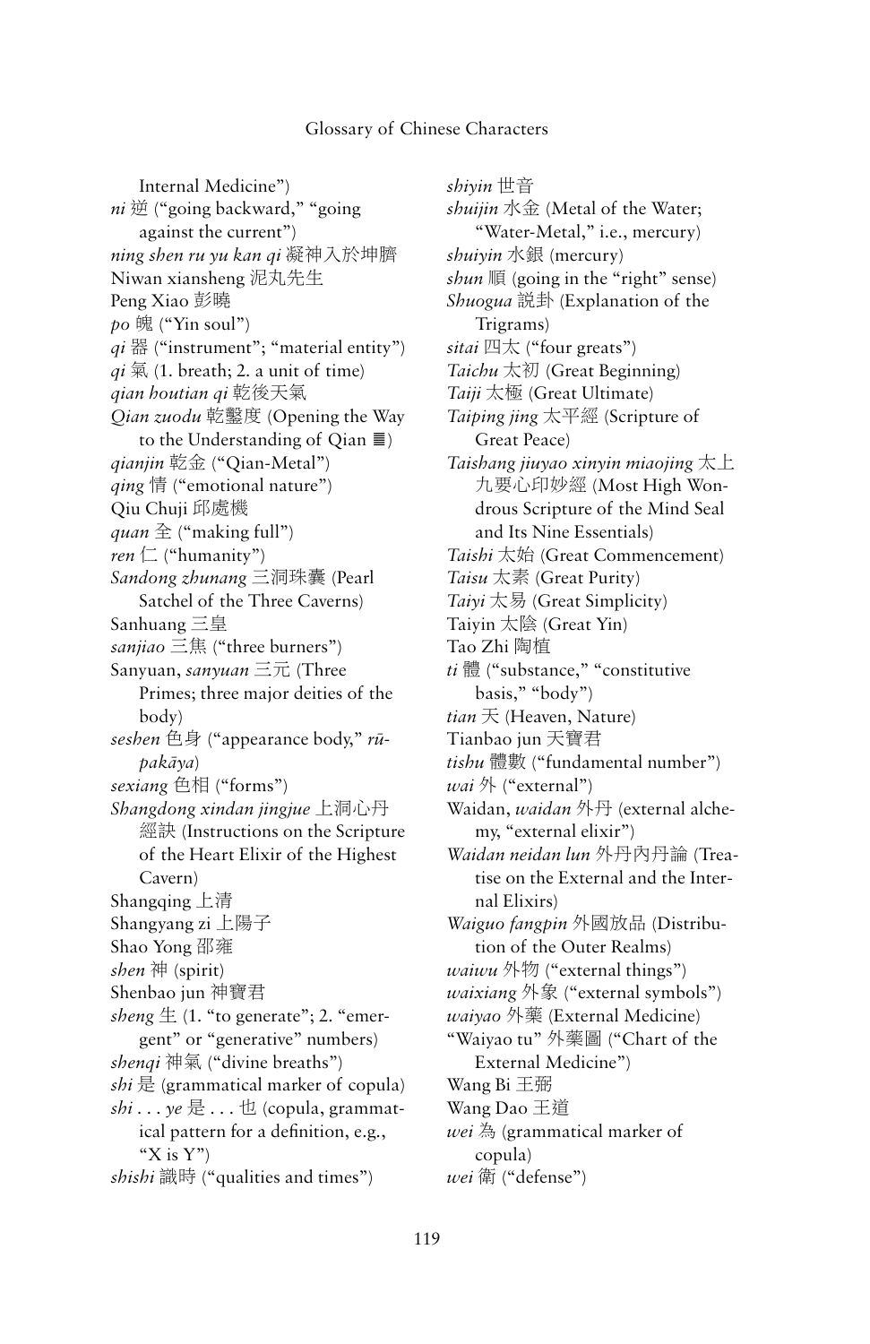Internal Medicine")

*ni* 逆 ("going backward," "going against the current")

*ning shen ru yu kan qi* 凝神入於坤臍

Niwan xiansheng 泥丸先生

Peng Xiao 彭曉

*po* 魄 ("Yin soul")

*qi* 器 ("instrument"; "material entity")

*qi* 氣 (1. breath; 2. a unit of time)

*qian houtian qi* 乾後天氣

*Qian zuodu* 乾鑿度 (Opening the Way to the Understanding of Qian ☰)

*qianjin* 乾金 ("Qian-Metal")

*qing* 情 ("emotional nature")

Qiu Chuji 邱處機

*quan* 全 ("making full")

*ren* 仁 ("humanity")

*Sandong zhunang* 三洞珠囊 (Pearl Satchel of the Three Caverns)

Sanhuang 三皇

*sanjiao* 三焦 ("three burners")

Sanyuan, *sanyuan* 三元 (Three Primes; three major deities of the body)

*seshen* 色身 ("appearance body," *rūpakāya*)

*sexiang* 色相 ("forms")

*Shangdong xindan jingjue* 上洞心丹經訣 (Instructions on the Scripture of the Heart Elixir of the Highest Cavern)

Shangqing 上清

Shangyang zi 上陽子

Shao Yong 邵雍

*shen* 神 (spirit)

Shenbao jun 神寶君

*sheng* 生 (1. "to generate"; 2. "emergent" or "generative" numbers)

*shenqi* 神氣 ("divine breaths")

*shi* 是 (grammatical marker of copula)

*shi . . . ye* 是 . . . 也 (copula, grammatical pattern for a definition, e.g., "X is Y")

*shishi* 識時 ("qualities and times")

*shiyin* 世音

*shuijin* 水金 (Metal of the Water; "Water-Metal," i.e., mercury)

*shuiyin* 水銀 (mercury)

*shun* 順 (going in the "right" sense)

*Shuogua* 說卦 (Explanation of the Trigrams)

*sitai* 四太 ("four greats")

*Taichu* 太初 (Great Beginning)

*Taiji* 太極 (Great Ultimate)

*Taiping jing* 太平經 (Scripture of Great Peace)

*Taishang jiuyao xinyin miaojing* 太上九要心印妙經 (Most High Wondrous Scripture of the Mind Seal and Its Nine Essentials)

*Taishi* 太始 (Great Commencement)

*Taisu* 太素 (Great Purity)

*Taiyi* 太易 (Great Simplicity)

Taiyin 太陰 (Great Yin)

Tao Zhi 陶植

*ti* 體 ("substance," "constitutive basis," "body")

*tian* 天 (Heaven, Nature)

Tianbao jun 天寶君

*tishu* 體數 ("fundamental number")

*wai* 外 ("external")

Waidan, *waidan* 外丹 (external alchemy, "external elixir")

*Waidan neidan lun* 外丹內丹論 (Treatise on the External and the Internal Elixirs)

*Waiguo fangpin* 外國放品 (Distribution of the Outer Realms)

*waiwu* 外物 ("external things")

*waixiang* 外象 ("external symbols")

*waiyao* 外藥 (External Medicine)

"Waiyao tu" 外藥圖 ("Chart of the External Medicine")

Wang Bi 王弼

Wang Dao 王道

*wei* 為 (grammatical marker of copula)

*wei* 衛 ("defense")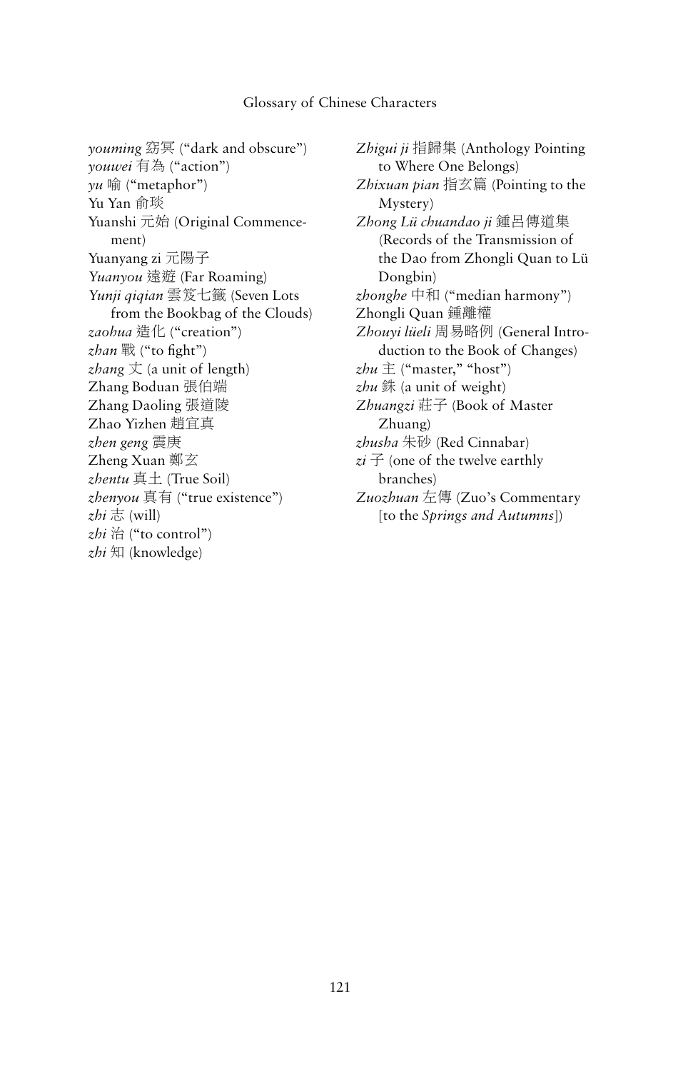*youming* 窈冥 (“dark and obscure”)
*youwei* 有為 (“action”)
*yu* 喻 (“metaphor”)
Yu Yan 俞琰
Yuanshi 元始 (Original Commencement)
Yuanyang zi 元陽子
*Yuanyou* 遠遊 (Far Roaming)
*Yunji qiqian* 雲笈七籤 (Seven Lots from the Bookbag of the Clouds)
*zaohua* 造化 (“creation”)
*zhan* 戰 (“to fight”)
*zhang* 丈 (a unit of length)
Zhang Boduan 張伯端
Zhang Daoling 張道陵
Zhao Yizhen 趙宜真
*zhen geng* 震庚
Zheng Xuan 鄭玄
*zhentu* 真土 (True Soil)
*zhenyou* 真有 (“true existence”)
*zhi* 志 (will)
*zhi* 治 (“to control”)
*zhi* 知 (knowledge)
*Zhigui ji* 指歸集 (Anthology Pointing to Where One Belongs)
*Zhixuan pian* 指玄篇 (Pointing to the Mystery)
*Zhong Lü chuandao ji* 鍾呂傳道集 (Records of the Transmission of the Dao from Zhongli Quan to Lü Dongbin)
*zhonghe* 中和 (“median harmony”)
Zhongli Quan 鍾離權
*Zhouyi lüeli* 周易略例 (General Introduction to the Book of Changes)
*zhu* 主 (“master,” “host”)
*zhu* 銖 (a unit of weight)
*Zhuangzi* 莊子 (Book of Master Zhuang)
*zhusha* 朱砂 (Red Cinnabar)
*zi* 子 (one of the twelve earthly branches)
*Zuozhuan* 左傳 (Zuo’s Commentary [to the *Springs and Autumns*])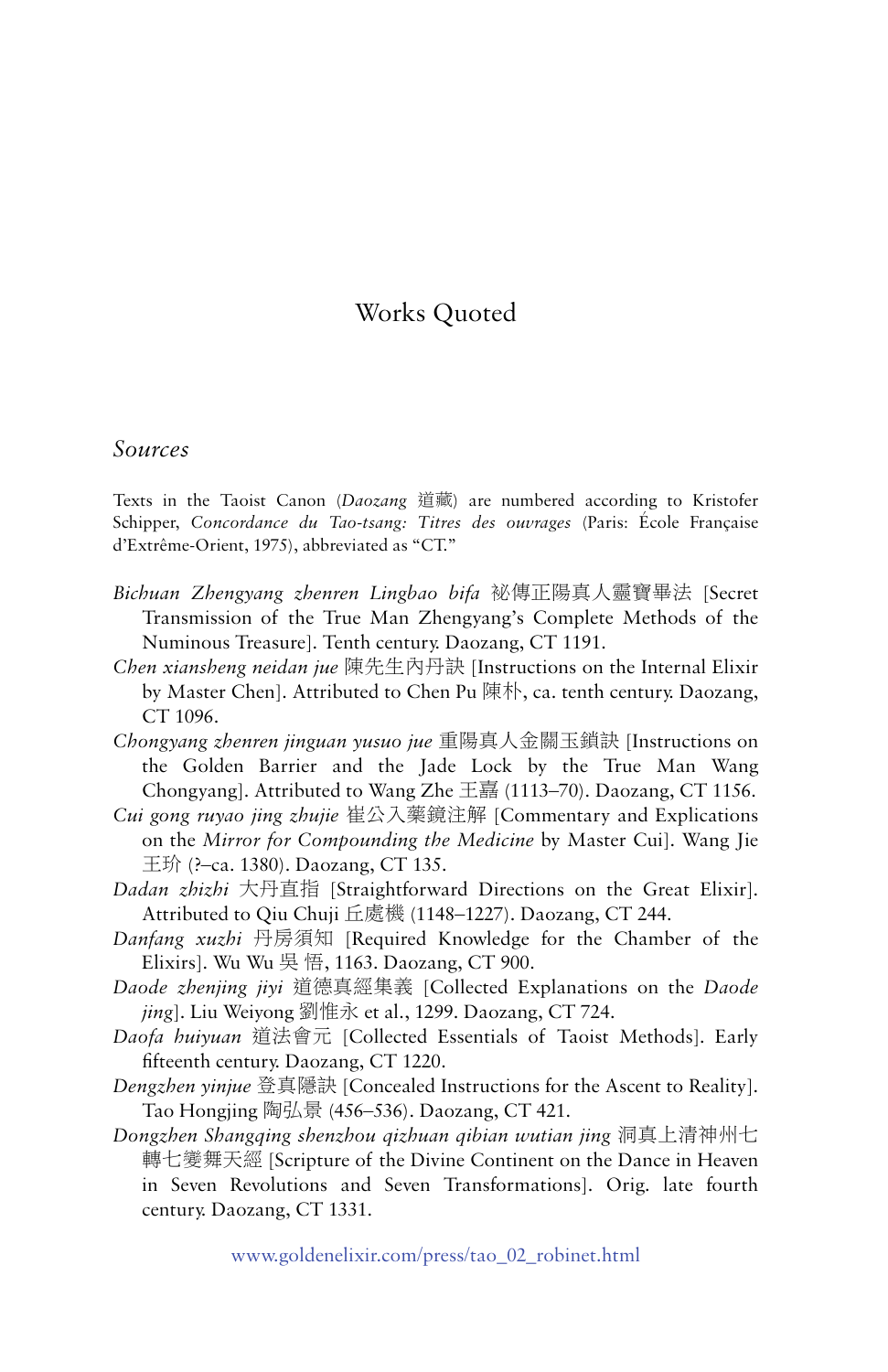# Works Quoted

## *Sources*

Texts in the Taoist Canon (*Daozang* 道藏) are numbered according to Kristofer Schipper, *Concordance du Tao-tsang: Titres des ouvrages* (Paris: École Française d'Extrême-Orient, 1975), abbreviated as "CT."

*Bichuan Zhengyang zhenren Lingbao bifa* 祕傳正陽真人靈寶畢法 [Secret Transmission of the True Man Zhengyang's Complete Methods of the Numinous Treasure]. Tenth century. Daozang, CT 1191.

*Chen xiansheng neidan jue* 陳先生內丹訣 [Instructions on the Internal Elixir by Master Chen]. Attributed to Chen Pu 陳朴, ca. tenth century. Daozang, CT 1096.

*Chongyang zhenren jinguan yusuo jue* 重陽真人金關玉鎖訣 [Instructions on the Golden Barrier and the Jade Lock by the True Man Wang Chongyang]. Attributed to Wang Zhe 王嚞 (1113–70). Daozang, CT 1156.

*Cui gong ruyao jing zhujie* 崔公入藥鏡注解 [Commentary and Explications on the *Mirror for Compounding the Medicine* by Master Cui]. Wang Jie 王玠 (?–ca. 1380). Daozang, CT 135.

*Dadan zhizhi* 大丹直指 [Straightforward Directions on the Great Elixir]. Attributed to Qiu Chuji 丘處機 (1148–1227). Daozang, CT 244.

*Danfang xuzhi* 丹房須知 [Required Knowledge for the Chamber of the Elixirs]. Wu Wu 吳 悟, 1163. Daozang, CT 900.

*Daode zhenjing jiyi* 道德真經集義 [Collected Explanations on the *Daode jing*]. Liu Weiyong 劉惟永 et al., 1299. Daozang, CT 724.

*Daofa huiyuan* 道法會元 [Collected Essentials of Taoist Methods]. Early fifteenth century. Daozang, CT 1220.

*Dengzhen yinjue* 登真隱訣 [Concealed Instructions for the Ascent to Reality]. Tao Hongjing 陶弘景 (456–536). Daozang, CT 421.

*Dongzhen Shangqing shenzhou qizhuan qibian wutian jing* 洞真上清神州七轉七變舞天經 [Scripture of the Divine Continent on the Dance in Heaven in Seven Revolutions and Seven Transformations]. Orig. late fourth century. Daozang, CT 1331.

www.goldenelixir.com/press/tao_02_robinet.html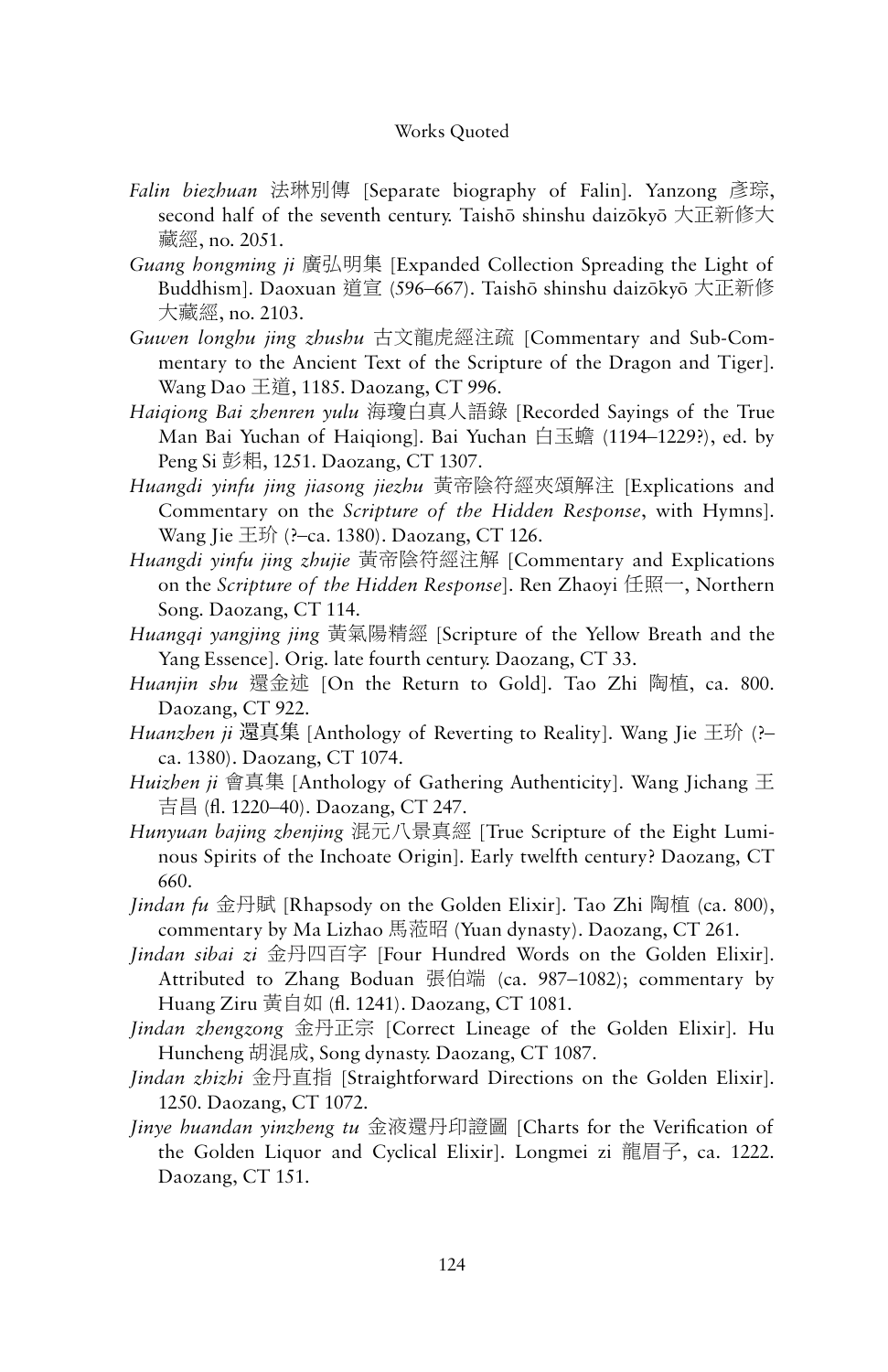*Falin biezhuan* 法琳別傳 [Separate biography of Falin]. Yanzong 彥琮, second half of the seventh century. Taishō shinshu daizōkyō 大正新修大藏經, no. 2051.

*Guang hongming ji* 廣弘明集 [Expanded Collection Spreading the Light of Buddhism]. Daoxuan 道宣 (596–667). Taishō shinshu daizōkyō 大正新修大藏經, no. 2103.

*Guwen longhu jing zhushu* 古文龍虎經注疏 [Commentary and Sub-Commentary to the Ancient Text of the Scripture of the Dragon and Tiger]. Wang Dao 王道, 1185. Daozang, CT 996.

*Haiqiong Bai zhenren yulu* 海瓊白真人語錄 [Recorded Sayings of the True Man Bai Yuchan of Haiqiong]. Bai Yuchan 白玉蟾 (1194–1229?), ed. by Peng Si 彭耜, 1251. Daozang, CT 1307.

*Huangdi yinfu jing jiasong jiezhu* 黃帝陰符經夾頌解注 [Explications and Commentary on the *Scripture of the Hidden Response*, with Hymns]. Wang Jie 王玠 (?–ca. 1380). Daozang, CT 126.

*Huangdi yinfu jing zhujie* 黃帝陰符經注解 [Commentary and Explications on the *Scripture of the Hidden Response*]. Ren Zhaoyi 任照一, Northern Song. Daozang, CT 114.

*Huangqi yangjing jing* 黃氣陽精經 [Scripture of the Yellow Breath and the Yang Essence]. Orig. late fourth century. Daozang, CT 33.

*Huanjin shu* 還金述 [On the Return to Gold]. Tao Zhi 陶植, ca. 800. Daozang, CT 922.

*Huanzhen ji* 還真集 [Anthology of Reverting to Reality]. Wang Jie 王玠 (?–ca. 1380). Daozang, CT 1074.

*Huizhen ji* 會真集 [Anthology of Gathering Authenticity]. Wang Jichang 王吉昌 (fl. 1220–40). Daozang, CT 247.

*Hunyuan bajing zhenjing* 混元八景真經 [True Scripture of the Eight Luminous Spirits of the Inchoate Origin]. Early twelfth century? Daozang, CT 660.

*Jindan fu* 金丹賦 [Rhapsody on the Golden Elixir]. Tao Zhi 陶植 (ca. 800), commentary by Ma Lizhao 馬蒞昭 (Yuan dynasty). Daozang, CT 261.

*Jindan sibai zi* 金丹四百字 [Four Hundred Words on the Golden Elixir]. Attributed to Zhang Boduan 張伯端 (ca. 987–1082); commentary by Huang Ziru 黃自如 (fl. 1241). Daozang, CT 1081.

*Jindan zhengzong* 金丹正宗 [Correct Lineage of the Golden Elixir]. Hu Huncheng 胡混成, Song dynasty. Daozang, CT 1087.

*Jindan zhizhi* 金丹直指 [Straightforward Directions on the Golden Elixir]. 1250. Daozang, CT 1072.

*Jinye huandan yinzheng tu* 金液還丹印證圖 [Charts for the Verification of the Golden Liquor and Cyclical Elixir]. Longmei zi 龍眉子, ca. 1222. Daozang, CT 151.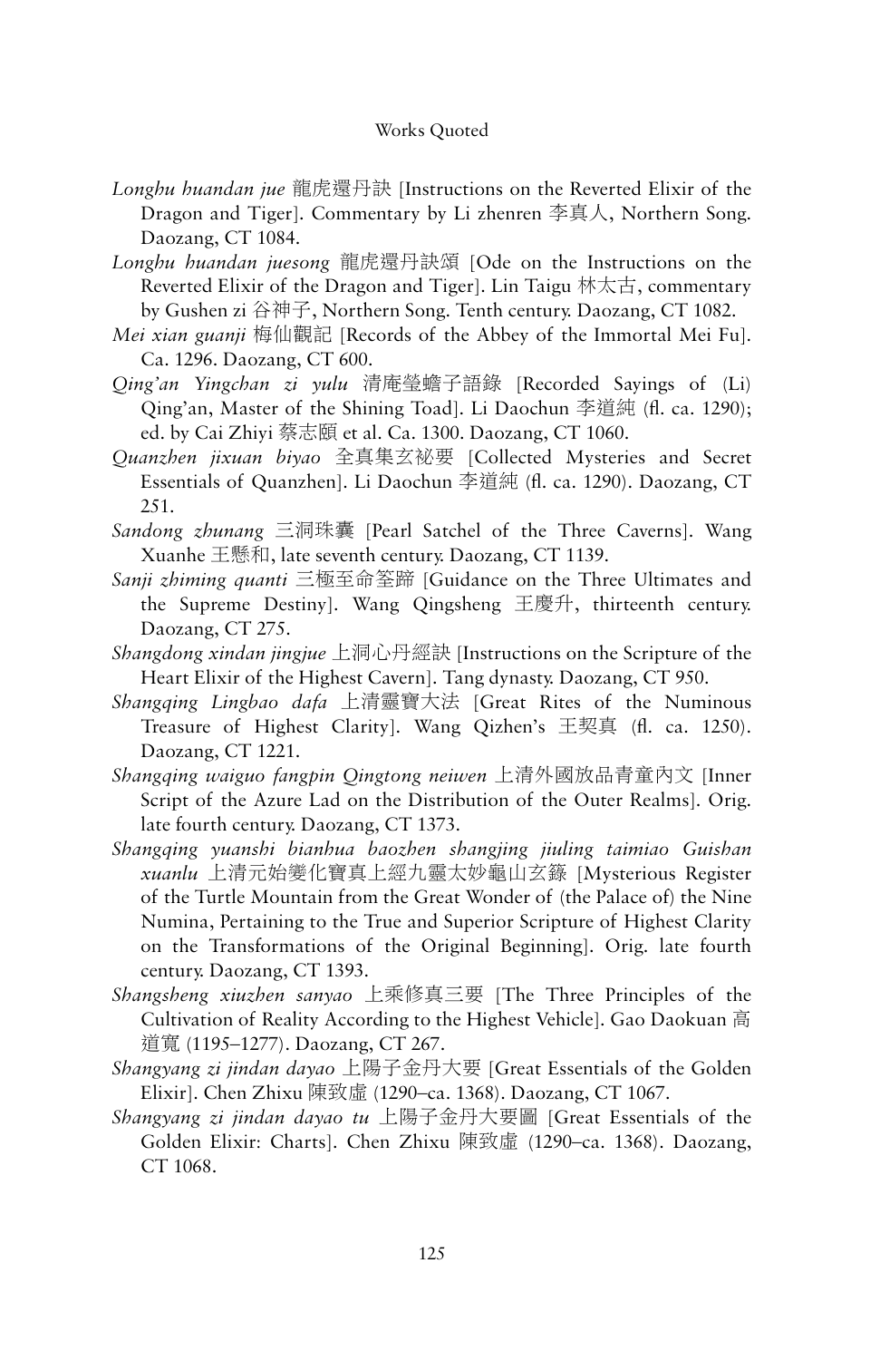*Longhu huandan jue* 龍虎還丹訣 [Instructions on the Reverted Elixir of the Dragon and Tiger]. Commentary by Li zhenren 李真人, Northern Song. Daozang, CT 1084.

*Longhu huandan juesong* 龍虎還丹訣頌 [Ode on the Instructions on the Reverted Elixir of the Dragon and Tiger]. Lin Taigu 林太古, commentary by Gushen zi 谷神子, Northern Song. Tenth century. Daozang, CT 1082.

*Mei xian guanji* 梅仙觀記 [Records of the Abbey of the Immortal Mei Fu]. Ca. 1296. Daozang, CT 600.

*Qing'an Yingchan zi yulu* 清庵瑩蟾子語錄 [Recorded Sayings of (Li) Qing'an, Master of the Shining Toad]. Li Daochun 李道純 (fl. ca. 1290); ed. by Cai Zhiyi 蔡志頤 et al. Ca. 1300. Daozang, CT 1060.

*Quanzhen jixuan biyao* 全真集玄祕要 [Collected Mysteries and Secret Essentials of Quanzhen]. Li Daochun 李道純 (fl. ca. 1290). Daozang, CT 251.

*Sandong zhunang* 三洞珠囊 [Pearl Satchel of the Three Caverns]. Wang Xuanhe 王懸和, late seventh century. Daozang, CT 1139.

*Sanji zhiming quanti* 三極至命筌蹄 [Guidance on the Three Ultimates and the Supreme Destiny]. Wang Qingsheng 王慶升, thirteenth century. Daozang, CT 275.

*Shangdong xindan jingjue* 上洞心丹經訣 [Instructions on the Scripture of the Heart Elixir of the Highest Cavern]. Tang dynasty. Daozang, CT 950.

*Shangqing Lingbao dafa* 上清靈寶大法 [Great Rites of the Numinous Treasure of Highest Clarity]. Wang Qizhen's 王契真 (fl. ca. 1250). Daozang, CT 1221.

*Shangqing waiguo fangpin Qingtong neiwen* 上清外國放品青童內文 [Inner Script of the Azure Lad on the Distribution of the Outer Realms]. Orig. late fourth century. Daozang, CT 1373.

*Shangqing yuanshi bianhua baozhen shangjing jiuling taimiao Guishan xuanlu* 上清元始變化寶真上經九靈太妙龜山玄籙 [Mysterious Register of the Turtle Mountain from the Great Wonder of (the Palace of) the Nine Numina, Pertaining to the True and Superior Scripture of Highest Clarity on the Transformations of the Original Beginning]. Orig. late fourth century. Daozang, CT 1393.

*Shangsheng xiuzhen sanyao* 上乘修真三要 [The Three Principles of the Cultivation of Reality According to the Highest Vehicle]. Gao Daokuan 高道寬 (1195–1277). Daozang, CT 267.

*Shangyang zi jindan dayao* 上陽子金丹大要 [Great Essentials of the Golden Elixir]. Chen Zhixu 陳致虛 (1290–ca. 1368). Daozang, CT 1067.

*Shangyang zi jindan dayao tu* 上陽子金丹大要圖 [Great Essentials of the Golden Elixir: Charts]. Chen Zhixu 陳致虛 (1290–ca. 1368). Daozang, CT 1068.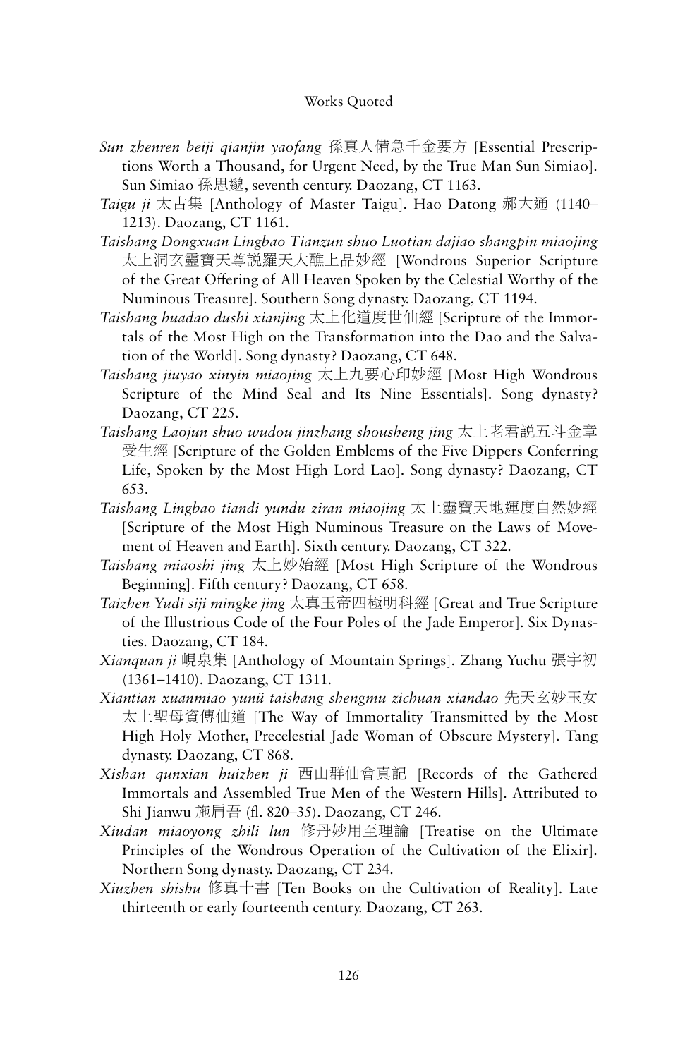*Sun zhenren beiji qianjin yaofang* 孫真人備急千金要方 [Essential Prescriptions Worth a Thousand, for Urgent Need, by the True Man Sun Simiao]. Sun Simiao 孫思邈, seventh century. Daozang, CT 1163.

*Taigu ji* 太古集 [Anthology of Master Taigu]. Hao Datong 郝大通 (1140–1213). Daozang, CT 1161.

*Taishang Dongxuan Lingbao Tianzun shuo Luotian dajiao shangpin miaojing* 太上洞玄靈寶天尊說羅天大醮上品妙經 [Wondrous Superior Scripture of the Great Offering of All Heaven Spoken by the Celestial Worthy of the Numinous Treasure]. Southern Song dynasty. Daozang, CT 1194.

*Taishang huadao dushi xianjing* 太上化道度世仙經 [Scripture of the Immortals of the Most High on the Transformation into the Dao and the Salvation of the World]. Song dynasty? Daozang, CT 648.

*Taishang jiuyao xinyin miaojing* 太上九要心印妙經 [Most High Wondrous Scripture of the Mind Seal and Its Nine Essentials]. Song dynasty? Daozang, CT 225.

*Taishang Laojun shuo wudou jinzhang shousheng jing* 太上老君說五斗金章受生經 [Scripture of the Golden Emblems of the Five Dippers Conferring Life, Spoken by the Most High Lord Lao]. Song dynasty? Daozang, CT 653.

*Taishang Lingbao tiandi yundu ziran miaojing* 太上靈寶天地運度自然妙經 [Scripture of the Most High Numinous Treasure on the Laws of Movement of Heaven and Earth]. Sixth century. Daozang, CT 322.

*Taishang miaoshi jing* 太上妙始經 [Most High Scripture of the Wondrous Beginning]. Fifth century? Daozang, CT 658.

*Taizhen Yudi siji mingke jing* 太真玉帝四極明科經 [Great and True Scripture of the Illustrious Code of the Four Poles of the Jade Emperor]. Six Dynasties. Daozang, CT 184.

*Xianquan ji* 峴泉集 [Anthology of Mountain Springs]. Zhang Yuchu 張宇初 (1361–1410). Daozang, CT 1311.

*Xiantian xuanmiao yunü taishang shengmu zichuan xiandao* 先天玄妙玉女太上聖母資傳仙道 [The Way of Immortality Transmitted by the Most High Holy Mother, Precelestial Jade Woman of Obscure Mystery]. Tang dynasty. Daozang, CT 868.

*Xishan qunxian huizhen ji* 西山群仙會真記 [Records of the Gathered Immortals and Assembled True Men of the Western Hills]. Attributed to Shi Jianwu 施肩吾 (fl. 820–35). Daozang, CT 246.

*Xiudan miaoyong zhili lun* 修丹妙用至理論 [Treatise on the Ultimate Principles of the Wondrous Operation of the Cultivation of the Elixir]. Northern Song dynasty. Daozang, CT 234.

*Xiuzhen shishu* 修真十書 [Ten Books on the Cultivation of Reality]. Late thirteenth or early fourteenth century. Daozang, CT 263.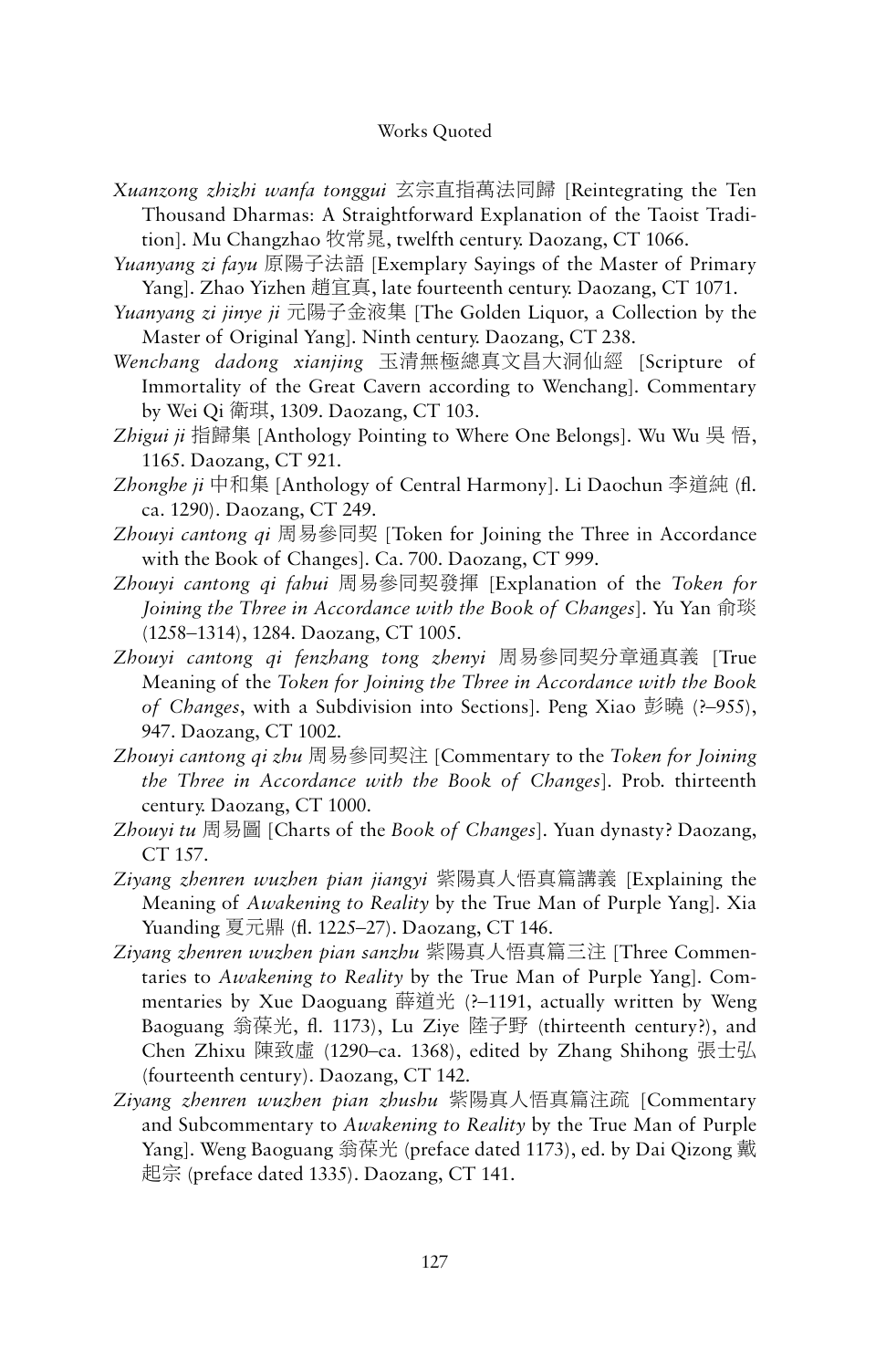*Xuanzong zhizhi wanfa tonggui* 玄宗直指萬法同歸 [Reintegrating the Ten Thousand Dharmas: A Straightforward Explanation of the Taoist Tradition]. Mu Changzhao 牧常晁, twelfth century. Daozang, CT 1066.

*Yuanyang zi fayu* 原陽子法語 [Exemplary Sayings of the Master of Primary Yang]. Zhao Yizhen 趙宜真, late fourteenth century. Daozang, CT 1071.

*Yuanyang zi jinye ji* 元陽子金液集 [The Golden Liquor, a Collection by the Master of Original Yang]. Ninth century. Daozang, CT 238.

*Wenchang dadong xianjing* 玉清無極總真文昌大洞仙經 [Scripture of Immortality of the Great Cavern according to Wenchang]. Commentary by Wei Qi 衛琪, 1309. Daozang, CT 103.

*Zhigui ji* 指歸集 [Anthology Pointing to Where One Belongs]. Wu Wu 吳 悟, 1165. Daozang, CT 921.

*Zhonghe ji* 中和集 [Anthology of Central Harmony]. Li Daochun 李道純 (fl. ca. 1290). Daozang, CT 249.

*Zhouyi cantong qi* 周易參同契 [Token for Joining the Three in Accordance with the Book of Changes]. Ca. 700. Daozang, CT 999.

*Zhouyi cantong qi fahui* 周易參同契發揮 [Explanation of the *Token for Joining the Three in Accordance with the Book of Changes*]. Yu Yan 俞琰 (1258–1314), 1284. Daozang, CT 1005.

*Zhouyi cantong qi fenzhang tong zhenyi* 周易參同契分章通真義 [True Meaning of the *Token for Joining the Three in Accordance with the Book of Changes*, with a Subdivision into Sections]. Peng Xiao 彭曉 (?–955), 947. Daozang, CT 1002.

*Zhouyi cantong qi zhu* 周易參同契注 [Commentary to the *Token for Joining the Three in Accordance with the Book of Changes*]. Prob. thirteenth century. Daozang, CT 1000.

*Zhouyi tu* 周易圖 [Charts of the *Book of Changes*]. Yuan dynasty? Daozang, CT 157.

*Ziyang zhenren wuzhen pian jiangyi* 紫陽真人悟真篇講義 [Explaining the Meaning of *Awakening to Reality* by the True Man of Purple Yang]. Xia Yuanding 夏元鼎 (fl. 1225–27). Daozang, CT 146.

*Ziyang zhenren wuzhen pian sanzhu* 紫陽真人悟真篇三注 [Three Commentaries to *Awakening to Reality* by the True Man of Purple Yang]. Commentaries by Xue Daoguang 薛道光 (?–1191, actually written by Weng Baoguang 翁葆光, fl. 1173), Lu Ziye 陸子野 (thirteenth century?), and Chen Zhixu 陳致虛 (1290–ca. 1368), edited by Zhang Shihong 張士弘 (fourteenth century). Daozang, CT 142.

*Ziyang zhenren wuzhen pian zhushu* 紫陽真人悟真篇注疏 [Commentary and Subcommentary to *Awakening to Reality* by the True Man of Purple Yang]. Weng Baoguang 翁葆光 (preface dated 1173), ed. by Dai Qizong 戴起宗 (preface dated 1335). Daozang, CT 141.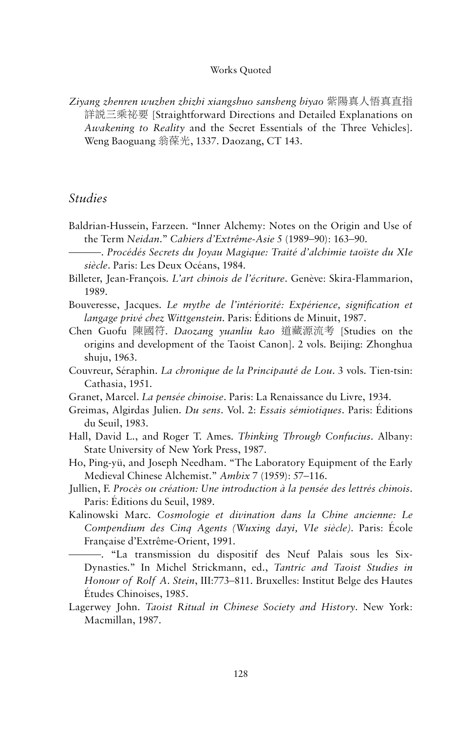*Ziyang zhenren wuzhen zhizhi xiangshuo sansheng biyao* 紫陽真人悟真直指詳說三乘祕要 [Straightforward Directions and Detailed Explanations on *Awakening to Reality* and the Secret Essentials of the Three Vehicles]. Weng Baoguang 翁葆光, 1337. Daozang, CT 143.

## *Studies*

Baldrian-Hussein, Farzeen. "Inner Alchemy: Notes on the Origin and Use of the Term *Neidan*." *Cahiers d'Extrême-Asie* 5 (1989–90): 163–90.

———. *Procédés Secrets du Joyau Magique: Traité d'alchimie taoïste du XIe siècle*. Paris: Les Deux Océans, 1984.

Billeter, Jean-François. *L'art chinois de l'écriture*. Genève: Skira-Flammarion, 1989.

Bouveresse, Jacques. *Le mythe de l'intériorité: Expérience, signification et langage privé chez Wittgenstein*. Paris: Éditions de Minuit, 1987.

Chen Guofu 陳國符. *Daozang yuanliu kao* 道藏源流考 [Studies on the origins and development of the Taoist Canon]. 2 vols. Beijing: Zhonghua shuju, 1963.

Couvreur, Séraphin. *La chronique de la Principauté de Lou*. 3 vols. Tien-tsin: Cathasia, 1951.

Granet, Marcel. *La pensée chinoise*. Paris: La Renaissance du Livre, 1934.

Greimas, Algirdas Julien. *Du sens*. Vol. 2: *Essais sémiotiques*. Paris: Éditions du Seuil, 1983.

Hall, David L., and Roger T. Ames. *Thinking Through Confucius*. Albany: State University of New York Press, 1987.

Ho, Ping-yü, and Joseph Needham. "The Laboratory Equipment of the Early Medieval Chinese Alchemist." *Ambix* 7 (1959): 57–116.

Jullien, F. *Procès ou création: Une introduction à la pensée des lettrés chinois*. Paris: Éditions du Seuil, 1989.

Kalinowski Marc. *Cosmologie et divination dans la Chine ancienne: Le Compendium des Cinq Agents (Wuxing dayi, VIe siècle)*. Paris: École Française d'Extrême-Orient, 1991.

———. "La transmission du dispositif des Neuf Palais sous les Six-Dynasties." In Michel Strickmann, ed., *Tantric and Taoist Studies in Honour of Rolf A. Stein*, III:773–811. Bruxelles: Institut Belge des Hautes Études Chinoises, 1985.

Lagerwey John. *Taoist Ritual in Chinese Society and History*. New York: Macmillan, 1987.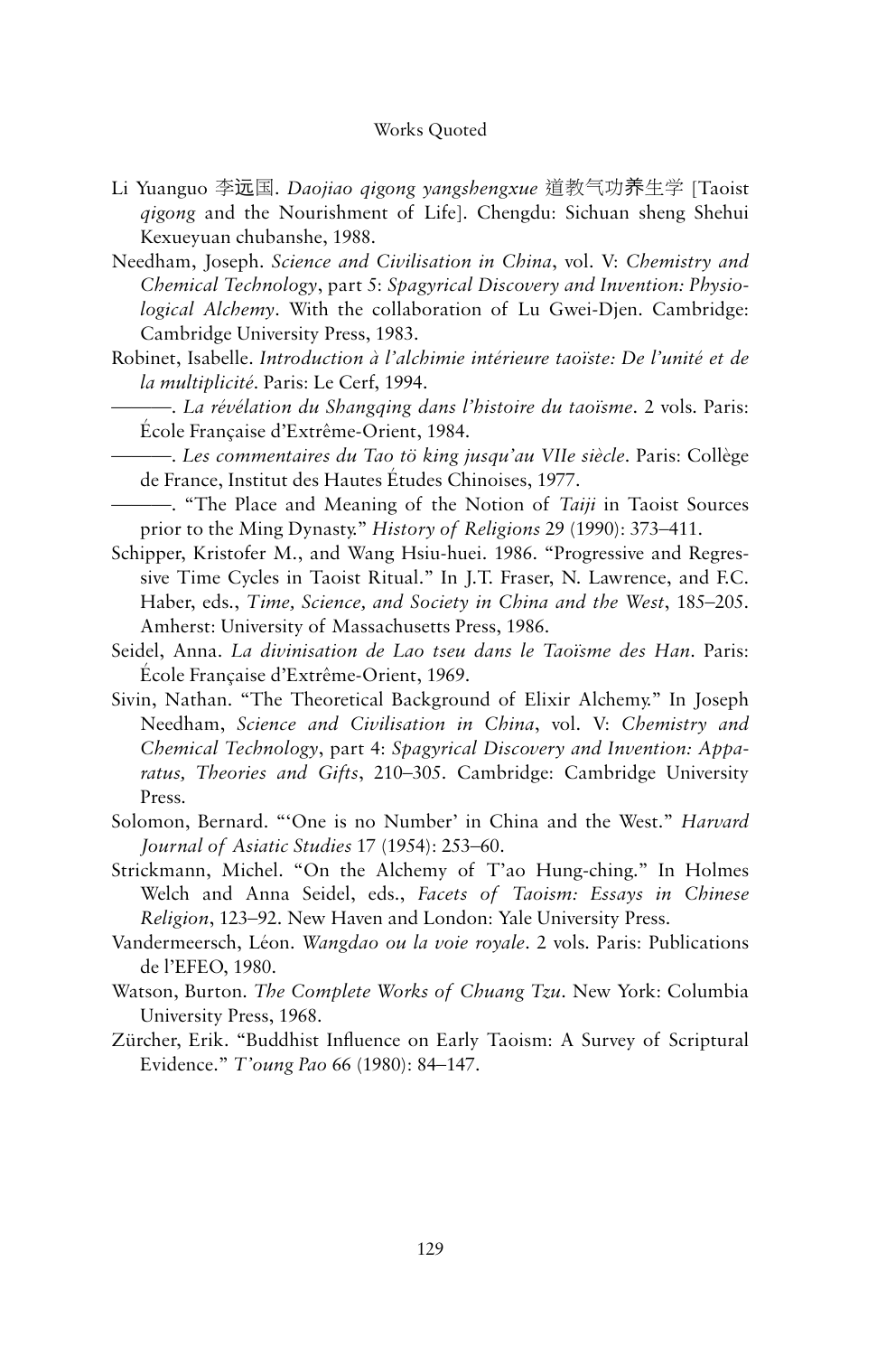Li Yuanguo 李远国. *Daojiao qigong yangshengxue* 道教气功养生学 [Taoist *qigong* and the Nourishment of Life]. Chengdu: Sichuan sheng Shehui Kexueyuan chubanshe, 1988.

Needham, Joseph. *Science and Civilisation in China*, vol. V: *Chemistry and Chemical Technology*, part 5: *Spagyrical Discovery and Invention: Physiological Alchemy*. With the collaboration of Lu Gwei-Djen. Cambridge: Cambridge University Press, 1983.

Robinet, Isabelle. *Introduction à l'alchimie intérieure taoïste: De l'unité et de la multiplicité*. Paris: Le Cerf, 1994.

———. *La révélation du Shangqing dans l'histoire du taoïsme*. 2 vols. Paris: École Française d'Extrême-Orient, 1984.

———. *Les commentaires du Tao tö king jusqu'au VIIe siècle*. Paris: Collège de France, Institut des Hautes Études Chinoises, 1977.

———. "The Place and Meaning of the Notion of *Taiji* in Taoist Sources prior to the Ming Dynasty." *History of Religions* 29 (1990): 373–411.

Schipper, Kristofer M., and Wang Hsiu-huei. 1986. "Progressive and Regressive Time Cycles in Taoist Ritual." In J.T. Fraser, N. Lawrence, and F.C. Haber, eds., *Time, Science, and Society in China and the West*, 185–205. Amherst: University of Massachusetts Press, 1986.

Seidel, Anna. *La divinisation de Lao tseu dans le Taoïsme des Han*. Paris: École Française d'Extrême-Orient, 1969.

Sivin, Nathan. "The Theoretical Background of Elixir Alchemy." In Joseph Needham, *Science and Civilisation in China*, vol. V: *Chemistry and Chemical Technology*, part 4: *Spagyrical Discovery and Invention: Apparatus, Theories and Gifts*, 210–305. Cambridge: Cambridge University Press.

Solomon, Bernard. "'One is no Number' in China and the West." *Harvard Journal of Asiatic Studies* 17 (1954): 253–60.

Strickmann, Michel. "On the Alchemy of T'ao Hung-ching." In Holmes Welch and Anna Seidel, eds., *Facets of Taoism: Essays in Chinese Religion*, 123–92. New Haven and London: Yale University Press.

Vandermeersch, Léon. *Wangdao ou la voie royale*. 2 vols. Paris: Publications de l'EFEO, 1980.

Watson, Burton. *The Complete Works of Chuang Tzu*. New York: Columbia University Press, 1968.

Zürcher, Erik. "Buddhist Influence on Early Taoism: A Survey of Scriptural Evidence." *T'oung Pao* 66 (1980): 84–147.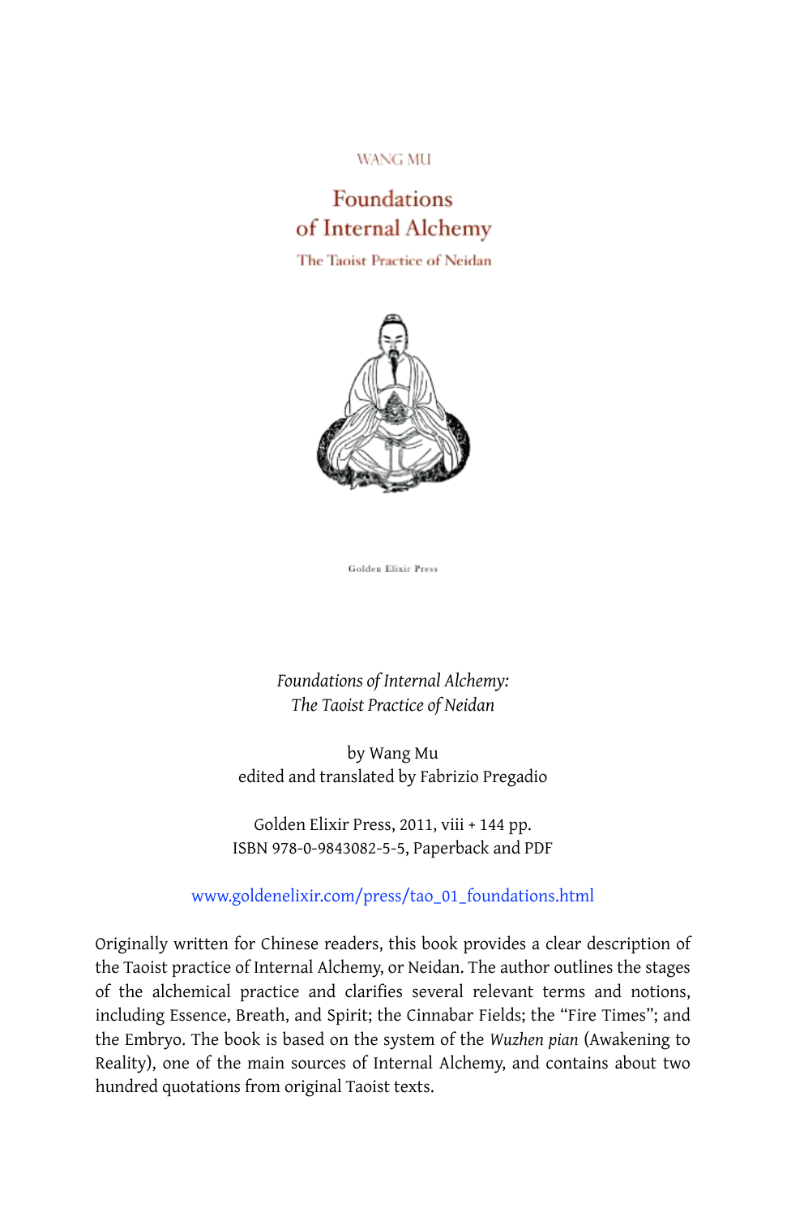WANG MU

Foundations of Internal Alchemy

The Taoist Practice of Neidan

Golden Elixir Press

*Foundations of Internal Alchemy:*
*The Taoist Practice of Neidan*

by Wang Mu
edited and translated by Fabrizio Pregadio

Golden Elixir Press, 2011, viii + 144 pp.
ISBN 978-0-9843082-5-5, Paperback and PDF

www.goldenelixir.com/press/tao_01_foundations.html

Originally written for Chinese readers, this book provides a clear description of the Taoist practice of Internal Alchemy, or Neidan. The author outlines the stages of the alchemical practice and clarifies several relevant terms and notions, including Essence, Breath, and Spirit; the Cinnabar Fields; the "Fire Times"; and the Embryo. The book is based on the system of the *Wuzhen pian* (Awakening to Reality), one of the main sources of Internal Alchemy, and contains about two hundred quotations from original Taoist texts.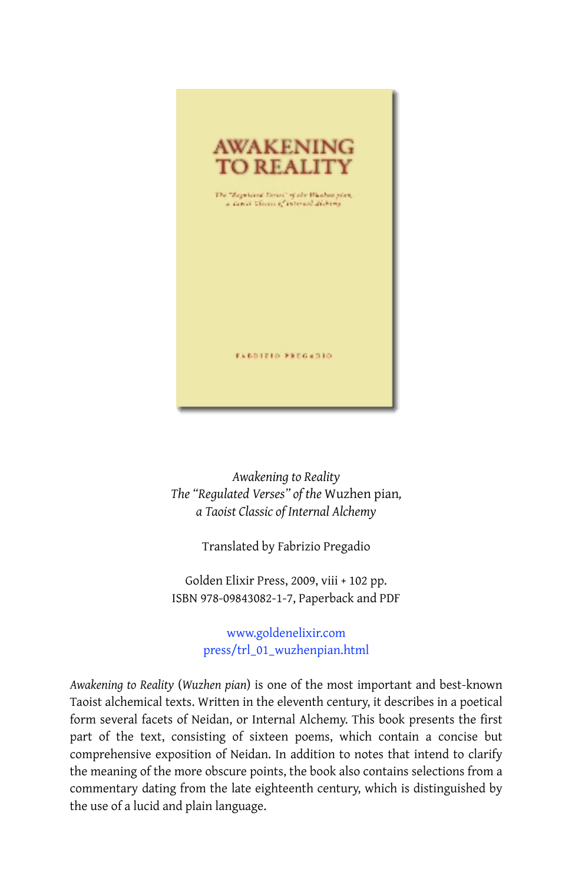*Awakening to Reality*
*The "Regulated Verses" of the* Wuzhen pian*,*
*a Taoist Classic of Internal Alchemy*

Translated by Fabrizio Pregadio

Golden Elixir Press, 2009, viii + 102 pp.
ISBN 978-09843082-1-7, Paperback and PDF

www.goldenelixir.com
press/trl_01_wuzhenpian.html

*Awakening to Reality* (*Wuzhen pian*) is one of the most important and best-known Taoist alchemical texts. Written in the eleventh century, it describes in a poetical form several facets of Neidan, or Internal Alchemy. This book presents the first part of the text, consisting of sixteen poems, which contain a concise but comprehensive exposition of Neidan. In addition to notes that intend to clarify the meaning of the more obscure points, the book also contains selections from a commentary dating from the late eighteenth century, which is distinguished by the use of a lucid and plain language.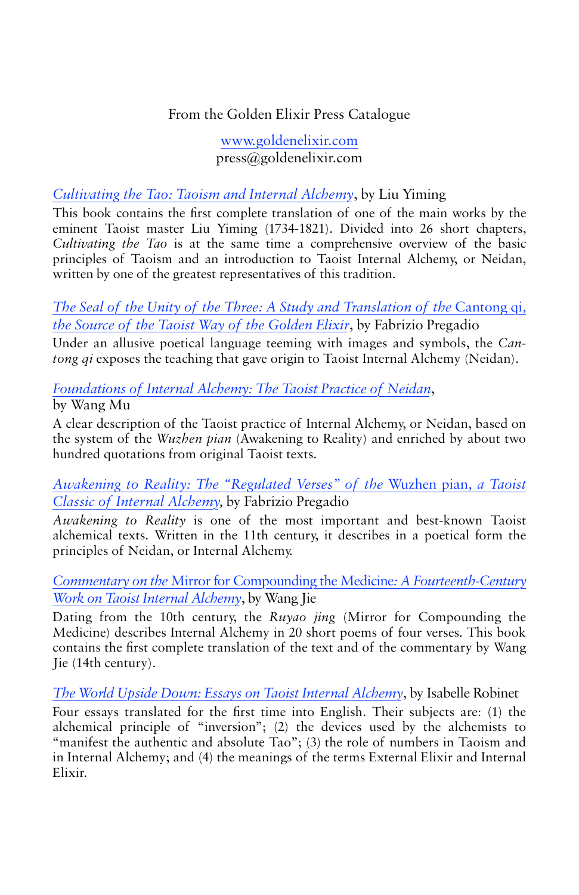From the Golden Elixir Press Catalogue

www.goldenelixir.com
press@goldenelixir.com

*Cultivating the Tao: Taoism and Internal Alchemy*, by Liu Yiming

This book contains the first complete translation of one of the main works by the eminent Taoist master Liu Yiming (1734-1821). Divided into 26 short chapters, *Cultivating the Tao* is at the same time a comprehensive overview of the basic principles of Taoism and an introduction to Taoist Internal Alchemy, or Neidan, written by one of the greatest representatives of this tradition.

*The Seal of the Unity of the Three: A Study and Translation of the* Cantong qi, *the Source of the Taoist Way of the Golden Elixir*, by Fabrizio Pregadio

Under an allusive poetical language teeming with images and symbols, the *Cantong qi* exposes the teaching that gave origin to Taoist Internal Alchemy (Neidan).

*Foundations of Internal Alchemy: The Taoist Practice of Neidan*, by Wang Mu

A clear description of the Taoist practice of Internal Alchemy, or Neidan, based on the system of the *Wuzhen pian* (Awakening to Reality) and enriched by about two hundred quotations from original Taoist texts.

*Awakening to Reality: The "Regulated Verses" of the* Wuzhen pian, *a Taoist Classic of Internal Alchemy*, by Fabrizio Pregadio

*Awakening to Reality* is one of the most important and best-known Taoist alchemical texts. Written in the 11th century, it describes in a poetical form the principles of Neidan, or Internal Alchemy.

*Commentary on the* Mirror for Compounding the Medicine*: A Fourteenth-Century Work on Taoist Internal Alchemy*, by Wang Jie

Dating from the 10th century, the *Ruyao jing* (Mirror for Compounding the Medicine) describes Internal Alchemy in 20 short poems of four verses. This book contains the first complete translation of the text and of the commentary by Wang Jie (14th century).

*The World Upside Down: Essays on Taoist Internal Alchemy*, by Isabelle Robinet

Four essays translated for the first time into English. Their subjects are: (1) the alchemical principle of "inversion"; (2) the devices used by the alchemists to "manifest the authentic and absolute Tao"; (3) the role of numbers in Taoism and in Internal Alchemy; and (4) the meanings of the terms External Elixir and Internal Elixir.